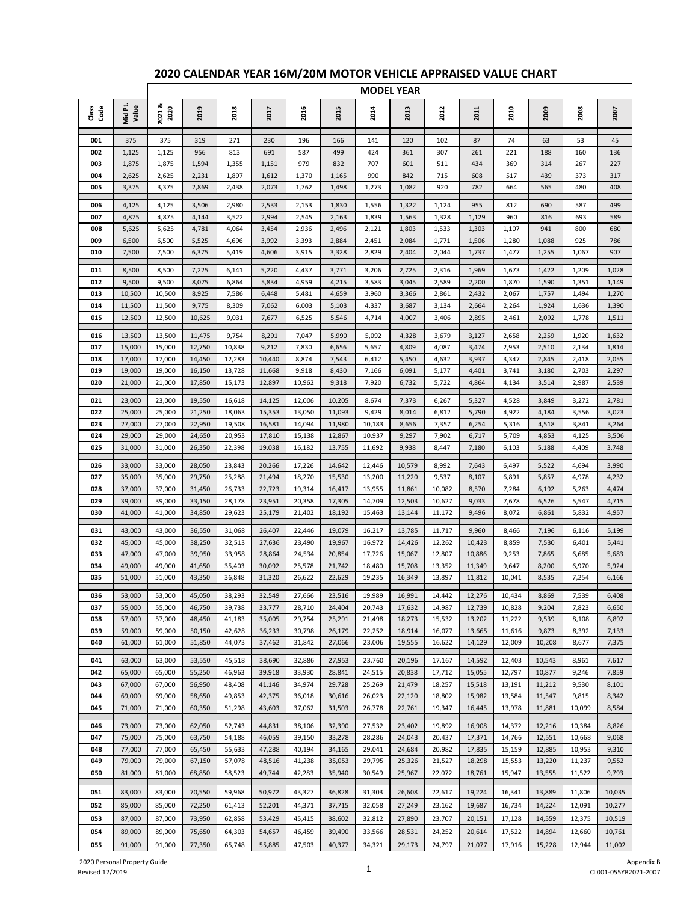# 2020 CALENDAR YEAR 16M/20M MOTOR VEHICLE APPRAISED VALUE CHART

| | | MODEL YEAR | | | | | | | | | | | | | |
|---|---|---|---|---|---|---|---|---|---|---|---|---|---|---|---|
| Class Code | Mid Pt. Value | 2021 & 2020 | 2019 | 2018 | 2017 | 2016 | 2015 | 2014 | 2013 | 2012 | 2011 | 2010 | 2009 | 2008 | 2007 |
| 001 | 375 | 375 | 319 | 271 | 230 | 196 | 166 | 141 | 120 | 102 | 87 | 74 | 63 | 53 | 45 |
| 002 | 1,125 | 1,125 | 956 | 813 | 691 | 587 | 499 | 424 | 361 | 307 | 261 | 221 | 188 | 160 | 136 |
| 003 | 1,875 | 1,875 | 1,594 | 1,355 | 1,151 | 979 | 832 | 707 | 601 | 511 | 434 | 369 | 314 | 267 | 227 |
| 004 | 2,625 | 2,625 | 2,231 | 1,897 | 1,612 | 1,370 | 1,165 | 990 | 842 | 715 | 608 | 517 | 439 | 373 | 317 |
| 005 | 3,375 | 3,375 | 2,869 | 2,438 | 2,073 | 1,762 | 1,498 | 1,273 | 1,082 | 920 | 782 | 664 | 565 | 480 | 408 |
| 006 | 4,125 | 4,125 | 3,506 | 2,980 | 2,533 | 2,153 | 1,830 | 1,556 | 1,322 | 1,124 | 955 | 812 | 690 | 587 | 499 |
| 007 | 4,875 | 4,875 | 4,144 | 3,522 | 2,994 | 2,545 | 2,163 | 1,839 | 1,563 | 1,328 | 1,129 | 960 | 816 | 693 | 589 |
| 008 | 5,625 | 5,625 | 4,781 | 4,064 | 3,454 | 2,936 | 2,496 | 2,121 | 1,803 | 1,533 | 1,303 | 1,107 | 941 | 800 | 680 |
| 009 | 6,500 | 6,500 | 5,525 | 4,696 | 3,992 | 3,393 | 2,884 | 2,451 | 2,084 | 1,771 | 1,506 | 1,280 | 1,088 | 925 | 786 |
| 010 | 7,500 | 7,500 | 6,375 | 5,419 | 4,606 | 3,915 | 3,328 | 2,829 | 2,404 | 2,044 | 1,737 | 1,477 | 1,255 | 1,067 | 907 |
| 011 | 8,500 | 8,500 | 7,225 | 6,141 | 5,220 | 4,437 | 3,771 | 3,206 | 2,725 | 2,316 | 1,969 | 1,673 | 1,422 | 1,209 | 1,028 |
| 012 | 9,500 | 9,500 | 8,075 | 6,864 | 5,834 | 4,959 | 4,215 | 3,583 | 3,045 | 2,589 | 2,200 | 1,870 | 1,590 | 1,351 | 1,149 |
| 013 | 10,500 | 10,500 | 8,925 | 7,586 | 6,448 | 5,481 | 4,659 | 3,960 | 3,366 | 2,861 | 2,432 | 2,067 | 1,757 | 1,494 | 1,270 |
| 014 | 11,500 | 11,500 | 9,775 | 8,309 | 7,062 | 6,003 | 5,103 | 4,337 | 3,687 | 3,134 | 2,664 | 2,264 | 1,924 | 1,636 | 1,390 |
| 015 | 12,500 | 12,500 | 10,625 | 9,031 | 7,677 | 6,525 | 5,546 | 4,714 | 4,007 | 3,406 | 2,895 | 2,461 | 2,092 | 1,778 | 1,511 |
| 016 | 13,500 | 13,500 | 11,475 | 9,754 | 8,291 | 7,047 | 5,990 | 5,092 | 4,328 | 3,679 | 3,127 | 2,658 | 2,259 | 1,920 | 1,632 |
| 017 | 15,000 | 15,000 | 12,750 | 10,838 | 9,212 | 7,830 | 6,656 | 5,657 | 4,809 | 4,087 | 3,474 | 2,953 | 2,510 | 2,134 | 1,814 |
| 018 | 17,000 | 17,000 | 14,450 | 12,283 | 10,440 | 8,874 | 7,543 | 6,412 | 5,450 | 4,632 | 3,937 | 3,347 | 2,845 | 2,418 | 2,055 |
| 019 | 19,000 | 19,000 | 16,150 | 13,728 | 11,668 | 9,918 | 8,430 | 7,166 | 6,091 | 5,177 | 4,401 | 3,741 | 3,180 | 2,703 | 2,297 |
| 020 | 21,000 | 21,000 | 17,850 | 15,173 | 12,897 | 10,962 | 9,318 | 7,920 | 6,732 | 5,722 | 4,864 | 4,134 | 3,514 | 2,987 | 2,539 |
| 021 | 23,000 | 23,000 | 19,550 | 16,618 | 14,125 | 12,006 | 10,205 | 8,674 | 7,373 | 6,267 | 5,327 | 4,528 | 3,849 | 3,272 | 2,781 |
| 022 | 25,000 | 25,000 | 21,250 | 18,063 | 15,353 | 13,050 | 11,093 | 9,429 | 8,014 | 6,812 | 5,790 | 4,922 | 4,184 | 3,556 | 3,023 |
| 023 | 27,000 | 27,000 | 22,950 | 19,508 | 16,581 | 14,094 | 11,980 | 10,183 | 8,656 | 7,357 | 6,254 | 5,316 | 4,518 | 3,841 | 3,264 |
| 024 | 29,000 | 29,000 | 24,650 | 20,953 | 17,810 | 15,138 | 12,867 | 10,937 | 9,297 | 7,902 | 6,717 | 5,709 | 4,853 | 4,125 | 3,506 |
| 025 | 31,000 | 31,000 | 26,350 | 22,398 | 19,038 | 16,182 | 13,755 | 11,692 | 9,938 | 8,447 | 7,180 | 6,103 | 5,188 | 4,409 | 3,748 |
| 026 | 33,000 | 33,000 | 28,050 | 23,843 | 20,266 | 17,226 | 14,642 | 12,446 | 10,579 | 8,992 | 7,643 | 6,497 | 5,522 | 4,694 | 3,990 |
| 027 | 35,000 | 35,000 | 29,750 | 25,288 | 21,494 | 18,270 | 15,530 | 13,200 | 11,220 | 9,537 | 8,107 | 6,891 | 5,857 | 4,978 | 4,232 |
| 028 | 37,000 | 37,000 | 31,450 | 26,733 | 22,723 | 19,314 | 16,417 | 13,955 | 11,861 | 10,082 | 8,570 | 7,284 | 6,192 | 5,263 | 4,474 |
| 029 | 39,000 | 39,000 | 33,150 | 28,178 | 23,951 | 20,358 | 17,305 | 14,709 | 12,503 | 10,627 | 9,033 | 7,678 | 6,526 | 5,547 | 4,715 |
| 030 | 41,000 | 41,000 | 34,850 | 29,623 | 25,179 | 21,402 | 18,192 | 15,463 | 13,144 | 11,172 | 9,496 | 8,072 | 6,861 | 5,832 | 4,957 |
| 031 | 43,000 | 43,000 | 36,550 | 31,068 | 26,407 | 22,446 | 19,079 | 16,217 | 13,785 | 11,717 | 9,960 | 8,466 | 7,196 | 6,116 | 5,199 |
| 032 | 45,000 | 45,000 | 38,250 | 32,513 | 27,636 | 23,490 | 19,967 | 16,972 | 14,426 | 12,262 | 10,423 | 8,859 | 7,530 | 6,401 | 5,441 |
| 033 | 47,000 | 47,000 | 39,950 | 33,958 | 28,864 | 24,534 | 20,854 | 17,726 | 15,067 | 12,807 | 10,886 | 9,253 | 7,865 | 6,685 | 5,683 |
| 034 | 49,000 | 49,000 | 41,650 | 35,403 | 30,092 | 25,578 | 21,742 | 18,480 | 15,708 | 13,352 | 11,349 | 9,647 | 8,200 | 6,970 | 5,924 |
| 035 | 51,000 | 51,000 | 43,350 | 36,848 | 31,320 | 26,622 | 22,629 | 19,235 | 16,349 | 13,897 | 11,812 | 10,041 | 8,535 | 7,254 | 6,166 |
| 036 | 53,000 | 53,000 | 45,050 | 38,293 | 32,549 | 27,666 | 23,516 | 19,989 | 16,991 | 14,442 | 12,276 | 10,434 | 8,869 | 7,539 | 6,408 |
| 037 | 55,000 | 55,000 | 46,750 | 39,738 | 33,777 | 28,710 | 24,404 | 20,743 | 17,632 | 14,987 | 12,739 | 10,828 | 9,204 | 7,823 | 6,650 |
| 038 | 57,000 | 57,000 | 48,450 | 41,183 | 35,005 | 29,754 | 25,291 | 21,498 | 18,273 | 15,532 | 13,202 | 11,222 | 9,539 | 8,108 | 6,892 |
| 039 | 59,000 | 59,000 | 50,150 | 42,628 | 36,233 | 30,798 | 26,179 | 22,252 | 18,914 | 16,077 | 13,665 | 11,616 | 9,873 | 8,392 | 7,133 |
| 040 | 61,000 | 61,000 | 51,850 | 44,073 | 37,462 | 31,842 | 27,066 | 23,006 | 19,555 | 16,622 | 14,129 | 12,009 | 10,208 | 8,677 | 7,375 |
| 041 | 63,000 | 63,000 | 53,550 | 45,518 | 38,690 | 32,886 | 27,953 | 23,760 | 20,196 | 17,167 | 14,592 | 12,403 | 10,543 | 8,961 | 7,617 |
| 042 | 65,000 | 65,000 | 55,250 | 46,963 | 39,918 | 33,930 | 28,841 | 24,515 | 20,838 | 17,712 | 15,055 | 12,797 | 10,877 | 9,246 | 7,859 |
| 043 | 67,000 | 67,000 | 56,950 | 48,408 | 41,146 | 34,974 | 29,728 | 25,269 | 21,479 | 18,257 | 15,518 | 13,191 | 11,212 | 9,530 | 8,101 |
| 044 | 69,000 | 69,000 | 58,650 | 49,853 | 42,375 | 36,018 | 30,616 | 26,023 | 22,120 | 18,802 | 15,982 | 13,584 | 11,547 | 9,815 | 8,342 |
| 045 | 71,000 | 71,000 | 60,350 | 51,298 | 43,603 | 37,062 | 31,503 | 26,778 | 22,761 | 19,347 | 16,445 | 13,978 | 11,881 | 10,099 | 8,584 |
| 046 | 73,000 | 73,000 | 62,050 | 52,743 | 44,831 | 38,106 | 32,390 | 27,532 | 23,402 | 19,892 | 16,908 | 14,372 | 12,216 | 10,384 | 8,826 |
| 047 | 75,000 | 75,000 | 63,750 | 54,188 | 46,059 | 39,150 | 33,278 | 28,286 | 24,043 | 20,437 | 17,371 | 14,766 | 12,551 | 10,668 | 9,068 |
| 048 | 77,000 | 77,000 | 65,450 | 55,633 | 47,288 | 40,194 | 34,165 | 29,041 | 24,684 | 20,982 | 17,835 | 15,159 | 12,885 | 10,953 | 9,310 |
| 049 | 79,000 | 79,000 | 67,150 | 57,078 | 48,516 | 41,238 | 35,053 | 29,795 | 25,326 | 21,527 | 18,298 | 15,553 | 13,220 | 11,237 | 9,552 |
| 050 | 81,000 | 81,000 | 68,850 | 58,523 | 49,744 | 42,283 | 35,940 | 30,549 | 25,967 | 22,072 | 18,761 | 15,947 | 13,555 | 11,522 | 9,793 |
| 051 | 83,000 | 83,000 | 70,550 | 59,968 | 50,972 | 43,327 | 36,828 | 31,303 | 26,608 | 22,617 | 19,224 | 16,341 | 13,889 | 11,806 | 10,035 |
| 052 | 85,000 | 85,000 | 72,250 | 61,413 | 52,201 | 44,371 | 37,715 | 32,058 | 27,249 | 23,162 | 19,687 | 16,734 | 14,224 | 12,091 | 10,277 |
| 053 | 87,000 | 87,000 | 73,950 | 62,858 | 53,429 | 45,415 | 38,602 | 32,812 | 27,890 | 23,707 | 20,151 | 17,128 | 14,559 | 12,375 | 10,519 |
| 054 | 89,000 | 89,000 | 75,650 | 64,303 | 54,657 | 46,459 | 39,490 | 33,566 | 28,531 | 24,252 | 20,614 | 17,522 | 14,894 | 12,660 | 10,761 |
| 055 | 91,000 | 91,000 | 77,350 | 65,748 | 55,885 | 47,503 | 40,377 | 34,321 | 29,173 | 24,797 | 21,077 | 17,916 | 15,228 | 12,944 | 11,002 |

2020 Personal Property Guide
Revised 12/2019

Appendix B
CL001-055YR2021-2007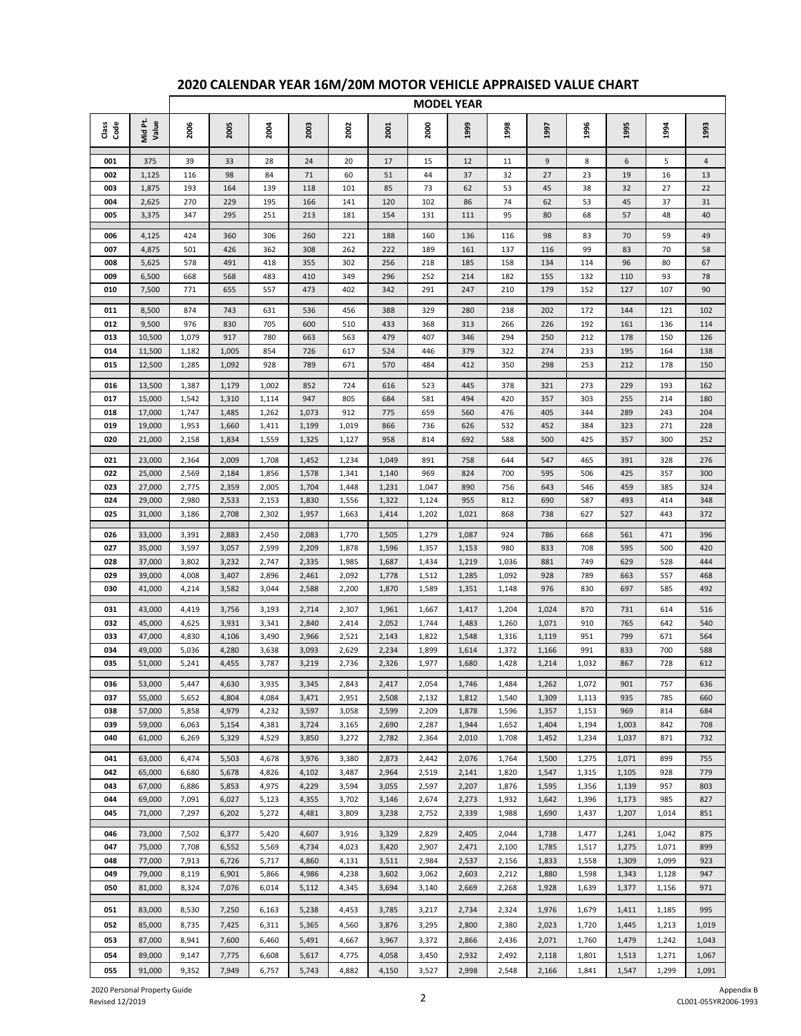# 2020 CALENDAR YEAR 16M/20M MOTOR VEHICLE APPRAISED VALUE CHART

| Class Code | Mid Pt. Value | MODEL YEAR | | | | | | | | | | | | | |
|---|---|---|---|---|---|---|---|---|---|---|---|---|---|---|---|
| | | 2006 | 2005 | 2004 | 2003 | 2002 | 2001 | 2000 | 1999 | 1998 | 1997 | 1996 | 1995 | 1994 | 1993 |
| 001 | 375 | 39 | 33 | 28 | 24 | 20 | 17 | 15 | 12 | 11 | 9 | 8 | 6 | 5 | 4 |
| 002 | 1,125 | 116 | 98 | 84 | 71 | 60 | 51 | 44 | 37 | 32 | 27 | 23 | 19 | 16 | 13 |
| 003 | 1,875 | 193 | 164 | 139 | 118 | 101 | 85 | 73 | 62 | 53 | 45 | 38 | 32 | 27 | 22 |
| 004 | 2,625 | 270 | 229 | 195 | 166 | 141 | 120 | 102 | 86 | 74 | 62 | 53 | 45 | 37 | 31 |
| 005 | 3,375 | 347 | 295 | 251 | 213 | 181 | 154 | 131 | 111 | 95 | 80 | 68 | 57 | 48 | 40 |
| 006 | 4,125 | 424 | 360 | 306 | 260 | 221 | 188 | 160 | 136 | 116 | 98 | 83 | 70 | 59 | 49 |
| 007 | 4,875 | 501 | 426 | 362 | 308 | 262 | 222 | 189 | 161 | 137 | 116 | 99 | 83 | 70 | 58 |
| 008 | 5,625 | 578 | 491 | 418 | 355 | 302 | 256 | 218 | 185 | 158 | 134 | 114 | 96 | 80 | 67 |
| 009 | 6,500 | 668 | 568 | 483 | 410 | 349 | 296 | 252 | 214 | 182 | 155 | 132 | 110 | 93 | 78 |
| 010 | 7,500 | 771 | 655 | 557 | 473 | 402 | 342 | 291 | 247 | 210 | 179 | 152 | 127 | 107 | 90 |
| 011 | 8,500 | 874 | 743 | 631 | 536 | 456 | 388 | 329 | 280 | 238 | 202 | 172 | 144 | 121 | 102 |
| 012 | 9,500 | 976 | 830 | 705 | 600 | 510 | 433 | 368 | 313 | 266 | 226 | 192 | 161 | 136 | 114 |
| 013 | 10,500 | 1,079 | 917 | 780 | 663 | 563 | 479 | 407 | 346 | 294 | 250 | 212 | 178 | 150 | 126 |
| 014 | 11,500 | 1,182 | 1,005 | 854 | 726 | 617 | 524 | 446 | 379 | 322 | 274 | 233 | 195 | 164 | 138 |
| 015 | 12,500 | 1,285 | 1,092 | 928 | 789 | 671 | 570 | 484 | 412 | 350 | 298 | 253 | 212 | 178 | 150 |
| 016 | 13,500 | 1,387 | 1,179 | 1,002 | 852 | 724 | 616 | 523 | 445 | 378 | 321 | 273 | 229 | 193 | 162 |
| 017 | 15,000 | 1,542 | 1,310 | 1,114 | 947 | 805 | 684 | 581 | 494 | 420 | 357 | 303 | 255 | 214 | 180 |
| 018 | 17,000 | 1,747 | 1,485 | 1,262 | 1,073 | 912 | 775 | 659 | 560 | 476 | 405 | 344 | 289 | 243 | 204 |
| 019 | 19,000 | 1,953 | 1,660 | 1,411 | 1,199 | 1,019 | 866 | 736 | 626 | 532 | 452 | 384 | 323 | 271 | 228 |
| 020 | 21,000 | 2,158 | 1,834 | 1,559 | 1,325 | 1,127 | 958 | 814 | 692 | 588 | 500 | 425 | 357 | 300 | 252 |
| 021 | 23,000 | 2,364 | 2,009 | 1,708 | 1,452 | 1,234 | 1,049 | 891 | 758 | 644 | 547 | 465 | 391 | 328 | 276 |
| 022 | 25,000 | 2,569 | 2,184 | 1,856 | 1,578 | 1,341 | 1,140 | 969 | 824 | 700 | 595 | 506 | 425 | 357 | 300 |
| 023 | 27,000 | 2,775 | 2,359 | 2,005 | 1,704 | 1,448 | 1,231 | 1,047 | 890 | 756 | 643 | 546 | 459 | 385 | 324 |
| 024 | 29,000 | 2,980 | 2,533 | 2,153 | 1,830 | 1,556 | 1,322 | 1,124 | 955 | 812 | 690 | 587 | 493 | 414 | 348 |
| 025 | 31,000 | 3,186 | 2,708 | 2,302 | 1,957 | 1,663 | 1,414 | 1,202 | 1,021 | 868 | 738 | 627 | 527 | 443 | 372 |
| 026 | 33,000 | 3,391 | 2,883 | 2,450 | 2,083 | 1,770 | 1,505 | 1,279 | 1,087 | 924 | 786 | 668 | 561 | 471 | 396 |
| 027 | 35,000 | 3,597 | 3,057 | 2,599 | 2,209 | 1,878 | 1,596 | 1,357 | 1,153 | 980 | 833 | 708 | 595 | 500 | 420 |
| 028 | 37,000 | 3,802 | 3,232 | 2,747 | 2,335 | 1,985 | 1,687 | 1,434 | 1,219 | 1,036 | 881 | 749 | 629 | 528 | 444 |
| 029 | 39,000 | 4,008 | 3,407 | 2,896 | 2,461 | 2,092 | 1,778 | 1,512 | 1,285 | 1,092 | 928 | 789 | 663 | 557 | 468 |
| 030 | 41,000 | 4,214 | 3,582 | 3,044 | 2,588 | 2,200 | 1,870 | 1,589 | 1,351 | 1,148 | 976 | 830 | 697 | 585 | 492 |
| 031 | 43,000 | 4,419 | 3,756 | 3,193 | 2,714 | 2,307 | 1,961 | 1,667 | 1,417 | 1,204 | 1,024 | 870 | 731 | 614 | 516 |
| 032 | 45,000 | 4,625 | 3,931 | 3,341 | 2,840 | 2,414 | 2,052 | 1,744 | 1,483 | 1,260 | 1,071 | 910 | 765 | 642 | 540 |
| 033 | 47,000 | 4,830 | 4,106 | 3,490 | 2,966 | 2,521 | 2,143 | 1,822 | 1,548 | 1,316 | 1,119 | 951 | 799 | 671 | 564 |
| 034 | 49,000 | 5,036 | 4,280 | 3,638 | 3,093 | 2,629 | 2,234 | 1,899 | 1,614 | 1,372 | 1,166 | 991 | 833 | 700 | 588 |
| 035 | 51,000 | 5,241 | 4,455 | 3,787 | 3,219 | 2,736 | 2,326 | 1,977 | 1,680 | 1,428 | 1,214 | 1,032 | 867 | 728 | 612 |
| 036 | 53,000 | 5,447 | 4,630 | 3,935 | 3,345 | 2,843 | 2,417 | 2,054 | 1,746 | 1,484 | 1,262 | 1,072 | 901 | 757 | 636 |
| 037 | 55,000 | 5,652 | 4,804 | 4,084 | 3,471 | 2,951 | 2,508 | 2,132 | 1,812 | 1,540 | 1,309 | 1,113 | 935 | 785 | 660 |
| 038 | 57,000 | 5,858 | 4,979 | 4,232 | 3,597 | 3,058 | 2,599 | 2,209 | 1,878 | 1,596 | 1,357 | 1,153 | 969 | 814 | 684 |
| 039 | 59,000 | 6,063 | 5,154 | 4,381 | 3,724 | 3,165 | 2,690 | 2,287 | 1,944 | 1,652 | 1,404 | 1,194 | 1,003 | 842 | 708 |
| 040 | 61,000 | 6,269 | 5,329 | 4,529 | 3,850 | 3,272 | 2,782 | 2,364 | 2,010 | 1,708 | 1,452 | 1,234 | 1,037 | 871 | 732 |
| 041 | 63,000 | 6,474 | 5,503 | 4,678 | 3,976 | 3,380 | 2,873 | 2,442 | 2,076 | 1,764 | 1,500 | 1,275 | 1,071 | 899 | 755 |
| 042 | 65,000 | 6,680 | 5,678 | 4,826 | 4,102 | 3,487 | 2,964 | 2,519 | 2,141 | 1,820 | 1,547 | 1,315 | 1,105 | 928 | 779 |
| 043 | 67,000 | 6,886 | 5,853 | 4,975 | 4,229 | 3,594 | 3,055 | 2,597 | 2,207 | 1,876 | 1,595 | 1,356 | 1,139 | 957 | 803 |
| 044 | 69,000 | 7,091 | 6,027 | 5,123 | 4,355 | 3,702 | 3,146 | 2,674 | 2,273 | 1,932 | 1,642 | 1,396 | 1,173 | 985 | 827 |
| 045 | 71,000 | 7,297 | 6,202 | 5,272 | 4,481 | 3,809 | 3,238 | 2,752 | 2,339 | 1,988 | 1,690 | 1,437 | 1,207 | 1,014 | 851 |
| 046 | 73,000 | 7,502 | 6,377 | 5,420 | 4,607 | 3,916 | 3,329 | 2,829 | 2,405 | 2,044 | 1,738 | 1,477 | 1,241 | 1,042 | 875 |
| 047 | 75,000 | 7,708 | 6,552 | 5,569 | 4,734 | 4,023 | 3,420 | 2,907 | 2,471 | 2,100 | 1,785 | 1,517 | 1,275 | 1,071 | 899 |
| 048 | 77,000 | 7,913 | 6,726 | 5,717 | 4,860 | 4,131 | 3,511 | 2,984 | 2,537 | 2,156 | 1,833 | 1,558 | 1,309 | 1,099 | 923 |
| 049 | 79,000 | 8,119 | 6,901 | 5,866 | 4,986 | 4,238 | 3,602 | 3,062 | 2,603 | 2,212 | 1,880 | 1,598 | 1,343 | 1,128 | 947 |
| 050 | 81,000 | 8,324 | 7,076 | 6,014 | 5,112 | 4,345 | 3,694 | 3,140 | 2,669 | 2,268 | 1,928 | 1,639 | 1,377 | 1,156 | 971 |
| 051 | 83,000 | 8,530 | 7,250 | 6,163 | 5,238 | 4,453 | 3,785 | 3,217 | 2,734 | 2,324 | 1,976 | 1,679 | 1,411 | 1,185 | 995 |
| 052 | 85,000 | 8,735 | 7,425 | 6,311 | 5,365 | 4,560 | 3,876 | 3,295 | 2,800 | 2,380 | 2,023 | 1,720 | 1,445 | 1,213 | 1,019 |
| 053 | 87,000 | 8,941 | 7,600 | 6,460 | 5,491 | 4,667 | 3,967 | 3,372 | 2,866 | 2,436 | 2,071 | 1,760 | 1,479 | 1,242 | 1,043 |
| 054 | 89,000 | 9,147 | 7,775 | 6,608 | 5,617 | 4,775 | 4,058 | 3,450 | 2,932 | 2,492 | 2,118 | 1,801 | 1,513 | 1,271 | 1,067 |
| 055 | 91,000 | 9,352 | 7,949 | 6,757 | 5,743 | 4,882 | 4,150 | 3,527 | 2,998 | 2,548 | 2,166 | 1,841 | 1,547 | 1,299 | 1,091 |

2020 Personal Property Guide
Revised 12/2019

Appendix B
CL001-055YR2006-1993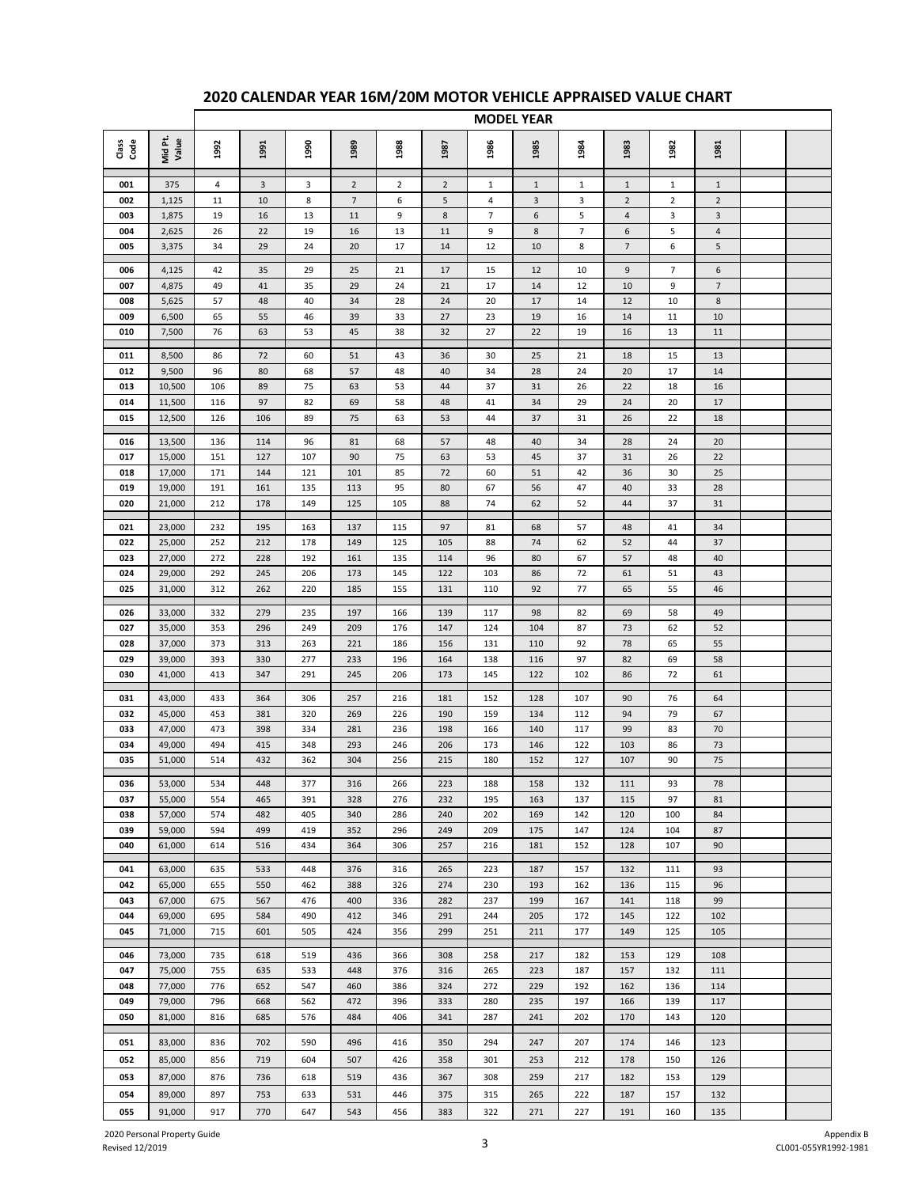# 2020 CALENDAR YEAR 16M/20M MOTOR VEHICLE APPRAISED VALUE CHART

| Class Code | Mid Pt. Value | MODEL YEAR 1992 | 1991 | 1990 | 1989 | 1988 | 1987 | 1986 | 1985 | 1984 | 1983 | 1982 | 1981 | | |
|---|---|---|---|---|---|---|---|---|---|---|---|---|---|---|---|
| 001 | 375 | 4 | 3 | 3 | 2 | 2 | 2 | 1 | 1 | 1 | 1 | 1 | 1 | | |
| 002 | 1,125 | 11 | 10 | 8 | 7 | 6 | 5 | 4 | 3 | 3 | 2 | 2 | 2 | | |
| 003 | 1,875 | 19 | 16 | 13 | 11 | 9 | 8 | 7 | 6 | 5 | 4 | 3 | 3 | | |
| 004 | 2,625 | 26 | 22 | 19 | 16 | 13 | 11 | 9 | 8 | 7 | 6 | 5 | 4 | | |
| 005 | 3,375 | 34 | 29 | 24 | 20 | 17 | 14 | 12 | 10 | 8 | 7 | 6 | 5 | | |
| 006 | 4,125 | 42 | 35 | 29 | 25 | 21 | 17 | 15 | 12 | 10 | 9 | 7 | 6 | | |
| 007 | 4,875 | 49 | 41 | 35 | 29 | 24 | 21 | 17 | 14 | 12 | 10 | 9 | 7 | | |
| 008 | 5,625 | 57 | 48 | 40 | 34 | 28 | 24 | 20 | 17 | 14 | 12 | 10 | 8 | | |
| 009 | 6,500 | 65 | 55 | 46 | 39 | 33 | 27 | 23 | 19 | 16 | 14 | 11 | 10 | | |
| 010 | 7,500 | 76 | 63 | 53 | 45 | 38 | 32 | 27 | 22 | 19 | 16 | 13 | 11 | | |
| 011 | 8,500 | 86 | 72 | 60 | 51 | 43 | 36 | 30 | 25 | 21 | 18 | 15 | 13 | | |
| 012 | 9,500 | 96 | 80 | 68 | 57 | 48 | 40 | 34 | 28 | 24 | 20 | 17 | 14 | | |
| 013 | 10,500 | 106 | 89 | 75 | 63 | 53 | 44 | 37 | 31 | 26 | 22 | 18 | 16 | | |
| 014 | 11,500 | 116 | 97 | 82 | 69 | 58 | 48 | 41 | 34 | 29 | 24 | 20 | 17 | | |
| 015 | 12,500 | 126 | 106 | 89 | 75 | 63 | 53 | 44 | 37 | 31 | 26 | 22 | 18 | | |
| 016 | 13,500 | 136 | 114 | 96 | 81 | 68 | 57 | 48 | 40 | 34 | 28 | 24 | 20 | | |
| 017 | 15,000 | 151 | 127 | 107 | 90 | 75 | 63 | 53 | 45 | 37 | 31 | 26 | 22 | | |
| 018 | 17,000 | 171 | 144 | 121 | 101 | 85 | 72 | 60 | 51 | 42 | 36 | 30 | 25 | | |
| 019 | 19,000 | 191 | 161 | 135 | 113 | 95 | 80 | 67 | 56 | 47 | 40 | 33 | 28 | | |
| 020 | 21,000 | 212 | 178 | 149 | 125 | 105 | 88 | 74 | 62 | 52 | 44 | 37 | 31 | | |
| 021 | 23,000 | 232 | 195 | 163 | 137 | 115 | 97 | 81 | 68 | 57 | 48 | 41 | 34 | | |
| 022 | 25,000 | 252 | 212 | 178 | 149 | 125 | 105 | 88 | 74 | 62 | 52 | 44 | 37 | | |
| 023 | 27,000 | 272 | 228 | 192 | 161 | 135 | 114 | 96 | 80 | 67 | 57 | 48 | 40 | | |
| 024 | 29,000 | 292 | 245 | 206 | 173 | 145 | 122 | 103 | 86 | 72 | 61 | 51 | 43 | | |
| 025 | 31,000 | 312 | 262 | 220 | 185 | 155 | 131 | 110 | 92 | 77 | 65 | 55 | 46 | | |
| 026 | 33,000 | 332 | 279 | 235 | 197 | 166 | 139 | 117 | 98 | 82 | 69 | 58 | 49 | | |
| 027 | 35,000 | 353 | 296 | 249 | 209 | 176 | 147 | 124 | 104 | 87 | 73 | 62 | 52 | | |
| 028 | 37,000 | 373 | 313 | 263 | 221 | 186 | 156 | 131 | 110 | 92 | 78 | 65 | 55 | | |
| 029 | 39,000 | 393 | 330 | 277 | 233 | 196 | 164 | 138 | 116 | 97 | 82 | 69 | 58 | | |
| 030 | 41,000 | 413 | 347 | 291 | 245 | 206 | 173 | 145 | 122 | 102 | 86 | 72 | 61 | | |
| 031 | 43,000 | 433 | 364 | 306 | 257 | 216 | 181 | 152 | 128 | 107 | 90 | 76 | 64 | | |
| 032 | 45,000 | 453 | 381 | 320 | 269 | 226 | 190 | 159 | 134 | 112 | 94 | 79 | 67 | | |
| 033 | 47,000 | 473 | 398 | 334 | 281 | 236 | 198 | 166 | 140 | 117 | 99 | 83 | 70 | | |
| 034 | 49,000 | 494 | 415 | 348 | 293 | 246 | 206 | 173 | 146 | 122 | 103 | 86 | 73 | | |
| 035 | 51,000 | 514 | 432 | 362 | 304 | 256 | 215 | 180 | 152 | 127 | 107 | 90 | 75 | | |
| 036 | 53,000 | 534 | 448 | 377 | 316 | 266 | 223 | 188 | 158 | 132 | 111 | 93 | 78 | | |
| 037 | 55,000 | 554 | 465 | 391 | 328 | 276 | 232 | 195 | 163 | 137 | 115 | 97 | 81 | | |
| 038 | 57,000 | 574 | 482 | 405 | 340 | 286 | 240 | 202 | 169 | 142 | 120 | 100 | 84 | | |
| 039 | 59,000 | 594 | 499 | 419 | 352 | 296 | 249 | 209 | 175 | 147 | 124 | 104 | 87 | | |
| 040 | 61,000 | 614 | 516 | 434 | 364 | 306 | 257 | 216 | 181 | 152 | 128 | 107 | 90 | | |
| 041 | 63,000 | 635 | 533 | 448 | 376 | 316 | 265 | 223 | 187 | 157 | 132 | 111 | 93 | | |
| 042 | 65,000 | 655 | 550 | 462 | 388 | 326 | 274 | 230 | 193 | 162 | 136 | 115 | 96 | | |
| 043 | 67,000 | 675 | 567 | 476 | 400 | 336 | 282 | 237 | 199 | 167 | 141 | 118 | 99 | | |
| 044 | 69,000 | 695 | 584 | 490 | 412 | 346 | 291 | 244 | 205 | 172 | 145 | 122 | 102 | | |
| 045 | 71,000 | 715 | 601 | 505 | 424 | 356 | 299 | 251 | 211 | 177 | 149 | 125 | 105 | | |
| 046 | 73,000 | 735 | 618 | 519 | 436 | 366 | 308 | 258 | 217 | 182 | 153 | 129 | 108 | | |
| 047 | 75,000 | 755 | 635 | 533 | 448 | 376 | 316 | 265 | 223 | 187 | 157 | 132 | 111 | | |
| 048 | 77,000 | 776 | 652 | 547 | 460 | 386 | 324 | 272 | 229 | 192 | 162 | 136 | 114 | | |
| 049 | 79,000 | 796 | 668 | 562 | 472 | 396 | 333 | 280 | 235 | 197 | 166 | 139 | 117 | | |
| 050 | 81,000 | 816 | 685 | 576 | 484 | 406 | 341 | 287 | 241 | 202 | 170 | 143 | 120 | | |
| 051 | 83,000 | 836 | 702 | 590 | 496 | 416 | 350 | 294 | 247 | 207 | 174 | 146 | 123 | | |
| 052 | 85,000 | 856 | 719 | 604 | 507 | 426 | 358 | 301 | 253 | 212 | 178 | 150 | 126 | | |
| 053 | 87,000 | 876 | 736 | 618 | 519 | 436 | 367 | 308 | 259 | 217 | 182 | 153 | 129 | | |
| 054 | 89,000 | 897 | 753 | 633 | 531 | 446 | 375 | 315 | 265 | 222 | 187 | 157 | 132 | | |
| 055 | 91,000 | 917 | 770 | 647 | 543 | 456 | 383 | 322 | 271 | 227 | 191 | 160 | 135 | | |

2020 Personal Property Guide
Revised 12/2019

Appendix B
CL001-055YR1992-1981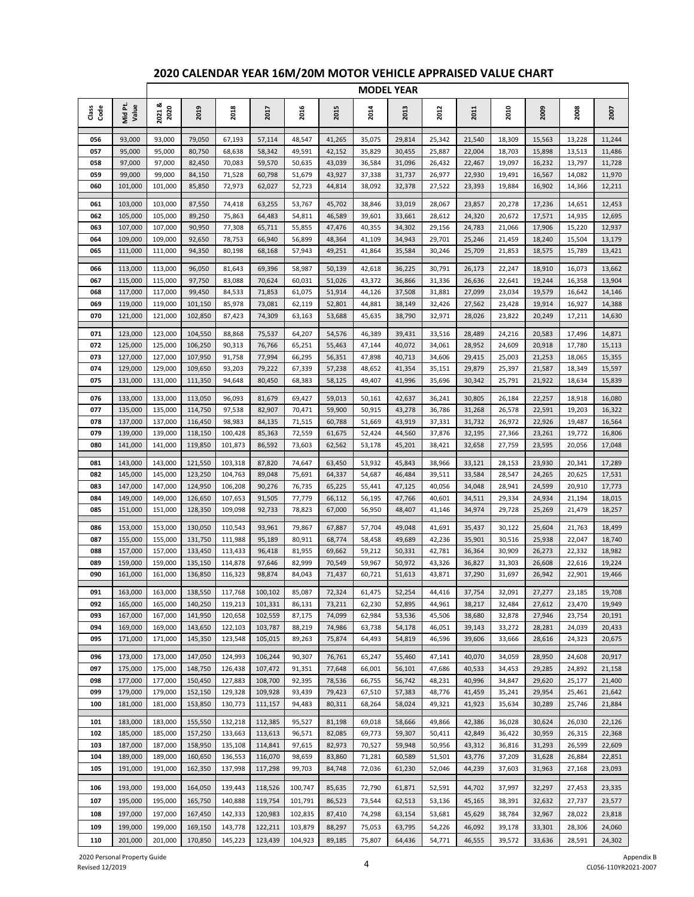# 2020 CALENDAR YEAR 16M/20M MOTOR VEHICLE APPRAISED VALUE CHART

| Class Code | Mid Pt. Value | MODEL YEAR 2021 & 2020 | 2019 | 2018 | 2017 | 2016 | 2015 | 2014 | 2013 | 2012 | 2011 | 2010 | 2009 | 2008 | 2007 |
|---|---|---|---|---|---|---|---|---|---|---|---|---|---|---|---|
| 056 | 93,000 | 93,000 | 79,050 | 67,193 | 57,114 | 48,547 | 41,265 | 35,075 | 29,814 | 25,342 | 21,540 | 18,309 | 15,563 | 13,228 | 11,244 |
| 057 | 95,000 | 95,000 | 80,750 | 68,638 | 58,342 | 49,591 | 42,152 | 35,829 | 30,455 | 25,887 | 22,004 | 18,703 | 15,898 | 13,513 | 11,486 |
| 058 | 97,000 | 97,000 | 82,450 | 70,083 | 59,570 | 50,635 | 43,039 | 36,584 | 31,096 | 26,432 | 22,467 | 19,097 | 16,232 | 13,797 | 11,728 |
| 059 | 99,000 | 99,000 | 84,150 | 71,528 | 60,798 | 51,679 | 43,927 | 37,338 | 31,737 | 26,977 | 22,930 | 19,491 | 16,567 | 14,082 | 11,970 |
| 060 | 101,000 | 101,000 | 85,850 | 72,973 | 62,027 | 52,723 | 44,814 | 38,092 | 32,378 | 27,522 | 23,393 | 19,884 | 16,902 | 14,366 | 12,211 |
| 061 | 103,000 | 103,000 | 87,550 | 74,418 | 63,255 | 53,767 | 45,702 | 38,846 | 33,019 | 28,067 | 23,857 | 20,278 | 17,236 | 14,651 | 12,453 |
| 062 | 105,000 | 105,000 | 89,250 | 75,863 | 64,483 | 54,811 | 46,589 | 39,601 | 33,661 | 28,612 | 24,320 | 20,672 | 17,571 | 14,935 | 12,695 |
| 063 | 107,000 | 107,000 | 90,950 | 77,308 | 65,711 | 55,855 | 47,476 | 40,355 | 34,302 | 29,156 | 24,783 | 21,066 | 17,906 | 15,220 | 12,937 |
| 064 | 109,000 | 109,000 | 92,650 | 78,753 | 66,940 | 56,899 | 48,364 | 41,109 | 34,943 | 29,701 | 25,246 | 21,459 | 18,240 | 15,504 | 13,179 |
| 065 | 111,000 | 111,000 | 94,350 | 80,198 | 68,168 | 57,943 | 49,251 | 41,864 | 35,584 | 30,246 | 25,709 | 21,853 | 18,575 | 15,789 | 13,421 |
| 066 | 113,000 | 113,000 | 96,050 | 81,643 | 69,396 | 58,987 | 50,139 | 42,618 | 36,225 | 30,791 | 26,173 | 22,247 | 18,910 | 16,073 | 13,662 |
| 067 | 115,000 | 115,000 | 97,750 | 83,088 | 70,624 | 60,031 | 51,026 | 43,372 | 36,866 | 31,336 | 26,636 | 22,641 | 19,244 | 16,358 | 13,904 |
| 068 | 117,000 | 117,000 | 99,450 | 84,533 | 71,853 | 61,075 | 51,914 | 44,126 | 37,508 | 31,881 | 27,099 | 23,034 | 19,579 | 16,642 | 14,146 |
| 069 | 119,000 | 119,000 | 101,150 | 85,978 | 73,081 | 62,119 | 52,801 | 44,881 | 38,149 | 32,426 | 27,562 | 23,428 | 19,914 | 16,927 | 14,388 |
| 070 | 121,000 | 121,000 | 102,850 | 87,423 | 74,309 | 63,163 | 53,688 | 45,635 | 38,790 | 32,971 | 28,026 | 23,822 | 20,249 | 17,211 | 14,630 |
| 071 | 123,000 | 123,000 | 104,550 | 88,868 | 75,537 | 64,207 | 54,576 | 46,389 | 39,431 | 33,516 | 28,489 | 24,216 | 20,583 | 17,496 | 14,871 |
| 072 | 125,000 | 125,000 | 106,250 | 90,313 | 76,766 | 65,251 | 55,463 | 47,144 | 40,072 | 34,061 | 28,952 | 24,609 | 20,918 | 17,780 | 15,113 |
| 073 | 127,000 | 127,000 | 107,950 | 91,758 | 77,994 | 66,295 | 56,351 | 47,898 | 40,713 | 34,606 | 29,415 | 25,003 | 21,253 | 18,065 | 15,355 |
| 074 | 129,000 | 129,000 | 109,650 | 93,203 | 79,222 | 67,339 | 57,238 | 48,652 | 41,354 | 35,151 | 29,879 | 25,397 | 21,587 | 18,349 | 15,597 |
| 075 | 131,000 | 131,000 | 111,350 | 94,648 | 80,450 | 68,383 | 58,125 | 49,407 | 41,996 | 35,696 | 30,342 | 25,791 | 21,922 | 18,634 | 15,839 |
| 076 | 133,000 | 133,000 | 113,050 | 96,093 | 81,679 | 69,427 | 59,013 | 50,161 | 42,637 | 36,241 | 30,805 | 26,184 | 22,257 | 18,918 | 16,080 |
| 077 | 135,000 | 135,000 | 114,750 | 97,538 | 82,907 | 70,471 | 59,900 | 50,915 | 43,278 | 36,786 | 31,268 | 26,578 | 22,591 | 19,203 | 16,322 |
| 078 | 137,000 | 137,000 | 116,450 | 98,983 | 84,135 | 71,515 | 60,788 | 51,669 | 43,919 | 37,331 | 31,732 | 26,972 | 22,926 | 19,487 | 16,564 |
| 079 | 139,000 | 139,000 | 118,150 | 100,428 | 85,363 | 72,559 | 61,675 | 52,424 | 44,560 | 37,876 | 32,195 | 27,366 | 23,261 | 19,772 | 16,806 |
| 080 | 141,000 | 141,000 | 119,850 | 101,873 | 86,592 | 73,603 | 62,562 | 53,178 | 45,201 | 38,421 | 32,658 | 27,759 | 23,595 | 20,056 | 17,048 |
| 081 | 143,000 | 143,000 | 121,550 | 103,318 | 87,820 | 74,647 | 63,450 | 53,932 | 45,843 | 38,966 | 33,121 | 28,153 | 23,930 | 20,341 | 17,289 |
| 082 | 145,000 | 145,000 | 123,250 | 104,763 | 89,048 | 75,691 | 64,337 | 54,687 | 46,484 | 39,511 | 33,584 | 28,547 | 24,265 | 20,625 | 17,531 |
| 083 | 147,000 | 147,000 | 124,950 | 106,208 | 90,276 | 76,735 | 65,225 | 55,441 | 47,125 | 40,056 | 34,048 | 28,941 | 24,599 | 20,910 | 17,773 |
| 084 | 149,000 | 149,000 | 126,650 | 107,653 | 91,505 | 77,779 | 66,112 | 56,195 | 47,766 | 40,601 | 34,511 | 29,334 | 24,934 | 21,194 | 18,015 |
| 085 | 151,000 | 151,000 | 128,350 | 109,098 | 92,733 | 78,823 | 67,000 | 56,950 | 48,407 | 41,146 | 34,974 | 29,728 | 25,269 | 21,479 | 18,257 |
| 086 | 153,000 | 153,000 | 130,050 | 110,543 | 93,961 | 79,867 | 67,887 | 57,704 | 49,048 | 41,691 | 35,437 | 30,122 | 25,604 | 21,763 | 18,499 |
| 087 | 155,000 | 155,000 | 131,750 | 111,988 | 95,189 | 80,911 | 68,774 | 58,458 | 49,689 | 42,236 | 35,901 | 30,516 | 25,938 | 22,047 | 18,740 |
| 088 | 157,000 | 157,000 | 133,450 | 113,433 | 96,418 | 81,955 | 69,662 | 59,212 | 50,331 | 42,781 | 36,364 | 30,909 | 26,273 | 22,332 | 18,982 |
| 089 | 159,000 | 159,000 | 135,150 | 114,878 | 97,646 | 82,999 | 70,549 | 59,967 | 50,972 | 43,326 | 36,827 | 31,303 | 26,608 | 22,616 | 19,224 |
| 090 | 161,000 | 161,000 | 136,850 | 116,323 | 98,874 | 84,043 | 71,437 | 60,721 | 51,613 | 43,871 | 37,290 | 31,697 | 26,942 | 22,901 | 19,466 |
| 091 | 163,000 | 163,000 | 138,550 | 117,768 | 100,102 | 85,087 | 72,324 | 61,475 | 52,254 | 44,416 | 37,754 | 32,091 | 27,277 | 23,185 | 19,708 |
| 092 | 165,000 | 165,000 | 140,250 | 119,213 | 101,331 | 86,131 | 73,211 | 62,230 | 52,895 | 44,961 | 38,217 | 32,484 | 27,612 | 23,470 | 19,949 |
| 093 | 167,000 | 167,000 | 141,950 | 120,658 | 102,559 | 87,175 | 74,099 | 62,984 | 53,536 | 45,506 | 38,680 | 32,878 | 27,946 | 23,754 | 20,191 |
| 094 | 169,000 | 169,000 | 143,650 | 122,103 | 103,787 | 88,219 | 74,986 | 63,738 | 54,178 | 46,051 | 39,143 | 33,272 | 28,281 | 24,039 | 20,433 |
| 095 | 171,000 | 171,000 | 145,350 | 123,548 | 105,015 | 89,263 | 75,874 | 64,493 | 54,819 | 46,596 | 39,606 | 33,666 | 28,616 | 24,323 | 20,675 |
| 096 | 173,000 | 173,000 | 147,050 | 124,993 | 106,244 | 90,307 | 76,761 | 65,247 | 55,460 | 47,141 | 40,070 | 34,059 | 28,950 | 24,608 | 20,917 |
| 097 | 175,000 | 175,000 | 148,750 | 126,438 | 107,472 | 91,351 | 77,648 | 66,001 | 56,101 | 47,686 | 40,533 | 34,453 | 29,285 | 24,892 | 21,158 |
| 098 | 177,000 | 177,000 | 150,450 | 127,883 | 108,700 | 92,395 | 78,536 | 66,755 | 56,742 | 48,231 | 40,996 | 34,847 | 29,620 | 25,177 | 21,400 |
| 099 | 179,000 | 179,000 | 152,150 | 129,328 | 109,928 | 93,439 | 79,423 | 67,510 | 57,383 | 48,776 | 41,459 | 35,241 | 29,954 | 25,461 | 21,642 |
| 100 | 181,000 | 181,000 | 153,850 | 130,773 | 111,157 | 94,483 | 80,311 | 68,264 | 58,024 | 49,321 | 41,923 | 35,634 | 30,289 | 25,746 | 21,884 |
| 101 | 183,000 | 183,000 | 155,550 | 132,218 | 112,385 | 95,527 | 81,198 | 69,018 | 58,666 | 49,866 | 42,386 | 36,028 | 30,624 | 26,030 | 22,126 |
| 102 | 185,000 | 185,000 | 157,250 | 133,663 | 113,613 | 96,571 | 82,085 | 69,773 | 59,307 | 50,411 | 42,849 | 36,422 | 30,959 | 26,315 | 22,368 |
| 103 | 187,000 | 187,000 | 158,950 | 135,108 | 114,841 | 97,615 | 82,973 | 70,527 | 59,948 | 50,956 | 43,312 | 36,816 | 31,293 | 26,599 | 22,609 |
| 104 | 189,000 | 189,000 | 160,650 | 136,553 | 116,070 | 98,659 | 83,860 | 71,281 | 60,589 | 51,501 | 43,776 | 37,209 | 31,628 | 26,884 | 22,851 |
| 105 | 191,000 | 191,000 | 162,350 | 137,998 | 117,298 | 99,703 | 84,748 | 72,036 | 61,230 | 52,046 | 44,239 | 37,603 | 31,963 | 27,168 | 23,093 |
| 106 | 193,000 | 193,000 | 164,050 | 139,443 | 118,526 | 100,747 | 85,635 | 72,790 | 61,871 | 52,591 | 44,702 | 37,997 | 32,297 | 27,453 | 23,335 |
| 107 | 195,000 | 195,000 | 165,750 | 140,888 | 119,754 | 101,791 | 86,523 | 73,544 | 62,513 | 53,136 | 45,165 | 38,391 | 32,632 | 27,737 | 23,577 |
| 108 | 197,000 | 197,000 | 167,450 | 142,333 | 120,983 | 102,835 | 87,410 | 74,298 | 63,154 | 53,681 | 45,629 | 38,784 | 32,967 | 28,022 | 23,818 |
| 109 | 199,000 | 199,000 | 169,150 | 143,778 | 122,211 | 103,879 | 88,297 | 75,053 | 63,795 | 54,226 | 46,092 | 39,178 | 33,301 | 28,306 | 24,060 |
| 110 | 201,000 | 201,000 | 170,850 | 145,223 | 123,439 | 104,923 | 89,185 | 75,807 | 64,436 | 54,771 | 46,555 | 39,572 | 33,636 | 28,591 | 24,302 |

2020 Personal Property Guide
Revised 12/2019

Appendix B
CL056-110YR2021-2007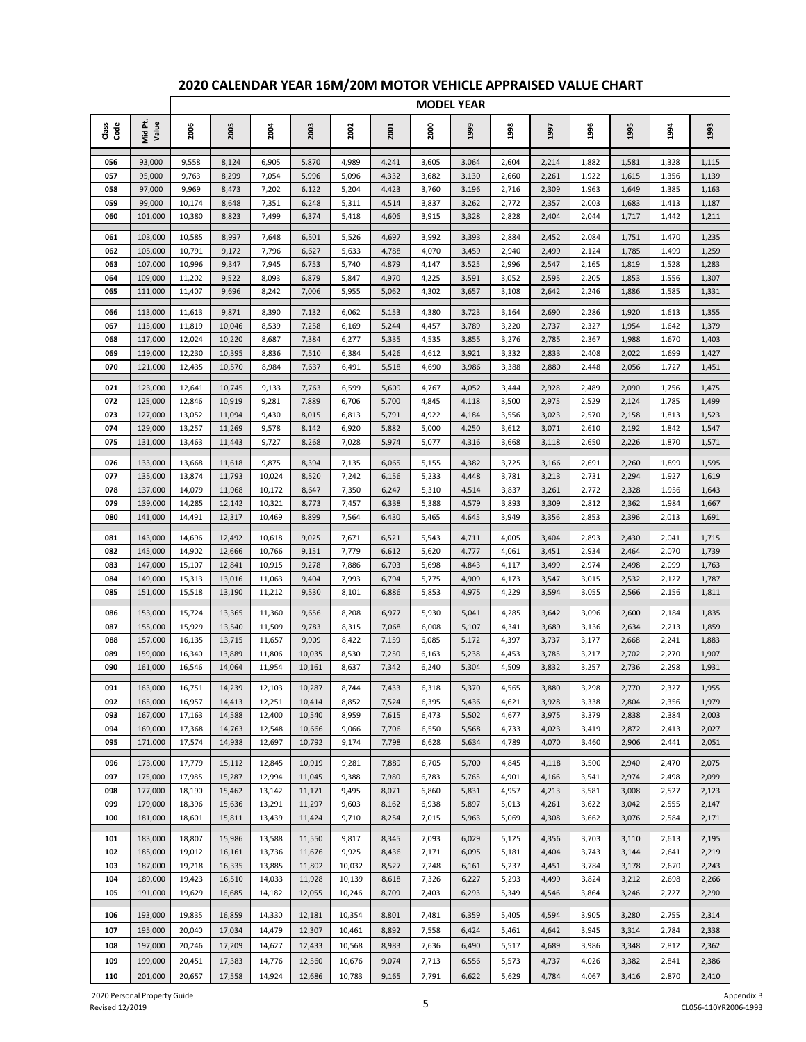# 2020 CALENDAR YEAR 16M/20M MOTOR VEHICLE APPRAISED VALUE CHART

| Class Code | Mid Pt. Value | MODEL YEAR 2006 | 2005 | 2004 | 2003 | 2002 | 2001 | 2000 | 1999 | 1998 | 1997 | 1996 | 1995 | 1994 | 1993 |
|---|---|---|---|---|---|---|---|---|---|---|---|---|---|---|---|
| 056 | 93,000 | 9,558 | 8,124 | 6,905 | 5,870 | 4,989 | 4,241 | 3,605 | 3,064 | 2,604 | 2,214 | 1,882 | 1,581 | 1,328 | 1,115 |
| 057 | 95,000 | 9,763 | 8,299 | 7,054 | 5,996 | 5,096 | 4,332 | 3,682 | 3,130 | 2,660 | 2,261 | 1,922 | 1,615 | 1,356 | 1,139 |
| 058 | 97,000 | 9,969 | 8,473 | 7,202 | 6,122 | 5,204 | 4,423 | 3,760 | 3,196 | 2,716 | 2,309 | 1,963 | 1,649 | 1,385 | 1,163 |
| 059 | 99,000 | 10,174 | 8,648 | 7,351 | 6,248 | 5,311 | 4,514 | 3,837 | 3,262 | 2,772 | 2,357 | 2,003 | 1,683 | 1,413 | 1,187 |
| 060 | 101,000 | 10,380 | 8,823 | 7,499 | 6,374 | 5,418 | 4,606 | 3,915 | 3,328 | 2,828 | 2,404 | 2,044 | 1,717 | 1,442 | 1,211 |
| 061 | 103,000 | 10,585 | 8,997 | 7,648 | 6,501 | 5,526 | 4,697 | 3,992 | 3,393 | 2,884 | 2,452 | 2,084 | 1,751 | 1,470 | 1,235 |
| 062 | 105,000 | 10,791 | 9,172 | 7,796 | 6,627 | 5,633 | 4,788 | 4,070 | 3,459 | 2,940 | 2,499 | 2,124 | 1,785 | 1,499 | 1,259 |
| 063 | 107,000 | 10,996 | 9,347 | 7,945 | 6,753 | 5,740 | 4,879 | 4,147 | 3,525 | 2,996 | 2,547 | 2,165 | 1,819 | 1,528 | 1,283 |
| 064 | 109,000 | 11,202 | 9,522 | 8,093 | 6,879 | 5,847 | 4,970 | 4,225 | 3,591 | 3,052 | 2,595 | 2,205 | 1,853 | 1,556 | 1,307 |
| 065 | 111,000 | 11,407 | 9,696 | 8,242 | 7,006 | 5,955 | 5,062 | 4,302 | 3,657 | 3,108 | 2,642 | 2,246 | 1,886 | 1,585 | 1,331 |
| 066 | 113,000 | 11,613 | 9,871 | 8,390 | 7,132 | 6,062 | 5,153 | 4,380 | 3,723 | 3,164 | 2,690 | 2,286 | 1,920 | 1,613 | 1,355 |
| 067 | 115,000 | 11,819 | 10,046 | 8,539 | 7,258 | 6,169 | 5,244 | 4,457 | 3,789 | 3,220 | 2,737 | 2,327 | 1,954 | 1,642 | 1,379 |
| 068 | 117,000 | 12,024 | 10,220 | 8,687 | 7,384 | 6,277 | 5,335 | 4,535 | 3,855 | 3,276 | 2,785 | 2,367 | 1,988 | 1,670 | 1,403 |
| 069 | 119,000 | 12,230 | 10,395 | 8,836 | 7,510 | 6,384 | 5,426 | 4,612 | 3,921 | 3,332 | 2,833 | 2,408 | 2,022 | 1,699 | 1,427 |
| 070 | 121,000 | 12,435 | 10,570 | 8,984 | 7,637 | 6,491 | 5,518 | 4,690 | 3,986 | 3,388 | 2,880 | 2,448 | 2,056 | 1,727 | 1,451 |
| 071 | 123,000 | 12,641 | 10,745 | 9,133 | 7,763 | 6,599 | 5,609 | 4,767 | 4,052 | 3,444 | 2,928 | 2,489 | 2,090 | 1,756 | 1,475 |
| 072 | 125,000 | 12,846 | 10,919 | 9,281 | 7,889 | 6,706 | 5,700 | 4,845 | 4,118 | 3,500 | 2,975 | 2,529 | 2,124 | 1,785 | 1,499 |
| 073 | 127,000 | 13,052 | 11,094 | 9,430 | 8,015 | 6,813 | 5,791 | 4,922 | 4,184 | 3,556 | 3,023 | 2,570 | 2,158 | 1,813 | 1,523 |
| 074 | 129,000 | 13,257 | 11,269 | 9,578 | 8,142 | 6,920 | 5,882 | 5,000 | 4,250 | 3,612 | 3,071 | 2,610 | 2,192 | 1,842 | 1,547 |
| 075 | 131,000 | 13,463 | 11,443 | 9,727 | 8,268 | 7,028 | 5,974 | 5,077 | 4,316 | 3,668 | 3,118 | 2,650 | 2,226 | 1,870 | 1,571 |
| 076 | 133,000 | 13,668 | 11,618 | 9,875 | 8,394 | 7,135 | 6,065 | 5,155 | 4,382 | 3,725 | 3,166 | 2,691 | 2,260 | 1,899 | 1,595 |
| 077 | 135,000 | 13,874 | 11,793 | 10,024 | 8,520 | 7,242 | 6,156 | 5,233 | 4,448 | 3,781 | 3,213 | 2,731 | 2,294 | 1,927 | 1,619 |
| 078 | 137,000 | 14,079 | 11,968 | 10,172 | 8,647 | 7,350 | 6,247 | 5,310 | 4,514 | 3,837 | 3,261 | 2,772 | 2,328 | 1,956 | 1,643 |
| 079 | 139,000 | 14,285 | 12,142 | 10,321 | 8,773 | 7,457 | 6,338 | 5,388 | 4,579 | 3,893 | 3,309 | 2,812 | 2,362 | 1,984 | 1,667 |
| 080 | 141,000 | 14,491 | 12,317 | 10,469 | 8,899 | 7,564 | 6,430 | 5,465 | 4,645 | 3,949 | 3,356 | 2,853 | 2,396 | 2,013 | 1,691 |
| 081 | 143,000 | 14,696 | 12,492 | 10,618 | 9,025 | 7,671 | 6,521 | 5,543 | 4,711 | 4,005 | 3,404 | 2,893 | 2,430 | 2,041 | 1,715 |
| 082 | 145,000 | 14,902 | 12,666 | 10,766 | 9,151 | 7,779 | 6,612 | 5,620 | 4,777 | 4,061 | 3,451 | 2,934 | 2,464 | 2,070 | 1,739 |
| 083 | 147,000 | 15,107 | 12,841 | 10,915 | 9,278 | 7,886 | 6,703 | 5,698 | 4,843 | 4,117 | 3,499 | 2,974 | 2,498 | 2,099 | 1,763 |
| 084 | 149,000 | 15,313 | 13,016 | 11,063 | 9,404 | 7,993 | 6,794 | 5,775 | 4,909 | 4,173 | 3,547 | 3,015 | 2,532 | 2,127 | 1,787 |
| 085 | 151,000 | 15,518 | 13,190 | 11,212 | 9,530 | 8,101 | 6,886 | 5,853 | 4,975 | 4,229 | 3,594 | 3,055 | 2,566 | 2,156 | 1,811 |
| 086 | 153,000 | 15,724 | 13,365 | 11,360 | 9,656 | 8,208 | 6,977 | 5,930 | 5,041 | 4,285 | 3,642 | 3,096 | 2,600 | 2,184 | 1,835 |
| 087 | 155,000 | 15,929 | 13,540 | 11,509 | 9,783 | 8,315 | 7,068 | 6,008 | 5,107 | 4,341 | 3,689 | 3,136 | 2,634 | 2,213 | 1,859 |
| 088 | 157,000 | 16,135 | 13,715 | 11,657 | 9,909 | 8,422 | 7,159 | 6,085 | 5,172 | 4,397 | 3,737 | 3,177 | 2,668 | 2,241 | 1,883 |
| 089 | 159,000 | 16,340 | 13,889 | 11,806 | 10,035 | 8,530 | 7,250 | 6,163 | 5,238 | 4,453 | 3,785 | 3,217 | 2,702 | 2,270 | 1,907 |
| 090 | 161,000 | 16,546 | 14,064 | 11,954 | 10,161 | 8,637 | 7,342 | 6,240 | 5,304 | 4,509 | 3,832 | 3,257 | 2,736 | 2,298 | 1,931 |
| 091 | 163,000 | 16,751 | 14,239 | 12,103 | 10,287 | 8,744 | 7,433 | 6,318 | 5,370 | 4,565 | 3,880 | 3,298 | 2,770 | 2,327 | 1,955 |
| 092 | 165,000 | 16,957 | 14,413 | 12,251 | 10,414 | 8,852 | 7,524 | 6,395 | 5,436 | 4,621 | 3,928 | 3,338 | 2,804 | 2,356 | 1,979 |
| 093 | 167,000 | 17,163 | 14,588 | 12,400 | 10,540 | 8,959 | 7,615 | 6,473 | 5,502 | 4,677 | 3,975 | 3,379 | 2,838 | 2,384 | 2,003 |
| 094 | 169,000 | 17,368 | 14,763 | 12,548 | 10,666 | 9,066 | 7,706 | 6,550 | 5,568 | 4,733 | 4,023 | 3,419 | 2,872 | 2,413 | 2,027 |
| 095 | 171,000 | 17,574 | 14,938 | 12,697 | 10,792 | 9,174 | 7,798 | 6,628 | 5,634 | 4,789 | 4,070 | 3,460 | 2,906 | 2,441 | 2,051 |
| 096 | 173,000 | 17,779 | 15,112 | 12,845 | 10,919 | 9,281 | 7,889 | 6,705 | 5,700 | 4,845 | 4,118 | 3,500 | 2,940 | 2,470 | 2,075 |
| 097 | 175,000 | 17,985 | 15,287 | 12,994 | 11,045 | 9,388 | 7,980 | 6,783 | 5,765 | 4,901 | 4,166 | 3,541 | 2,974 | 2,498 | 2,099 |
| 098 | 177,000 | 18,190 | 15,462 | 13,142 | 11,171 | 9,495 | 8,071 | 6,860 | 5,831 | 4,957 | 4,213 | 3,581 | 3,008 | 2,527 | 2,123 |
| 099 | 179,000 | 18,396 | 15,636 | 13,291 | 11,297 | 9,603 | 8,162 | 6,938 | 5,897 | 5,013 | 4,261 | 3,622 | 3,042 | 2,555 | 2,147 |
| 100 | 181,000 | 18,601 | 15,811 | 13,439 | 11,424 | 9,710 | 8,254 | 7,015 | 5,963 | 5,069 | 4,308 | 3,662 | 3,076 | 2,584 | 2,171 |
| 101 | 183,000 | 18,807 | 15,986 | 13,588 | 11,550 | 9,817 | 8,345 | 7,093 | 6,029 | 5,125 | 4,356 | 3,703 | 3,110 | 2,613 | 2,195 |
| 102 | 185,000 | 19,012 | 16,161 | 13,736 | 11,676 | 9,925 | 8,436 | 7,171 | 6,095 | 5,181 | 4,404 | 3,743 | 3,144 | 2,641 | 2,219 |
| 103 | 187,000 | 19,218 | 16,335 | 13,885 | 11,802 | 10,032 | 8,527 | 7,248 | 6,161 | 5,237 | 4,451 | 3,784 | 3,178 | 2,670 | 2,243 |
| 104 | 189,000 | 19,423 | 16,510 | 14,033 | 11,928 | 10,139 | 8,618 | 7,326 | 6,227 | 5,293 | 4,499 | 3,824 | 3,212 | 2,698 | 2,266 |
| 105 | 191,000 | 19,629 | 16,685 | 14,182 | 12,055 | 10,246 | 8,709 | 7,403 | 6,293 | 5,349 | 4,546 | 3,864 | 3,246 | 2,727 | 2,290 |
| 106 | 193,000 | 19,835 | 16,859 | 14,330 | 12,181 | 10,354 | 8,801 | 7,481 | 6,359 | 5,405 | 4,594 | 3,905 | 3,280 | 2,755 | 2,314 |
| 107 | 195,000 | 20,040 | 17,034 | 14,479 | 12,307 | 10,461 | 8,892 | 7,558 | 6,424 | 5,461 | 4,642 | 3,945 | 3,314 | 2,784 | 2,338 |
| 108 | 197,000 | 20,246 | 17,209 | 14,627 | 12,433 | 10,568 | 8,983 | 7,636 | 6,490 | 5,517 | 4,689 | 3,986 | 3,348 | 2,812 | 2,362 |
| 109 | 199,000 | 20,451 | 17,383 | 14,776 | 12,560 | 10,676 | 9,074 | 7,713 | 6,556 | 5,573 | 4,737 | 4,026 | 3,382 | 2,841 | 2,386 |
| 110 | 201,000 | 20,657 | 17,558 | 14,924 | 12,686 | 10,783 | 9,165 | 7,791 | 6,622 | 5,629 | 4,784 | 4,067 | 3,416 | 2,870 | 2,410 |

2020 Personal Property Guide
Revised 12/2019

Appendix B
CL056-110YR2006-1993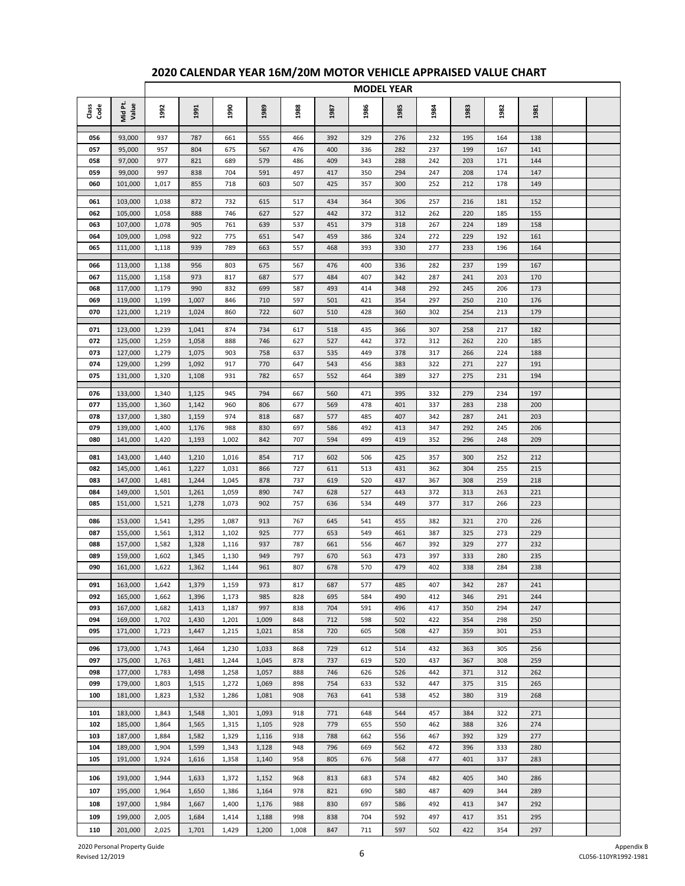# 2020 CALENDAR YEAR 16M/20M MOTOR VEHICLE APPRAISED VALUE CHART

| Class Code | Mid Pt. Value | 1992 | 1991 | 1990 | 1989 | 1988 | 1987 | 1986 | 1985 | 1984 | 1983 | 1982 | 1981 | | |
|---|---|---|---|---|---|---|---|---|---|---|---|---|---|---|---|
| | | MODEL YEAR | | | | | | | | | | | | | |
| 056 | 93,000 | 937 | 787 | 661 | 555 | 466 | 392 | 329 | 276 | 232 | 195 | 164 | 138 | | |
| 057 | 95,000 | 957 | 804 | 675 | 567 | 476 | 400 | 336 | 282 | 237 | 199 | 167 | 141 | | |
| 058 | 97,000 | 977 | 821 | 689 | 579 | 486 | 409 | 343 | 288 | 242 | 203 | 171 | 144 | | |
| 059 | 99,000 | 997 | 838 | 704 | 591 | 497 | 417 | 350 | 294 | 247 | 208 | 174 | 147 | | |
| 060 | 101,000 | 1,017 | 855 | 718 | 603 | 507 | 425 | 357 | 300 | 252 | 212 | 178 | 149 | | |
| 061 | 103,000 | 1,038 | 872 | 732 | 615 | 517 | 434 | 364 | 306 | 257 | 216 | 181 | 152 | | |
| 062 | 105,000 | 1,058 | 888 | 746 | 627 | 527 | 442 | 372 | 312 | 262 | 220 | 185 | 155 | | |
| 063 | 107,000 | 1,078 | 905 | 761 | 639 | 537 | 451 | 379 | 318 | 267 | 224 | 189 | 158 | | |
| 064 | 109,000 | 1,098 | 922 | 775 | 651 | 547 | 459 | 386 | 324 | 272 | 229 | 192 | 161 | | |
| 065 | 111,000 | 1,118 | 939 | 789 | 663 | 557 | 468 | 393 | 330 | 277 | 233 | 196 | 164 | | |
| 066 | 113,000 | 1,138 | 956 | 803 | 675 | 567 | 476 | 400 | 336 | 282 | 237 | 199 | 167 | | |
| 067 | 115,000 | 1,158 | 973 | 817 | 687 | 577 | 484 | 407 | 342 | 287 | 241 | 203 | 170 | | |
| 068 | 117,000 | 1,179 | 990 | 832 | 699 | 587 | 493 | 414 | 348 | 292 | 245 | 206 | 173 | | |
| 069 | 119,000 | 1,199 | 1,007 | 846 | 710 | 597 | 501 | 421 | 354 | 297 | 250 | 210 | 176 | | |
| 070 | 121,000 | 1,219 | 1,024 | 860 | 722 | 607 | 510 | 428 | 360 | 302 | 254 | 213 | 179 | | |
| 071 | 123,000 | 1,239 | 1,041 | 874 | 734 | 617 | 518 | 435 | 366 | 307 | 258 | 217 | 182 | | |
| 072 | 125,000 | 1,259 | 1,058 | 888 | 746 | 627 | 527 | 442 | 372 | 312 | 262 | 220 | 185 | | |
| 073 | 127,000 | 1,279 | 1,075 | 903 | 758 | 637 | 535 | 449 | 378 | 317 | 266 | 224 | 188 | | |
| 074 | 129,000 | 1,299 | 1,092 | 917 | 770 | 647 | 543 | 456 | 383 | 322 | 271 | 227 | 191 | | |
| 075 | 131,000 | 1,320 | 1,108 | 931 | 782 | 657 | 552 | 464 | 389 | 327 | 275 | 231 | 194 | | |
| 076 | 133,000 | 1,340 | 1,125 | 945 | 794 | 667 | 560 | 471 | 395 | 332 | 279 | 234 | 197 | | |
| 077 | 135,000 | 1,360 | 1,142 | 960 | 806 | 677 | 569 | 478 | 401 | 337 | 283 | 238 | 200 | | |
| 078 | 137,000 | 1,380 | 1,159 | 974 | 818 | 687 | 577 | 485 | 407 | 342 | 287 | 241 | 203 | | |
| 079 | 139,000 | 1,400 | 1,176 | 988 | 830 | 697 | 586 | 492 | 413 | 347 | 292 | 245 | 206 | | |
| 080 | 141,000 | 1,420 | 1,193 | 1,002 | 842 | 707 | 594 | 499 | 419 | 352 | 296 | 248 | 209 | | |
| 081 | 143,000 | 1,440 | 1,210 | 1,016 | 854 | 717 | 602 | 506 | 425 | 357 | 300 | 252 | 212 | | |
| 082 | 145,000 | 1,461 | 1,227 | 1,031 | 866 | 727 | 611 | 513 | 431 | 362 | 304 | 255 | 215 | | |
| 083 | 147,000 | 1,481 | 1,244 | 1,045 | 878 | 737 | 619 | 520 | 437 | 367 | 308 | 259 | 218 | | |
| 084 | 149,000 | 1,501 | 1,261 | 1,059 | 890 | 747 | 628 | 527 | 443 | 372 | 313 | 263 | 221 | | |
| 085 | 151,000 | 1,521 | 1,278 | 1,073 | 902 | 757 | 636 | 534 | 449 | 377 | 317 | 266 | 223 | | |
| 086 | 153,000 | 1,541 | 1,295 | 1,087 | 913 | 767 | 645 | 541 | 455 | 382 | 321 | 270 | 226 | | |
| 087 | 155,000 | 1,561 | 1,312 | 1,102 | 925 | 777 | 653 | 549 | 461 | 387 | 325 | 273 | 229 | | |
| 088 | 157,000 | 1,582 | 1,328 | 1,116 | 937 | 787 | 661 | 556 | 467 | 392 | 329 | 277 | 232 | | |
| 089 | 159,000 | 1,602 | 1,345 | 1,130 | 949 | 797 | 670 | 563 | 473 | 397 | 333 | 280 | 235 | | |
| 090 | 161,000 | 1,622 | 1,362 | 1,144 | 961 | 807 | 678 | 570 | 479 | 402 | 338 | 284 | 238 | | |
| 091 | 163,000 | 1,642 | 1,379 | 1,159 | 973 | 817 | 687 | 577 | 485 | 407 | 342 | 287 | 241 | | |
| 092 | 165,000 | 1,662 | 1,396 | 1,173 | 985 | 828 | 695 | 584 | 490 | 412 | 346 | 291 | 244 | | |
| 093 | 167,000 | 1,682 | 1,413 | 1,187 | 997 | 838 | 704 | 591 | 496 | 417 | 350 | 294 | 247 | | |
| 094 | 169,000 | 1,702 | 1,430 | 1,201 | 1,009 | 848 | 712 | 598 | 502 | 422 | 354 | 298 | 250 | | |
| 095 | 171,000 | 1,723 | 1,447 | 1,215 | 1,021 | 858 | 720 | 605 | 508 | 427 | 359 | 301 | 253 | | |
| 096 | 173,000 | 1,743 | 1,464 | 1,230 | 1,033 | 868 | 729 | 612 | 514 | 432 | 363 | 305 | 256 | | |
| 097 | 175,000 | 1,763 | 1,481 | 1,244 | 1,045 | 878 | 737 | 619 | 520 | 437 | 367 | 308 | 259 | | |
| 098 | 177,000 | 1,783 | 1,498 | 1,258 | 1,057 | 888 | 746 | 626 | 526 | 442 | 371 | 312 | 262 | | |
| 099 | 179,000 | 1,803 | 1,515 | 1,272 | 1,069 | 898 | 754 | 633 | 532 | 447 | 375 | 315 | 265 | | |
| 100 | 181,000 | 1,823 | 1,532 | 1,286 | 1,081 | 908 | 763 | 641 | 538 | 452 | 380 | 319 | 268 | | |
| 101 | 183,000 | 1,843 | 1,548 | 1,301 | 1,093 | 918 | 771 | 648 | 544 | 457 | 384 | 322 | 271 | | |
| 102 | 185,000 | 1,864 | 1,565 | 1,315 | 1,105 | 928 | 779 | 655 | 550 | 462 | 388 | 326 | 274 | | |
| 103 | 187,000 | 1,884 | 1,582 | 1,329 | 1,116 | 938 | 788 | 662 | 556 | 467 | 392 | 329 | 277 | | |
| 104 | 189,000 | 1,904 | 1,599 | 1,343 | 1,128 | 948 | 796 | 669 | 562 | 472 | 396 | 333 | 280 | | |
| 105 | 191,000 | 1,924 | 1,616 | 1,358 | 1,140 | 958 | 805 | 676 | 568 | 477 | 401 | 337 | 283 | | |
| 106 | 193,000 | 1,944 | 1,633 | 1,372 | 1,152 | 968 | 813 | 683 | 574 | 482 | 405 | 340 | 286 | | |
| 107 | 195,000 | 1,964 | 1,650 | 1,386 | 1,164 | 978 | 821 | 690 | 580 | 487 | 409 | 344 | 289 | | |
| 108 | 197,000 | 1,984 | 1,667 | 1,400 | 1,176 | 988 | 830 | 697 | 586 | 492 | 413 | 347 | 292 | | |
| 109 | 199,000 | 2,005 | 1,684 | 1,414 | 1,188 | 998 | 838 | 704 | 592 | 497 | 417 | 351 | 295 | | |
| 110 | 201,000 | 2,025 | 1,701 | 1,429 | 1,200 | 1,008 | 847 | 711 | 597 | 502 | 422 | 354 | 297 | | |

2020 Personal Property Guide
Revised 12/2019

Appendix B
CL056-110YR1992-1981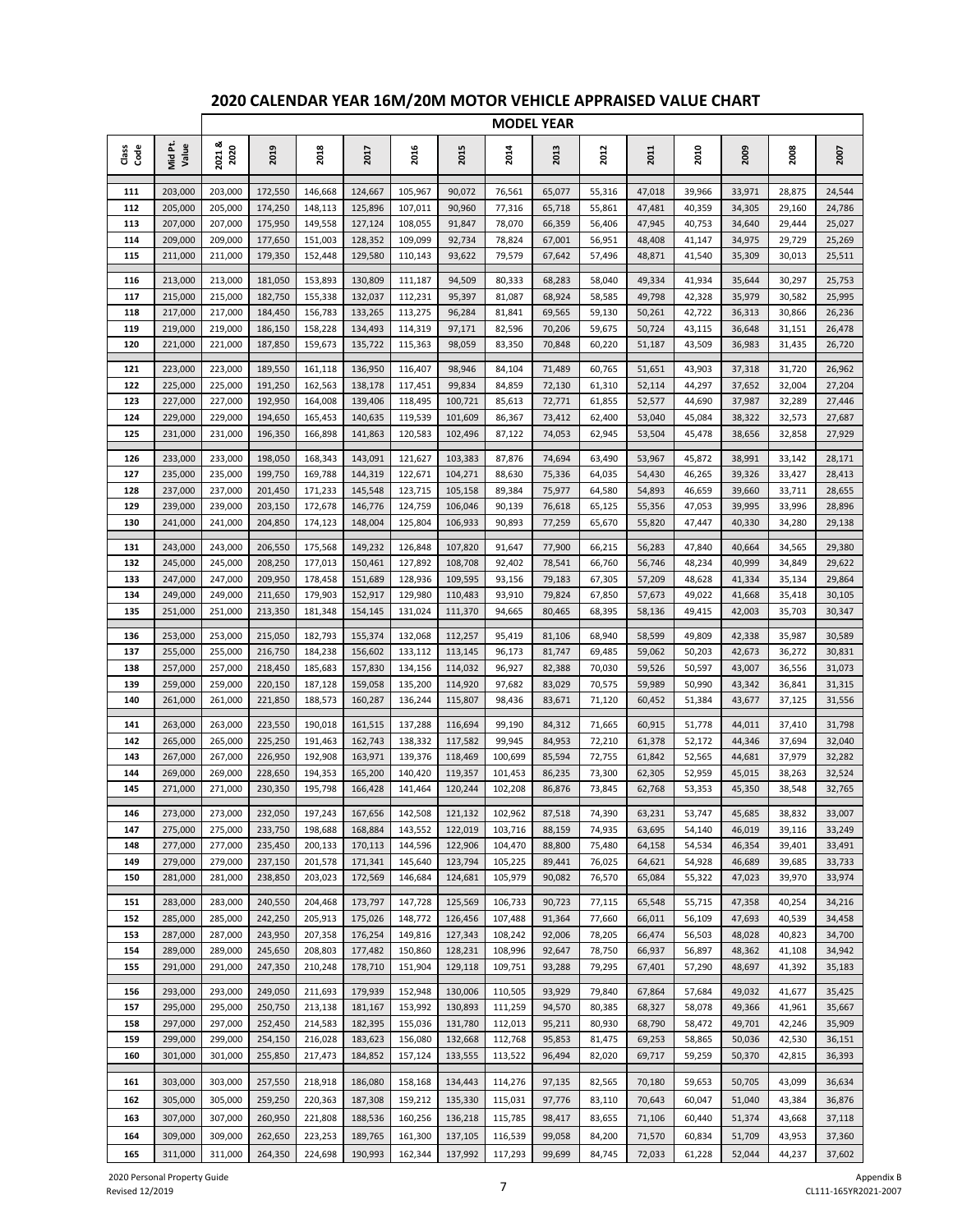# 2020 CALENDAR YEAR 16M/20M MOTOR VEHICLE APPRAISED VALUE CHART

| | | MODEL YEAR | | | | | | | | | | | | | |
|---|---|---|---|---|---|---|---|---|---|---|---|---|---|---|---|
| Class Code | Mid Pt. Value | 2021 & 2020 | 2019 | 2018 | 2017 | 2016 | 2015 | 2014 | 2013 | 2012 | 2011 | 2010 | 2009 | 2008 | 2007 |
| 111 | 203,000 | 203,000 | 172,550 | 146,668 | 124,667 | 105,967 | 90,072 | 76,561 | 65,077 | 55,316 | 47,018 | 39,966 | 33,971 | 28,875 | 24,544 |
| 112 | 205,000 | 205,000 | 174,250 | 148,113 | 125,896 | 107,011 | 90,960 | 77,316 | 65,718 | 55,861 | 47,481 | 40,359 | 34,305 | 29,160 | 24,786 |
| 113 | 207,000 | 207,000 | 175,950 | 149,558 | 127,124 | 108,055 | 91,847 | 78,070 | 66,359 | 56,406 | 47,945 | 40,753 | 34,640 | 29,444 | 25,027 |
| 114 | 209,000 | 209,000 | 177,650 | 151,003 | 128,352 | 109,099 | 92,734 | 78,824 | 67,001 | 56,951 | 48,408 | 41,147 | 34,975 | 29,729 | 25,269 |
| 115 | 211,000 | 211,000 | 179,350 | 152,448 | 129,580 | 110,143 | 93,622 | 79,579 | 67,642 | 57,496 | 48,871 | 41,540 | 35,309 | 30,013 | 25,511 |
| 116 | 213,000 | 213,000 | 181,050 | 153,893 | 130,809 | 111,187 | 94,509 | 80,333 | 68,283 | 58,040 | 49,334 | 41,934 | 35,644 | 30,297 | 25,753 |
| 117 | 215,000 | 215,000 | 182,750 | 155,338 | 132,037 | 112,231 | 95,397 | 81,087 | 68,924 | 58,585 | 49,798 | 42,328 | 35,979 | 30,582 | 25,995 |
| 118 | 217,000 | 217,000 | 184,450 | 156,783 | 133,265 | 113,275 | 96,284 | 81,841 | 69,565 | 59,130 | 50,261 | 42,722 | 36,313 | 30,866 | 26,236 |
| 119 | 219,000 | 219,000 | 186,150 | 158,228 | 134,493 | 114,319 | 97,171 | 82,596 | 70,206 | 59,675 | 50,724 | 43,115 | 36,648 | 31,151 | 26,478 |
| 120 | 221,000 | 221,000 | 187,850 | 159,673 | 135,722 | 115,363 | 98,059 | 83,350 | 70,848 | 60,220 | 51,187 | 43,509 | 36,983 | 31,435 | 26,720 |
| 121 | 223,000 | 223,000 | 189,550 | 161,118 | 136,950 | 116,407 | 98,946 | 84,104 | 71,489 | 60,765 | 51,651 | 43,903 | 37,318 | 31,720 | 26,962 |
| 122 | 225,000 | 225,000 | 191,250 | 162,563 | 138,178 | 117,451 | 99,834 | 84,859 | 72,130 | 61,310 | 52,114 | 44,297 | 37,652 | 32,004 | 27,204 |
| 123 | 227,000 | 227,000 | 192,950 | 164,008 | 139,406 | 118,495 | 100,721 | 85,613 | 72,771 | 61,855 | 52,577 | 44,690 | 37,987 | 32,289 | 27,446 |
| 124 | 229,000 | 229,000 | 194,650 | 165,453 | 140,635 | 119,539 | 101,609 | 86,367 | 73,412 | 62,400 | 53,040 | 45,084 | 38,322 | 32,573 | 27,687 |
| 125 | 231,000 | 231,000 | 196,350 | 166,898 | 141,863 | 120,583 | 102,496 | 87,122 | 74,053 | 62,945 | 53,504 | 45,478 | 38,656 | 32,858 | 27,929 |
| 126 | 233,000 | 233,000 | 198,050 | 168,343 | 143,091 | 121,627 | 103,383 | 87,876 | 74,694 | 63,490 | 53,967 | 45,872 | 38,991 | 33,142 | 28,171 |
| 127 | 235,000 | 235,000 | 199,750 | 169,788 | 144,319 | 122,671 | 104,271 | 88,630 | 75,336 | 64,035 | 54,430 | 46,265 | 39,326 | 33,427 | 28,413 |
| 128 | 237,000 | 237,000 | 201,450 | 171,233 | 145,548 | 123,715 | 105,158 | 89,384 | 75,977 | 64,580 | 54,893 | 46,659 | 39,660 | 33,711 | 28,655 |
| 129 | 239,000 | 239,000 | 203,150 | 172,678 | 146,776 | 124,759 | 106,046 | 90,139 | 76,618 | 65,125 | 55,356 | 47,053 | 39,995 | 33,996 | 28,896 |
| 130 | 241,000 | 241,000 | 204,850 | 174,123 | 148,004 | 125,804 | 106,933 | 90,893 | 77,259 | 65,670 | 55,820 | 47,447 | 40,330 | 34,280 | 29,138 |
| 131 | 243,000 | 243,000 | 206,550 | 175,568 | 149,232 | 126,848 | 107,820 | 91,647 | 77,900 | 66,215 | 56,283 | 47,840 | 40,664 | 34,565 | 29,380 |
| 132 | 245,000 | 245,000 | 208,250 | 177,013 | 150,461 | 127,892 | 108,708 | 92,402 | 78,541 | 66,760 | 56,746 | 48,234 | 40,999 | 34,849 | 29,622 |
| 133 | 247,000 | 247,000 | 209,950 | 178,458 | 151,689 | 128,936 | 109,595 | 93,156 | 79,183 | 67,305 | 57,209 | 48,628 | 41,334 | 35,134 | 29,864 |
| 134 | 249,000 | 249,000 | 211,650 | 179,903 | 152,917 | 129,980 | 110,483 | 93,910 | 79,824 | 67,850 | 57,673 | 49,022 | 41,668 | 35,418 | 30,105 |
| 135 | 251,000 | 251,000 | 213,350 | 181,348 | 154,145 | 131,024 | 111,370 | 94,665 | 80,465 | 68,395 | 58,136 | 49,415 | 42,003 | 35,703 | 30,347 |
| 136 | 253,000 | 253,000 | 215,050 | 182,793 | 155,374 | 132,068 | 112,257 | 95,419 | 81,106 | 68,940 | 58,599 | 49,809 | 42,338 | 35,987 | 30,589 |
| 137 | 255,000 | 255,000 | 216,750 | 184,238 | 156,602 | 133,112 | 113,145 | 96,173 | 81,747 | 69,485 | 59,062 | 50,203 | 42,673 | 36,272 | 30,831 |
| 138 | 257,000 | 257,000 | 218,450 | 185,683 | 157,830 | 134,156 | 114,032 | 96,927 | 82,388 | 70,030 | 59,526 | 50,597 | 43,007 | 36,556 | 31,073 |
| 139 | 259,000 | 259,000 | 220,150 | 187,128 | 159,058 | 135,200 | 114,920 | 97,682 | 83,029 | 70,575 | 59,989 | 50,990 | 43,342 | 36,841 | 31,315 |
| 140 | 261,000 | 261,000 | 221,850 | 188,573 | 160,287 | 136,244 | 115,807 | 98,436 | 83,671 | 71,120 | 60,452 | 51,384 | 43,677 | 37,125 | 31,556 |
| 141 | 263,000 | 263,000 | 223,550 | 190,018 | 161,515 | 137,288 | 116,694 | 99,190 | 84,312 | 71,665 | 60,915 | 51,778 | 44,011 | 37,410 | 31,798 |
| 142 | 265,000 | 265,000 | 225,250 | 191,463 | 162,743 | 138,332 | 117,582 | 99,945 | 84,953 | 72,210 | 61,378 | 52,172 | 44,346 | 37,694 | 32,040 |
| 143 | 267,000 | 267,000 | 226,950 | 192,908 | 163,971 | 139,376 | 118,469 | 100,699 | 85,594 | 72,755 | 61,842 | 52,565 | 44,681 | 37,979 | 32,282 |
| 144 | 269,000 | 269,000 | 228,650 | 194,353 | 165,200 | 140,420 | 119,357 | 101,453 | 86,235 | 73,300 | 62,305 | 52,959 | 45,015 | 38,263 | 32,524 |
| 145 | 271,000 | 271,000 | 230,350 | 195,798 | 166,428 | 141,464 | 120,244 | 102,208 | 86,876 | 73,845 | 62,768 | 53,353 | 45,350 | 38,548 | 32,765 |
| 146 | 273,000 | 273,000 | 232,050 | 197,243 | 167,656 | 142,508 | 121,132 | 102,962 | 87,518 | 74,390 | 63,231 | 53,747 | 45,685 | 38,832 | 33,007 |
| 147 | 275,000 | 275,000 | 233,750 | 198,688 | 168,884 | 143,552 | 122,019 | 103,716 | 88,159 | 74,935 | 63,695 | 54,140 | 46,019 | 39,116 | 33,249 |
| 148 | 277,000 | 277,000 | 235,450 | 200,133 | 170,113 | 144,596 | 122,906 | 104,470 | 88,800 | 75,480 | 64,158 | 54,534 | 46,354 | 39,401 | 33,491 |
| 149 | 279,000 | 279,000 | 237,150 | 201,578 | 171,341 | 145,640 | 123,794 | 105,225 | 89,441 | 76,025 | 64,621 | 54,928 | 46,689 | 39,685 | 33,733 |
| 150 | 281,000 | 281,000 | 238,850 | 203,023 | 172,569 | 146,684 | 124,681 | 105,979 | 90,082 | 76,570 | 65,084 | 55,322 | 47,023 | 39,970 | 33,974 |
| 151 | 283,000 | 283,000 | 240,550 | 204,468 | 173,797 | 147,728 | 125,569 | 106,733 | 90,723 | 77,115 | 65,548 | 55,715 | 47,358 | 40,254 | 34,216 |
| 152 | 285,000 | 285,000 | 242,250 | 205,913 | 175,026 | 148,772 | 126,456 | 107,488 | 91,364 | 77,660 | 66,011 | 56,109 | 47,693 | 40,539 | 34,458 |
| 153 | 287,000 | 287,000 | 243,950 | 207,358 | 176,254 | 149,816 | 127,343 | 108,242 | 92,006 | 78,205 | 66,474 | 56,503 | 48,028 | 40,823 | 34,700 |
| 154 | 289,000 | 289,000 | 245,650 | 208,803 | 177,482 | 150,860 | 128,231 | 108,996 | 92,647 | 78,750 | 66,937 | 56,897 | 48,362 | 41,108 | 34,942 |
| 155 | 291,000 | 291,000 | 247,350 | 210,248 | 178,710 | 151,904 | 129,118 | 109,751 | 93,288 | 79,295 | 67,401 | 57,290 | 48,697 | 41,392 | 35,183 |
| 156 | 293,000 | 293,000 | 249,050 | 211,693 | 179,939 | 152,948 | 130,006 | 110,505 | 93,929 | 79,840 | 67,864 | 57,684 | 49,032 | 41,677 | 35,425 |
| 157 | 295,000 | 295,000 | 250,750 | 213,138 | 181,167 | 153,992 | 130,893 | 111,259 | 94,570 | 80,385 | 68,327 | 58,078 | 49,366 | 41,961 | 35,667 |
| 158 | 297,000 | 297,000 | 252,450 | 214,583 | 182,395 | 155,036 | 131,780 | 112,013 | 95,211 | 80,930 | 68,790 | 58,472 | 49,701 | 42,246 | 35,909 |
| 159 | 299,000 | 299,000 | 254,150 | 216,028 | 183,623 | 156,080 | 132,668 | 112,768 | 95,853 | 81,475 | 69,253 | 58,865 | 50,036 | 42,530 | 36,151 |
| 160 | 301,000 | 301,000 | 255,850 | 217,473 | 184,852 | 157,124 | 133,555 | 113,522 | 96,494 | 82,020 | 69,717 | 59,259 | 50,370 | 42,815 | 36,393 |
| 161 | 303,000 | 303,000 | 257,550 | 218,918 | 186,080 | 158,168 | 134,443 | 114,276 | 97,135 | 82,565 | 70,180 | 59,653 | 50,705 | 43,099 | 36,634 |
| 162 | 305,000 | 305,000 | 259,250 | 220,363 | 187,308 | 159,212 | 135,330 | 115,031 | 97,776 | 83,110 | 70,643 | 60,047 | 51,040 | 43,384 | 36,876 |
| 163 | 307,000 | 307,000 | 260,950 | 221,808 | 188,536 | 160,256 | 136,218 | 115,785 | 98,417 | 83,655 | 71,106 | 60,440 | 51,374 | 43,668 | 37,118 |
| 164 | 309,000 | 309,000 | 262,650 | 223,253 | 189,765 | 161,300 | 137,105 | 116,539 | 99,058 | 84,200 | 71,570 | 60,834 | 51,709 | 43,953 | 37,360 |
| 165 | 311,000 | 311,000 | 264,350 | 224,698 | 190,993 | 162,344 | 137,992 | 117,293 | 99,699 | 84,745 | 72,033 | 61,228 | 52,044 | 44,237 | 37,602 |

2020 Personal Property Guide
Revised 12/2019

Appendix B
CL111-165YR2021-2007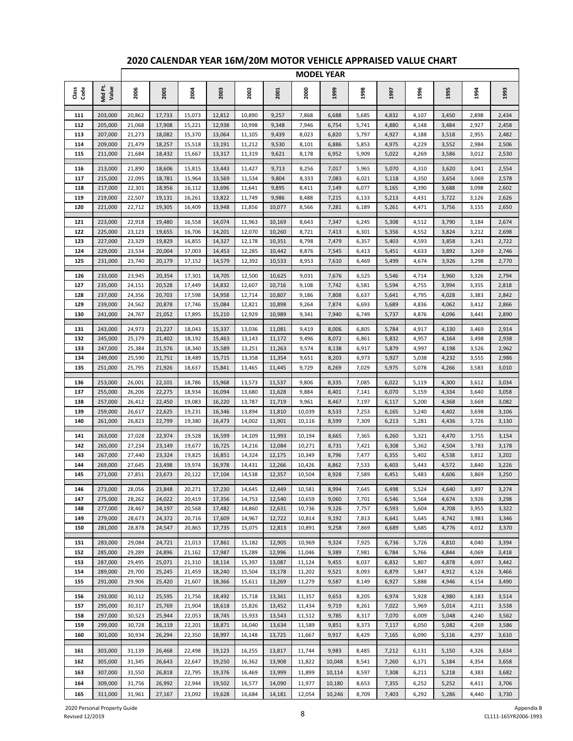# 2020 CALENDAR YEAR 16M/20M MOTOR VEHICLE APPRAISED VALUE CHART

| Class Code | Mid Pt. Value | MODEL YEAR 2006 | 2005 | 2004 | 2003 | 2002 | 2001 | 2000 | 1999 | 1998 | 1997 | 1996 | 1995 | 1994 | 1993 |
|---|---|---|---|---|---|---|---|---|---|---|---|---|---|---|---|
| 111 | 203,000 | 20,862 | 17,733 | 15,073 | 12,812 | 10,890 | 9,257 | 7,868 | 6,688 | 5,685 | 4,832 | 4,107 | 3,450 | 2,898 | 2,434 |
| 112 | 205,000 | 21,068 | 17,908 | 15,221 | 12,938 | 10,998 | 9,348 | 7,946 | 6,754 | 5,741 | 4,880 | 4,148 | 3,484 | 2,927 | 2,458 |
| 113 | 207,000 | 21,273 | 18,082 | 15,370 | 13,064 | 11,105 | 9,439 | 8,023 | 6,820 | 5,797 | 4,927 | 4,188 | 3,518 | 2,955 | 2,482 |
| 114 | 209,000 | 21,479 | 18,257 | 15,518 | 13,191 | 11,212 | 9,530 | 8,101 | 6,886 | 5,853 | 4,975 | 4,229 | 3,552 | 2,984 | 2,506 |
| 115 | 211,000 | 21,684 | 18,432 | 15,667 | 13,317 | 11,319 | 9,621 | 8,178 | 6,952 | 5,909 | 5,022 | 4,269 | 3,586 | 3,012 | 2,530 |
| 116 | 213,000 | 21,890 | 18,606 | 15,815 | 13,443 | 11,427 | 9,713 | 8,256 | 7,017 | 5,965 | 5,070 | 4,310 | 3,620 | 3,041 | 2,554 |
| 117 | 215,000 | 22,095 | 18,781 | 15,964 | 13,569 | 11,534 | 9,804 | 8,333 | 7,083 | 6,021 | 5,118 | 4,350 | 3,654 | 3,069 | 2,578 |
| 118 | 217,000 | 22,301 | 18,956 | 16,112 | 13,696 | 11,641 | 9,895 | 8,411 | 7,149 | 6,077 | 5,165 | 4,390 | 3,688 | 3,098 | 2,602 |
| 119 | 219,000 | 22,507 | 19,131 | 16,261 | 13,822 | 11,749 | 9,986 | 8,488 | 7,215 | 6,133 | 5,213 | 4,431 | 3,722 | 3,126 | 2,626 |
| 120 | 221,000 | 22,712 | 19,305 | 16,409 | 13,948 | 11,856 | 10,077 | 8,566 | 7,281 | 6,189 | 5,261 | 4,471 | 3,756 | 3,155 | 2,650 |
| 121 | 223,000 | 22,918 | 19,480 | 16,558 | 14,074 | 11,963 | 10,169 | 8,643 | 7,347 | 6,245 | 5,308 | 4,512 | 3,790 | 3,184 | 2,674 |
| 122 | 225,000 | 23,123 | 19,655 | 16,706 | 14,201 | 12,070 | 10,260 | 8,721 | 7,413 | 6,301 | 5,356 | 4,552 | 3,824 | 3,212 | 2,698 |
| 123 | 227,000 | 23,329 | 19,829 | 16,855 | 14,327 | 12,178 | 10,351 | 8,798 | 7,479 | 6,357 | 5,403 | 4,593 | 3,858 | 3,241 | 2,722 |
| 124 | 229,000 | 23,534 | 20,004 | 17,003 | 14,453 | 12,285 | 10,442 | 8,876 | 7,545 | 6,413 | 5,451 | 4,633 | 3,892 | 3,269 | 2,746 |
| 125 | 231,000 | 23,740 | 20,179 | 17,152 | 14,579 | 12,392 | 10,533 | 8,953 | 7,610 | 6,469 | 5,499 | 4,674 | 3,926 | 3,298 | 2,770 |
| 126 | 233,000 | 23,945 | 20,354 | 17,301 | 14,705 | 12,500 | 10,625 | 9,031 | 7,676 | 6,525 | 5,546 | 4,714 | 3,960 | 3,326 | 2,794 |
| 127 | 235,000 | 24,151 | 20,528 | 17,449 | 14,832 | 12,607 | 10,716 | 9,108 | 7,742 | 6,581 | 5,594 | 4,755 | 3,994 | 3,355 | 2,818 |
| 128 | 237,000 | 24,356 | 20,703 | 17,598 | 14,958 | 12,714 | 10,807 | 9,186 | 7,808 | 6,637 | 5,641 | 4,795 | 4,028 | 3,383 | 2,842 |
| 129 | 239,000 | 24,562 | 20,878 | 17,746 | 15,084 | 12,821 | 10,898 | 9,264 | 7,874 | 6,693 | 5,689 | 4,836 | 4,062 | 3,412 | 2,866 |
| 130 | 241,000 | 24,767 | 21,052 | 17,895 | 15,210 | 12,929 | 10,989 | 9,341 | 7,940 | 6,749 | 5,737 | 4,876 | 4,096 | 3,441 | 2,890 |
| 131 | 243,000 | 24,973 | 21,227 | 18,043 | 15,337 | 13,036 | 11,081 | 9,419 | 8,006 | 6,805 | 5,784 | 4,917 | 4,130 | 3,469 | 2,914 |
| 132 | 245,000 | 25,179 | 21,402 | 18,192 | 15,463 | 13,143 | 11,172 | 9,496 | 8,072 | 6,861 | 5,832 | 4,957 | 4,164 | 3,498 | 2,938 |
| 133 | 247,000 | 25,384 | 21,576 | 18,340 | 15,589 | 13,251 | 11,263 | 9,574 | 8,138 | 6,917 | 5,879 | 4,997 | 4,198 | 3,526 | 2,962 |
| 134 | 249,000 | 25,590 | 21,751 | 18,489 | 15,715 | 13,358 | 11,354 | 9,651 | 8,203 | 6,973 | 5,927 | 5,038 | 4,232 | 3,555 | 2,986 |
| 135 | 251,000 | 25,795 | 21,926 | 18,637 | 15,841 | 13,465 | 11,445 | 9,729 | 8,269 | 7,029 | 5,975 | 5,078 | 4,266 | 3,583 | 3,010 |
| 136 | 253,000 | 26,001 | 22,101 | 18,786 | 15,968 | 13,573 | 11,537 | 9,806 | 8,335 | 7,085 | 6,022 | 5,119 | 4,300 | 3,612 | 3,034 |
| 137 | 255,000 | 26,206 | 22,275 | 18,934 | 16,094 | 13,680 | 11,628 | 9,884 | 8,401 | 7,141 | 6,070 | 5,159 | 4,334 | 3,640 | 3,058 |
| 138 | 257,000 | 26,412 | 22,450 | 19,083 | 16,220 | 13,787 | 11,719 | 9,961 | 8,467 | 7,197 | 6,117 | 5,200 | 4,368 | 3,669 | 3,082 |
| 139 | 259,000 | 26,617 | 22,625 | 19,231 | 16,346 | 13,894 | 11,810 | 10,039 | 8,533 | 7,253 | 6,165 | 5,240 | 4,402 | 3,698 | 3,106 |
| 140 | 261,000 | 26,823 | 22,799 | 19,380 | 16,473 | 14,002 | 11,901 | 10,116 | 8,599 | 7,309 | 6,213 | 5,281 | 4,436 | 3,726 | 3,130 |
| 141 | 263,000 | 27,028 | 22,974 | 19,528 | 16,599 | 14,109 | 11,993 | 10,194 | 8,665 | 7,365 | 6,260 | 5,321 | 4,470 | 3,755 | 3,154 |
| 142 | 265,000 | 27,234 | 23,149 | 19,677 | 16,725 | 14,216 | 12,084 | 10,271 | 8,731 | 7,421 | 6,308 | 5,362 | 4,504 | 3,783 | 3,178 |
| 143 | 267,000 | 27,440 | 23,324 | 19,825 | 16,851 | 14,324 | 12,175 | 10,349 | 8,796 | 7,477 | 6,355 | 5,402 | 4,538 | 3,812 | 3,202 |
| 144 | 269,000 | 27,645 | 23,498 | 19,974 | 16,978 | 14,431 | 12,266 | 10,426 | 8,862 | 7,533 | 6,403 | 5,443 | 4,572 | 3,840 | 3,226 |
| 145 | 271,000 | 27,851 | 23,673 | 20,122 | 17,104 | 14,538 | 12,357 | 10,504 | 8,928 | 7,589 | 6,451 | 5,483 | 4,606 | 3,869 | 3,250 |
| 146 | 273,000 | 28,056 | 23,848 | 20,271 | 17,230 | 14,645 | 12,449 | 10,581 | 8,994 | 7,645 | 6,498 | 5,524 | 4,640 | 3,897 | 3,274 |
| 147 | 275,000 | 28,262 | 24,022 | 20,419 | 17,356 | 14,753 | 12,540 | 10,659 | 9,060 | 7,701 | 6,546 | 5,564 | 4,674 | 3,926 | 3,298 |
| 148 | 277,000 | 28,467 | 24,197 | 20,568 | 17,482 | 14,860 | 12,631 | 10,736 | 9,126 | 7,757 | 6,593 | 5,604 | 4,708 | 3,955 | 3,322 |
| 149 | 279,000 | 28,673 | 24,372 | 20,716 | 17,609 | 14,967 | 12,722 | 10,814 | 9,192 | 7,813 | 6,641 | 5,645 | 4,742 | 3,983 | 3,346 |
| 150 | 281,000 | 28,878 | 24,547 | 20,865 | 17,735 | 15,075 | 12,813 | 10,891 | 9,258 | 7,869 | 6,689 | 5,685 | 4,776 | 4,012 | 3,370 |
| 151 | 283,000 | 29,084 | 24,721 | 21,013 | 17,861 | 15,182 | 12,905 | 10,969 | 9,324 | 7,925 | 6,736 | 5,726 | 4,810 | 4,040 | 3,394 |
| 152 | 285,000 | 29,289 | 24,896 | 21,162 | 17,987 | 15,289 | 12,996 | 11,046 | 9,389 | 7,981 | 6,784 | 5,766 | 4,844 | 4,069 | 3,418 |
| 153 | 287,000 | 29,495 | 25,071 | 21,310 | 18,114 | 15,397 | 13,087 | 11,124 | 9,455 | 8,037 | 6,832 | 5,807 | 4,878 | 4,097 | 3,442 |
| 154 | 289,000 | 29,700 | 25,245 | 21,459 | 18,240 | 15,504 | 13,178 | 11,202 | 9,521 | 8,093 | 6,879 | 5,847 | 4,912 | 4,126 | 3,466 |
| 155 | 291,000 | 29,906 | 25,420 | 21,607 | 18,366 | 15,611 | 13,269 | 11,279 | 9,587 | 8,149 | 6,927 | 5,888 | 4,946 | 4,154 | 3,490 |
| 156 | 293,000 | 30,112 | 25,595 | 21,756 | 18,492 | 15,718 | 13,361 | 11,357 | 9,653 | 8,205 | 6,974 | 5,928 | 4,980 | 4,183 | 3,514 |
| 157 | 295,000 | 30,317 | 25,769 | 21,904 | 18,618 | 15,826 | 13,452 | 11,434 | 9,719 | 8,261 | 7,022 | 5,969 | 5,014 | 4,211 | 3,538 |
| 158 | 297,000 | 30,523 | 25,944 | 22,053 | 18,745 | 15,933 | 13,543 | 11,512 | 9,785 | 8,317 | 7,070 | 6,009 | 5,048 | 4,240 | 3,562 |
| 159 | 299,000 | 30,728 | 26,119 | 22,201 | 18,871 | 16,040 | 13,634 | 11,589 | 9,851 | 8,373 | 7,117 | 6,050 | 5,082 | 4,269 | 3,586 |
| 160 | 301,000 | 30,934 | 26,294 | 22,350 | 18,997 | 16,148 | 13,725 | 11,667 | 9,917 | 8,429 | 7,165 | 6,090 | 5,116 | 4,297 | 3,610 |
| 161 | 303,000 | 31,139 | 26,468 | 22,498 | 19,123 | 16,255 | 13,817 | 11,744 | 9,983 | 8,485 | 7,212 | 6,131 | 5,150 | 4,326 | 3,634 |
| 162 | 305,000 | 31,345 | 26,643 | 22,647 | 19,250 | 16,362 | 13,908 | 11,822 | 10,048 | 8,541 | 7,260 | 6,171 | 5,184 | 4,354 | 3,658 |
| 163 | 307,000 | 31,550 | 26,818 | 22,795 | 19,376 | 16,469 | 13,999 | 11,899 | 10,114 | 8,597 | 7,308 | 6,211 | 5,218 | 4,383 | 3,682 |
| 164 | 309,000 | 31,756 | 26,992 | 22,944 | 19,502 | 16,577 | 14,090 | 11,977 | 10,180 | 8,653 | 7,355 | 6,252 | 5,252 | 4,411 | 3,706 |
| 165 | 311,000 | 31,961 | 27,167 | 23,092 | 19,628 | 16,684 | 14,181 | 12,054 | 10,246 | 8,709 | 7,403 | 6,292 | 5,286 | 4,440 | 3,730 |

2020 Personal Property Guide
Revised 12/2019

Appendix B
CL111-165YR2006-1993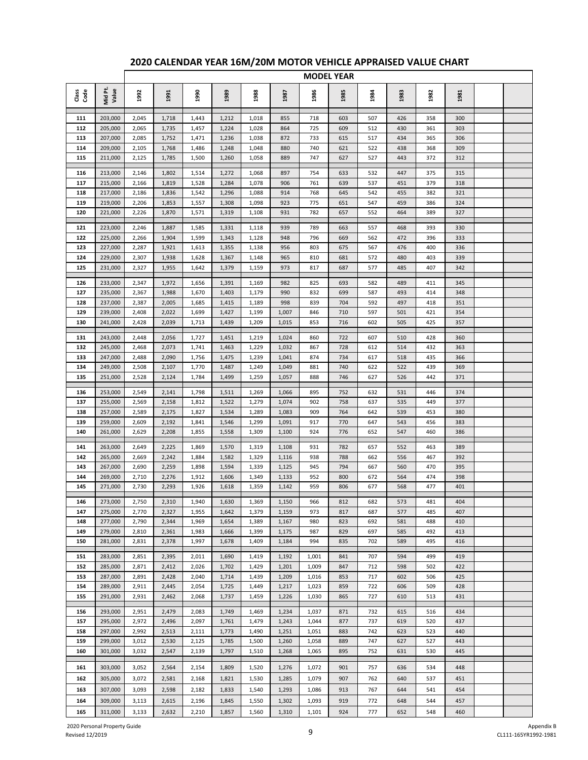# 2020 CALENDAR YEAR 16M/20M MOTOR VEHICLE APPRAISED VALUE CHART

| Class Code | Mid Pt. Value | MODEL YEAR | | | | | | | | | | | | | |
|---|---|---|---|---|---|---|---|---|---|---|---|---|---|---|---|
| | | 1992 | 1991 | 1990 | 1989 | 1988 | 1987 | 1986 | 1985 | 1984 | 1983 | 1982 | 1981 | | |
| 111 | 203,000 | 2,045 | 1,718 | 1,443 | 1,212 | 1,018 | 855 | 718 | 603 | 507 | 426 | 358 | 300 | | |
| 112 | 205,000 | 2,065 | 1,735 | 1,457 | 1,224 | 1,028 | 864 | 725 | 609 | 512 | 430 | 361 | 303 | | |
| 113 | 207,000 | 2,085 | 1,752 | 1,471 | 1,236 | 1,038 | 872 | 733 | 615 | 517 | 434 | 365 | 306 | | |
| 114 | 209,000 | 2,105 | 1,768 | 1,486 | 1,248 | 1,048 | 880 | 740 | 621 | 522 | 438 | 368 | 309 | | |
| 115 | 211,000 | 2,125 | 1,785 | 1,500 | 1,260 | 1,058 | 889 | 747 | 627 | 527 | 443 | 372 | 312 | | |
| 116 | 213,000 | 2,146 | 1,802 | 1,514 | 1,272 | 1,068 | 897 | 754 | 633 | 532 | 447 | 375 | 315 | | |
| 117 | 215,000 | 2,166 | 1,819 | 1,528 | 1,284 | 1,078 | 906 | 761 | 639 | 537 | 451 | 379 | 318 | | |
| 118 | 217,000 | 2,186 | 1,836 | 1,542 | 1,296 | 1,088 | 914 | 768 | 645 | 542 | 455 | 382 | 321 | | |
| 119 | 219,000 | 2,206 | 1,853 | 1,557 | 1,308 | 1,098 | 923 | 775 | 651 | 547 | 459 | 386 | 324 | | |
| 120 | 221,000 | 2,226 | 1,870 | 1,571 | 1,319 | 1,108 | 931 | 782 | 657 | 552 | 464 | 389 | 327 | | |
| 121 | 223,000 | 2,246 | 1,887 | 1,585 | 1,331 | 1,118 | 939 | 789 | 663 | 557 | 468 | 393 | 330 | | |
| 122 | 225,000 | 2,266 | 1,904 | 1,599 | 1,343 | 1,128 | 948 | 796 | 669 | 562 | 472 | 396 | 333 | | |
| 123 | 227,000 | 2,287 | 1,921 | 1,613 | 1,355 | 1,138 | 956 | 803 | 675 | 567 | 476 | 400 | 336 | | |
| 124 | 229,000 | 2,307 | 1,938 | 1,628 | 1,367 | 1,148 | 965 | 810 | 681 | 572 | 480 | 403 | 339 | | |
| 125 | 231,000 | 2,327 | 1,955 | 1,642 | 1,379 | 1,159 | 973 | 817 | 687 | 577 | 485 | 407 | 342 | | |
| 126 | 233,000 | 2,347 | 1,972 | 1,656 | 1,391 | 1,169 | 982 | 825 | 693 | 582 | 489 | 411 | 345 | | |
| 127 | 235,000 | 2,367 | 1,988 | 1,670 | 1,403 | 1,179 | 990 | 832 | 699 | 587 | 493 | 414 | 348 | | |
| 128 | 237,000 | 2,387 | 2,005 | 1,685 | 1,415 | 1,189 | 998 | 839 | 704 | 592 | 497 | 418 | 351 | | |
| 129 | 239,000 | 2,408 | 2,022 | 1,699 | 1,427 | 1,199 | 1,007 | 846 | 710 | 597 | 501 | 421 | 354 | | |
| 130 | 241,000 | 2,428 | 2,039 | 1,713 | 1,439 | 1,209 | 1,015 | 853 | 716 | 602 | 505 | 425 | 357 | | |
| 131 | 243,000 | 2,448 | 2,056 | 1,727 | 1,451 | 1,219 | 1,024 | 860 | 722 | 607 | 510 | 428 | 360 | | |
| 132 | 245,000 | 2,468 | 2,073 | 1,741 | 1,463 | 1,229 | 1,032 | 867 | 728 | 612 | 514 | 432 | 363 | | |
| 133 | 247,000 | 2,488 | 2,090 | 1,756 | 1,475 | 1,239 | 1,041 | 874 | 734 | 617 | 518 | 435 | 366 | | |
| 134 | 249,000 | 2,508 | 2,107 | 1,770 | 1,487 | 1,249 | 1,049 | 881 | 740 | 622 | 522 | 439 | 369 | | |
| 135 | 251,000 | 2,528 | 2,124 | 1,784 | 1,499 | 1,259 | 1,057 | 888 | 746 | 627 | 526 | 442 | 371 | | |
| 136 | 253,000 | 2,549 | 2,141 | 1,798 | 1,511 | 1,269 | 1,066 | 895 | 752 | 632 | 531 | 446 | 374 | | |
| 137 | 255,000 | 2,569 | 2,158 | 1,812 | 1,522 | 1,279 | 1,074 | 902 | 758 | 637 | 535 | 449 | 377 | | |
| 138 | 257,000 | 2,589 | 2,175 | 1,827 | 1,534 | 1,289 | 1,083 | 909 | 764 | 642 | 539 | 453 | 380 | | |
| 139 | 259,000 | 2,609 | 2,192 | 1,841 | 1,546 | 1,299 | 1,091 | 917 | 770 | 647 | 543 | 456 | 383 | | |
| 140 | 261,000 | 2,629 | 2,208 | 1,855 | 1,558 | 1,309 | 1,100 | 924 | 776 | 652 | 547 | 460 | 386 | | |
| 141 | 263,000 | 2,649 | 2,225 | 1,869 | 1,570 | 1,319 | 1,108 | 931 | 782 | 657 | 552 | 463 | 389 | | |
| 142 | 265,000 | 2,669 | 2,242 | 1,884 | 1,582 | 1,329 | 1,116 | 938 | 788 | 662 | 556 | 467 | 392 | | |
| 143 | 267,000 | 2,690 | 2,259 | 1,898 | 1,594 | 1,339 | 1,125 | 945 | 794 | 667 | 560 | 470 | 395 | | |
| 144 | 269,000 | 2,710 | 2,276 | 1,912 | 1,606 | 1,349 | 1,133 | 952 | 800 | 672 | 564 | 474 | 398 | | |
| 145 | 271,000 | 2,730 | 2,293 | 1,926 | 1,618 | 1,359 | 1,142 | 959 | 806 | 677 | 568 | 477 | 401 | | |
| 146 | 273,000 | 2,750 | 2,310 | 1,940 | 1,630 | 1,369 | 1,150 | 966 | 812 | 682 | 573 | 481 | 404 | | |
| 147 | 275,000 | 2,770 | 2,327 | 1,955 | 1,642 | 1,379 | 1,159 | 973 | 817 | 687 | 577 | 485 | 407 | | |
| 148 | 277,000 | 2,790 | 2,344 | 1,969 | 1,654 | 1,389 | 1,167 | 980 | 823 | 692 | 581 | 488 | 410 | | |
| 149 | 279,000 | 2,810 | 2,361 | 1,983 | 1,666 | 1,399 | 1,175 | 987 | 829 | 697 | 585 | 492 | 413 | | |
| 150 | 281,000 | 2,831 | 2,378 | 1,997 | 1,678 | 1,409 | 1,184 | 994 | 835 | 702 | 589 | 495 | 416 | | |
| 151 | 283,000 | 2,851 | 2,395 | 2,011 | 1,690 | 1,419 | 1,192 | 1,001 | 841 | 707 | 594 | 499 | 419 | | |
| 152 | 285,000 | 2,871 | 2,412 | 2,026 | 1,702 | 1,429 | 1,201 | 1,009 | 847 | 712 | 598 | 502 | 422 | | |
| 153 | 287,000 | 2,891 | 2,428 | 2,040 | 1,714 | 1,439 | 1,209 | 1,016 | 853 | 717 | 602 | 506 | 425 | | |
| 154 | 289,000 | 2,911 | 2,445 | 2,054 | 1,725 | 1,449 | 1,217 | 1,023 | 859 | 722 | 606 | 509 | 428 | | |
| 155 | 291,000 | 2,931 | 2,462 | 2,068 | 1,737 | 1,459 | 1,226 | 1,030 | 865 | 727 | 610 | 513 | 431 | | |
| 156 | 293,000 | 2,951 | 2,479 | 2,083 | 1,749 | 1,469 | 1,234 | 1,037 | 871 | 732 | 615 | 516 | 434 | | |
| 157 | 295,000 | 2,972 | 2,496 | 2,097 | 1,761 | 1,479 | 1,243 | 1,044 | 877 | 737 | 619 | 520 | 437 | | |
| 158 | 297,000 | 2,992 | 2,513 | 2,111 | 1,773 | 1,490 | 1,251 | 1,051 | 883 | 742 | 623 | 523 | 440 | | |
| 159 | 299,000 | 3,012 | 2,530 | 2,125 | 1,785 | 1,500 | 1,260 | 1,058 | 889 | 747 | 627 | 527 | 443 | | |
| 160 | 301,000 | 3,032 | 2,547 | 2,139 | 1,797 | 1,510 | 1,268 | 1,065 | 895 | 752 | 631 | 530 | 445 | | |
| 161 | 303,000 | 3,052 | 2,564 | 2,154 | 1,809 | 1,520 | 1,276 | 1,072 | 901 | 757 | 636 | 534 | 448 | | |
| 162 | 305,000 | 3,072 | 2,581 | 2,168 | 1,821 | 1,530 | 1,285 | 1,079 | 907 | 762 | 640 | 537 | 451 | | |
| 163 | 307,000 | 3,093 | 2,598 | 2,182 | 1,833 | 1,540 | 1,293 | 1,086 | 913 | 767 | 644 | 541 | 454 | | |
| 164 | 309,000 | 3,113 | 2,615 | 2,196 | 1,845 | 1,550 | 1,302 | 1,093 | 919 | 772 | 648 | 544 | 457 | | |
| 165 | 311,000 | 3,133 | 2,632 | 2,210 | 1,857 | 1,560 | 1,310 | 1,101 | 924 | 777 | 652 | 548 | 460 | | |

2020 Personal Property Guide
Revised 12/2019

Appendix B
CL111-165YR1992-1981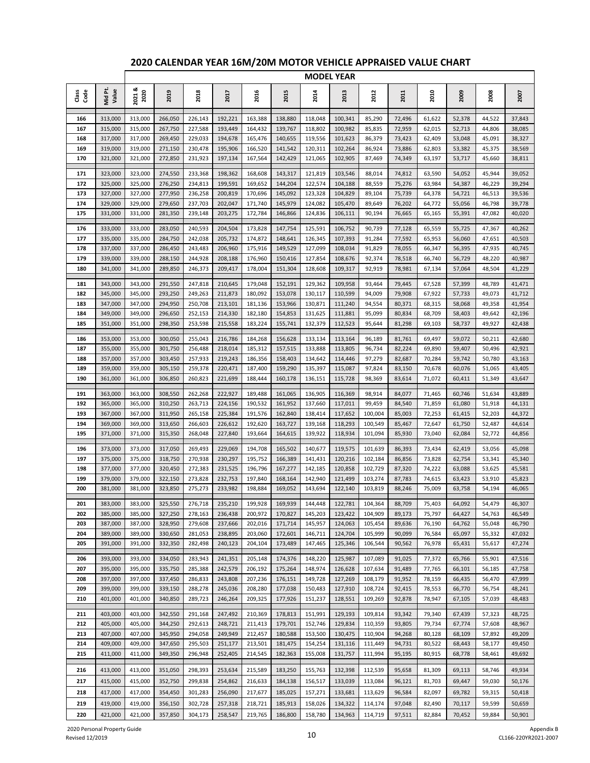# 2020 CALENDAR YEAR 16M/20M MOTOR VEHICLE APPRAISED VALUE CHART

| Class Code | Mid Pt. Value | 2021 & 2020 | 2019 | 2018 | 2017 | 2016 | 2015 | 2014 | 2013 | 2012 | 2011 | 2010 | 2009 | 2008 | 2007 |
|---|---|---|---|---|---|---|---|---|---|---|---|---|---|---|---|
| | | MODEL YEAR | | | | | | | | | | | | | |
| 166 | 313,000 | 313,000 | 266,050 | 226,143 | 192,221 | 163,388 | 138,880 | 118,048 | 100,341 | 85,290 | 72,496 | 61,622 | 52,378 | 44,522 | 37,843 |
| 167 | 315,000 | 315,000 | 267,750 | 227,588 | 193,449 | 164,432 | 139,767 | 118,802 | 100,982 | 85,835 | 72,959 | 62,015 | 52,713 | 44,806 | 38,085 |
| 168 | 317,000 | 317,000 | 269,450 | 229,033 | 194,678 | 165,476 | 140,655 | 119,556 | 101,623 | 86,379 | 73,423 | 62,409 | 53,048 | 45,091 | 38,327 |
| 169 | 319,000 | 319,000 | 271,150 | 230,478 | 195,906 | 166,520 | 141,542 | 120,311 | 102,264 | 86,924 | 73,886 | 62,803 | 53,382 | 45,375 | 38,569 |
| 170 | 321,000 | 321,000 | 272,850 | 231,923 | 197,134 | 167,564 | 142,429 | 121,065 | 102,905 | 87,469 | 74,349 | 63,197 | 53,717 | 45,660 | 38,811 |
| 171 | 323,000 | 323,000 | 274,550 | 233,368 | 198,362 | 168,608 | 143,317 | 121,819 | 103,546 | 88,014 | 74,812 | 63,590 | 54,052 | 45,944 | 39,052 |
| 172 | 325,000 | 325,000 | 276,250 | 234,813 | 199,591 | 169,652 | 144,204 | 122,574 | 104,188 | 88,559 | 75,276 | 63,984 | 54,387 | 46,229 | 39,294 |
| 173 | 327,000 | 327,000 | 277,950 | 236,258 | 200,819 | 170,696 | 145,092 | 123,328 | 104,829 | 89,104 | 75,739 | 64,378 | 54,721 | 46,513 | 39,536 |
| 174 | 329,000 | 329,000 | 279,650 | 237,703 | 202,047 | 171,740 | 145,979 | 124,082 | 105,470 | 89,649 | 76,202 | 64,772 | 55,056 | 46,798 | 39,778 |
| 175 | 331,000 | 331,000 | 281,350 | 239,148 | 203,275 | 172,784 | 146,866 | 124,836 | 106,111 | 90,194 | 76,665 | 65,165 | 55,391 | 47,082 | 40,020 |
| 176 | 333,000 | 333,000 | 283,050 | 240,593 | 204,504 | 173,828 | 147,754 | 125,591 | 106,752 | 90,739 | 77,128 | 65,559 | 55,725 | 47,367 | 40,262 |
| 177 | 335,000 | 335,000 | 284,750 | 242,038 | 205,732 | 174,872 | 148,641 | 126,345 | 107,393 | 91,284 | 77,592 | 65,953 | 56,060 | 47,651 | 40,503 |
| 178 | 337,000 | 337,000 | 286,450 | 243,483 | 206,960 | 175,916 | 149,529 | 127,099 | 108,034 | 91,829 | 78,055 | 66,347 | 56,395 | 47,935 | 40,745 |
| 179 | 339,000 | 339,000 | 288,150 | 244,928 | 208,188 | 176,960 | 150,416 | 127,854 | 108,676 | 92,374 | 78,518 | 66,740 | 56,729 | 48,220 | 40,987 |
| 180 | 341,000 | 341,000 | 289,850 | 246,373 | 209,417 | 178,004 | 151,304 | 128,608 | 109,317 | 92,919 | 78,981 | 67,134 | 57,064 | 48,504 | 41,229 |
| 181 | 343,000 | 343,000 | 291,550 | 247,818 | 210,645 | 179,048 | 152,191 | 129,362 | 109,958 | 93,464 | 79,445 | 67,528 | 57,399 | 48,789 | 41,471 |
| 182 | 345,000 | 345,000 | 293,250 | 249,263 | 211,873 | 180,092 | 153,078 | 130,117 | 110,599 | 94,009 | 79,908 | 67,922 | 57,733 | 49,073 | 41,712 |
| 183 | 347,000 | 347,000 | 294,950 | 250,708 | 213,101 | 181,136 | 153,966 | 130,871 | 111,240 | 94,554 | 80,371 | 68,315 | 58,068 | 49,358 | 41,954 |
| 184 | 349,000 | 349,000 | 296,650 | 252,153 | 214,330 | 182,180 | 154,853 | 131,625 | 111,881 | 95,099 | 80,834 | 68,709 | 58,403 | 49,642 | 42,196 |
| 185 | 351,000 | 351,000 | 298,350 | 253,598 | 215,558 | 183,224 | 155,741 | 132,379 | 112,523 | 95,644 | 81,298 | 69,103 | 58,737 | 49,927 | 42,438 |
| 186 | 353,000 | 353,000 | 300,050 | 255,043 | 216,786 | 184,268 | 156,628 | 133,134 | 113,164 | 96,189 | 81,761 | 69,497 | 59,072 | 50,211 | 42,680 |
| 187 | 355,000 | 355,000 | 301,750 | 256,488 | 218,014 | 185,312 | 157,515 | 133,888 | 113,805 | 96,734 | 82,224 | 69,890 | 59,407 | 50,496 | 42,921 |
| 188 | 357,000 | 357,000 | 303,450 | 257,933 | 219,243 | 186,356 | 158,403 | 134,642 | 114,446 | 97,279 | 82,687 | 70,284 | 59,742 | 50,780 | 43,163 |
| 189 | 359,000 | 359,000 | 305,150 | 259,378 | 220,471 | 187,400 | 159,290 | 135,397 | 115,087 | 97,824 | 83,150 | 70,678 | 60,076 | 51,065 | 43,405 |
| 190 | 361,000 | 361,000 | 306,850 | 260,823 | 221,699 | 188,444 | 160,178 | 136,151 | 115,728 | 98,369 | 83,614 | 71,072 | 60,411 | 51,349 | 43,647 |
| 191 | 363,000 | 363,000 | 308,550 | 262,268 | 222,927 | 189,488 | 161,065 | 136,905 | 116,369 | 98,914 | 84,077 | 71,465 | 60,746 | 51,634 | 43,889 |
| 192 | 365,000 | 365,000 | 310,250 | 263,713 | 224,156 | 190,532 | 161,952 | 137,660 | 117,011 | 99,459 | 84,540 | 71,859 | 61,080 | 51,918 | 44,131 |
| 193 | 367,000 | 367,000 | 311,950 | 265,158 | 225,384 | 191,576 | 162,840 | 138,414 | 117,652 | 100,004 | 85,003 | 72,253 | 61,415 | 52,203 | 44,372 |
| 194 | 369,000 | 369,000 | 313,650 | 266,603 | 226,612 | 192,620 | 163,727 | 139,168 | 118,293 | 100,549 | 85,467 | 72,647 | 61,750 | 52,487 | 44,614 |
| 195 | 371,000 | 371,000 | 315,350 | 268,048 | 227,840 | 193,664 | 164,615 | 139,922 | 118,934 | 101,094 | 85,930 | 73,040 | 62,084 | 52,772 | 44,856 |
| 196 | 373,000 | 373,000 | 317,050 | 269,493 | 229,069 | 194,708 | 165,502 | 140,677 | 119,575 | 101,639 | 86,393 | 73,434 | 62,419 | 53,056 | 45,098 |
| 197 | 375,000 | 375,000 | 318,750 | 270,938 | 230,297 | 195,752 | 166,389 | 141,431 | 120,216 | 102,184 | 86,856 | 73,828 | 62,754 | 53,341 | 45,340 |
| 198 | 377,000 | 377,000 | 320,450 | 272,383 | 231,525 | 196,796 | 167,277 | 142,185 | 120,858 | 102,729 | 87,320 | 74,222 | 63,088 | 53,625 | 45,581 |
| 199 | 379,000 | 379,000 | 322,150 | 273,828 | 232,753 | 197,840 | 168,164 | 142,940 | 121,499 | 103,274 | 87,783 | 74,615 | 63,423 | 53,910 | 45,823 |
| 200 | 381,000 | 381,000 | 323,850 | 275,273 | 233,982 | 198,884 | 169,052 | 143,694 | 122,140 | 103,819 | 88,246 | 75,009 | 63,758 | 54,194 | 46,065 |
| 201 | 383,000 | 383,000 | 325,550 | 276,718 | 235,210 | 199,928 | 169,939 | 144,448 | 122,781 | 104,364 | 88,709 | 75,403 | 64,092 | 54,479 | 46,307 |
| 202 | 385,000 | 385,000 | 327,250 | 278,163 | 236,438 | 200,972 | 170,827 | 145,203 | 123,422 | 104,909 | 89,173 | 75,797 | 64,427 | 54,763 | 46,549 |
| 203 | 387,000 | 387,000 | 328,950 | 279,608 | 237,666 | 202,016 | 171,714 | 145,957 | 124,063 | 105,454 | 89,636 | 76,190 | 64,762 | 55,048 | 46,790 |
| 204 | 389,000 | 389,000 | 330,650 | 281,053 | 238,895 | 203,060 | 172,601 | 146,711 | 124,704 | 105,999 | 90,099 | 76,584 | 65,097 | 55,332 | 47,032 |
| 205 | 391,000 | 391,000 | 332,350 | 282,498 | 240,123 | 204,104 | 173,489 | 147,465 | 125,346 | 106,544 | 90,562 | 76,978 | 65,431 | 55,617 | 47,274 |
| 206 | 393,000 | 393,000 | 334,050 | 283,943 | 241,351 | 205,148 | 174,376 | 148,220 | 125,987 | 107,089 | 91,025 | 77,372 | 65,766 | 55,901 | 47,516 |
| 207 | 395,000 | 395,000 | 335,750 | 285,388 | 242,579 | 206,192 | 175,264 | 148,974 | 126,628 | 107,634 | 91,489 | 77,765 | 66,101 | 56,185 | 47,758 |
| 208 | 397,000 | 397,000 | 337,450 | 286,833 | 243,808 | 207,236 | 176,151 | 149,728 | 127,269 | 108,179 | 91,952 | 78,159 | 66,435 | 56,470 | 47,999 |
| 209 | 399,000 | 399,000 | 339,150 | 288,278 | 245,036 | 208,280 | 177,038 | 150,483 | 127,910 | 108,724 | 92,415 | 78,553 | 66,770 | 56,754 | 48,241 |
| 210 | 401,000 | 401,000 | 340,850 | 289,723 | 246,264 | 209,325 | 177,926 | 151,237 | 128,551 | 109,269 | 92,878 | 78,947 | 67,105 | 57,039 | 48,483 |
| 211 | 403,000 | 403,000 | 342,550 | 291,168 | 247,492 | 210,369 | 178,813 | 151,991 | 129,193 | 109,814 | 93,342 | 79,340 | 67,439 | 57,323 | 48,725 |
| 212 | 405,000 | 405,000 | 344,250 | 292,613 | 248,721 | 211,413 | 179,701 | 152,746 | 129,834 | 110,359 | 93,805 | 79,734 | 67,774 | 57,608 | 48,967 |
| 213 | 407,000 | 407,000 | 345,950 | 294,058 | 249,949 | 212,457 | 180,588 | 153,500 | 130,475 | 110,904 | 94,268 | 80,128 | 68,109 | 57,892 | 49,209 |
| 214 | 409,000 | 409,000 | 347,650 | 295,503 | 251,177 | 213,501 | 181,475 | 154,254 | 131,116 | 111,449 | 94,731 | 80,522 | 68,443 | 58,177 | 49,450 |
| 215 | 411,000 | 411,000 | 349,350 | 296,948 | 252,405 | 214,545 | 182,363 | 155,008 | 131,757 | 111,994 | 95,195 | 80,915 | 68,778 | 58,461 | 49,692 |
| 216 | 413,000 | 413,000 | 351,050 | 298,393 | 253,634 | 215,589 | 183,250 | 155,763 | 132,398 | 112,539 | 95,658 | 81,309 | 69,113 | 58,746 | 49,934 |
| 217 | 415,000 | 415,000 | 352,750 | 299,838 | 254,862 | 216,633 | 184,138 | 156,517 | 133,039 | 113,084 | 96,121 | 81,703 | 69,447 | 59,030 | 50,176 |
| 218 | 417,000 | 417,000 | 354,450 | 301,283 | 256,090 | 217,677 | 185,025 | 157,271 | 133,681 | 113,629 | 96,584 | 82,097 | 69,782 | 59,315 | 50,418 |
| 219 | 419,000 | 419,000 | 356,150 | 302,728 | 257,318 | 218,721 | 185,913 | 158,026 | 134,322 | 114,174 | 97,048 | 82,490 | 70,117 | 59,599 | 50,659 |
| 220 | 421,000 | 421,000 | 357,850 | 304,173 | 258,547 | 219,765 | 186,800 | 158,780 | 134,963 | 114,719 | 97,511 | 82,884 | 70,452 | 59,884 | 50,901 |

2020 Personal Property Guide
Revised 12/2019

Appendix B
CL166-220YR2021-2007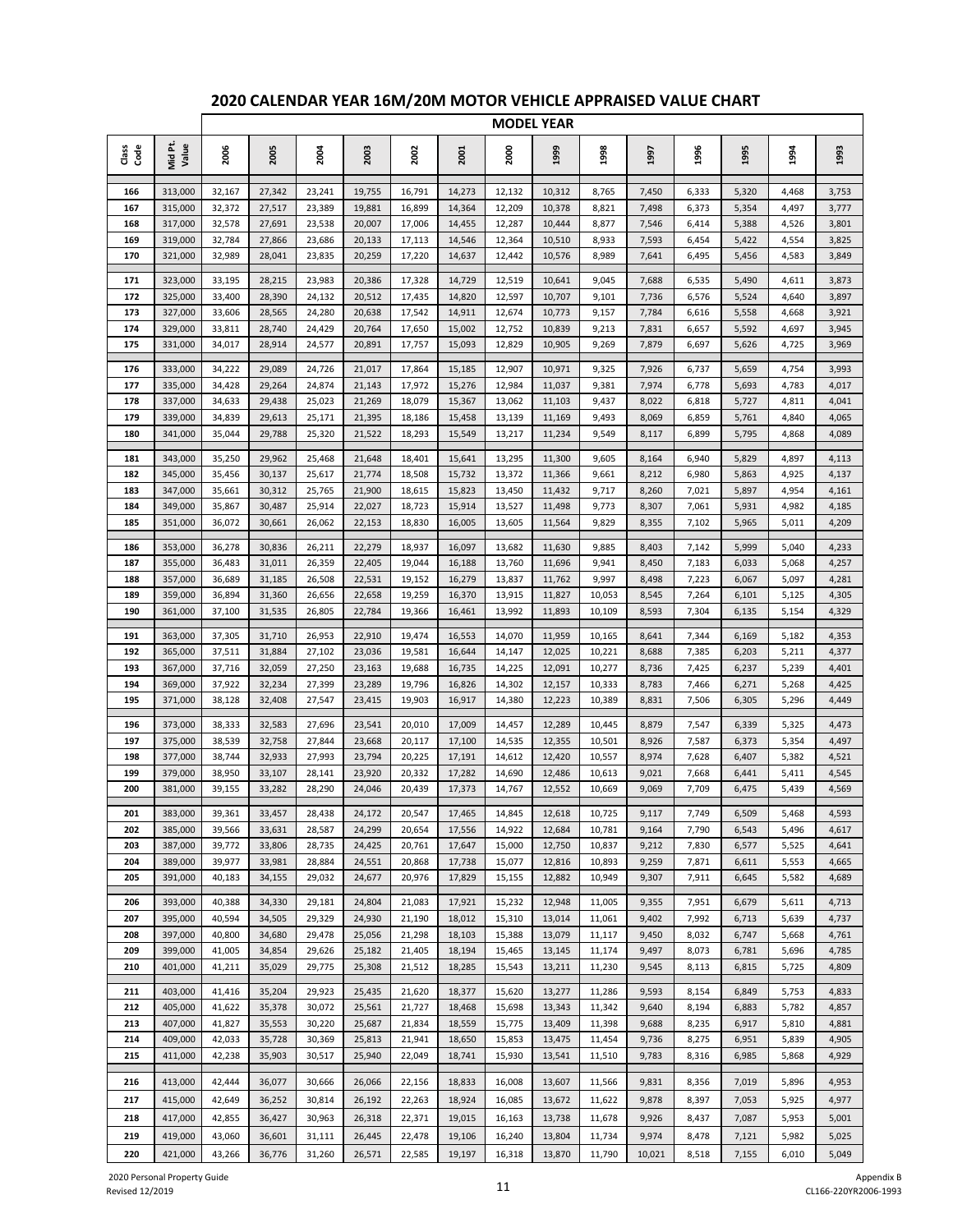# 2020 CALENDAR YEAR 16M/20M MOTOR VEHICLE APPRAISED VALUE CHART

| Class Code | Mid Pt. Value | MODEL YEAR 2006 | 2005 | 2004 | 2003 | 2002 | 2001 | 2000 | 1999 | 1998 | 1997 | 1996 | 1995 | 1994 | 1993 |
|---|---|---|---|---|---|---|---|---|---|---|---|---|---|---|---|
| 166 | 313,000 | 32,167 | 27,342 | 23,241 | 19,755 | 16,791 | 14,273 | 12,132 | 10,312 | 8,765 | 7,450 | 6,333 | 5,320 | 4,468 | 3,753 |
| 167 | 315,000 | 32,372 | 27,517 | 23,389 | 19,881 | 16,899 | 14,364 | 12,209 | 10,378 | 8,821 | 7,498 | 6,373 | 5,354 | 4,497 | 3,777 |
| 168 | 317,000 | 32,578 | 27,691 | 23,538 | 20,007 | 17,006 | 14,455 | 12,287 | 10,444 | 8,877 | 7,546 | 6,414 | 5,388 | 4,526 | 3,801 |
| 169 | 319,000 | 32,784 | 27,866 | 23,686 | 20,133 | 17,113 | 14,546 | 12,364 | 10,510 | 8,933 | 7,593 | 6,454 | 5,422 | 4,554 | 3,825 |
| 170 | 321,000 | 32,989 | 28,041 | 23,835 | 20,259 | 17,220 | 14,637 | 12,442 | 10,576 | 8,989 | 7,641 | 6,495 | 5,456 | 4,583 | 3,849 |
| 171 | 323,000 | 33,195 | 28,215 | 23,983 | 20,386 | 17,328 | 14,729 | 12,519 | 10,641 | 9,045 | 7,688 | 6,535 | 5,490 | 4,611 | 3,873 |
| 172 | 325,000 | 33,400 | 28,390 | 24,132 | 20,512 | 17,435 | 14,820 | 12,597 | 10,707 | 9,101 | 7,736 | 6,576 | 5,524 | 4,640 | 3,897 |
| 173 | 327,000 | 33,606 | 28,565 | 24,280 | 20,638 | 17,542 | 14,911 | 12,674 | 10,773 | 9,157 | 7,784 | 6,616 | 5,558 | 4,668 | 3,921 |
| 174 | 329,000 | 33,811 | 28,740 | 24,429 | 20,764 | 17,650 | 15,002 | 12,752 | 10,839 | 9,213 | 7,831 | 6,657 | 5,592 | 4,697 | 3,945 |
| 175 | 331,000 | 34,017 | 28,914 | 24,577 | 20,891 | 17,757 | 15,093 | 12,829 | 10,905 | 9,269 | 7,879 | 6,697 | 5,626 | 4,725 | 3,969 |
| 176 | 333,000 | 34,222 | 29,089 | 24,726 | 21,017 | 17,864 | 15,185 | 12,907 | 10,971 | 9,325 | 7,926 | 6,737 | 5,659 | 4,754 | 3,993 |
| 177 | 335,000 | 34,428 | 29,264 | 24,874 | 21,143 | 17,972 | 15,276 | 12,984 | 11,037 | 9,381 | 7,974 | 6,778 | 5,693 | 4,783 | 4,017 |
| 178 | 337,000 | 34,633 | 29,438 | 25,023 | 21,269 | 18,079 | 15,367 | 13,062 | 11,103 | 9,437 | 8,022 | 6,818 | 5,727 | 4,811 | 4,041 |
| 179 | 339,000 | 34,839 | 29,613 | 25,171 | 21,395 | 18,186 | 15,458 | 13,139 | 11,169 | 9,493 | 8,069 | 6,859 | 5,761 | 4,840 | 4,065 |
| 180 | 341,000 | 35,044 | 29,788 | 25,320 | 21,522 | 18,293 | 15,549 | 13,217 | 11,234 | 9,549 | 8,117 | 6,899 | 5,795 | 4,868 | 4,089 |
| 181 | 343,000 | 35,250 | 29,962 | 25,468 | 21,648 | 18,401 | 15,641 | 13,295 | 11,300 | 9,605 | 8,164 | 6,940 | 5,829 | 4,897 | 4,113 |
| 182 | 345,000 | 35,456 | 30,137 | 25,617 | 21,774 | 18,508 | 15,732 | 13,372 | 11,366 | 9,661 | 8,212 | 6,980 | 5,863 | 4,925 | 4,137 |
| 183 | 347,000 | 35,661 | 30,312 | 25,765 | 21,900 | 18,615 | 15,823 | 13,450 | 11,432 | 9,717 | 8,260 | 7,021 | 5,897 | 4,954 | 4,161 |
| 184 | 349,000 | 35,867 | 30,487 | 25,914 | 22,027 | 18,723 | 15,914 | 13,527 | 11,498 | 9,773 | 8,307 | 7,061 | 5,931 | 4,982 | 4,185 |
| 185 | 351,000 | 36,072 | 30,661 | 26,062 | 22,153 | 18,830 | 16,005 | 13,605 | 11,564 | 9,829 | 8,355 | 7,102 | 5,965 | 5,011 | 4,209 |
| 186 | 353,000 | 36,278 | 30,836 | 26,211 | 22,279 | 18,937 | 16,097 | 13,682 | 11,630 | 9,885 | 8,403 | 7,142 | 5,999 | 5,040 | 4,233 |
| 187 | 355,000 | 36,483 | 31,011 | 26,359 | 22,405 | 19,044 | 16,188 | 13,760 | 11,696 | 9,941 | 8,450 | 7,183 | 6,033 | 5,068 | 4,257 |
| 188 | 357,000 | 36,689 | 31,185 | 26,508 | 22,531 | 19,152 | 16,279 | 13,837 | 11,762 | 9,997 | 8,498 | 7,223 | 6,067 | 5,097 | 4,281 |
| 189 | 359,000 | 36,894 | 31,360 | 26,656 | 22,658 | 19,259 | 16,370 | 13,915 | 11,827 | 10,053 | 8,545 | 7,264 | 6,101 | 5,125 | 4,305 |
| 190 | 361,000 | 37,100 | 31,535 | 26,805 | 22,784 | 19,366 | 16,461 | 13,992 | 11,893 | 10,109 | 8,593 | 7,304 | 6,135 | 5,154 | 4,329 |
| 191 | 363,000 | 37,305 | 31,710 | 26,953 | 22,910 | 19,474 | 16,553 | 14,070 | 11,959 | 10,165 | 8,641 | 7,344 | 6,169 | 5,182 | 4,353 |
| 192 | 365,000 | 37,511 | 31,884 | 27,102 | 23,036 | 19,581 | 16,644 | 14,147 | 12,025 | 10,221 | 8,688 | 7,385 | 6,203 | 5,211 | 4,377 |
| 193 | 367,000 | 37,716 | 32,059 | 27,250 | 23,163 | 19,688 | 16,735 | 14,225 | 12,091 | 10,277 | 8,736 | 7,425 | 6,237 | 5,239 | 4,401 |
| 194 | 369,000 | 37,922 | 32,234 | 27,399 | 23,289 | 19,796 | 16,826 | 14,302 | 12,157 | 10,333 | 8,783 | 7,466 | 6,271 | 5,268 | 4,425 |
| 195 | 371,000 | 38,128 | 32,408 | 27,547 | 23,415 | 19,903 | 16,917 | 14,380 | 12,223 | 10,389 | 8,831 | 7,506 | 6,305 | 5,296 | 4,449 |
| 196 | 373,000 | 38,333 | 32,583 | 27,696 | 23,541 | 20,010 | 17,009 | 14,457 | 12,289 | 10,445 | 8,879 | 7,547 | 6,339 | 5,325 | 4,473 |
| 197 | 375,000 | 38,539 | 32,758 | 27,844 | 23,668 | 20,117 | 17,100 | 14,535 | 12,355 | 10,501 | 8,926 | 7,587 | 6,373 | 5,354 | 4,497 |
| 198 | 377,000 | 38,744 | 32,933 | 27,993 | 23,794 | 20,225 | 17,191 | 14,612 | 12,420 | 10,557 | 8,974 | 7,628 | 6,407 | 5,382 | 4,521 |
| 199 | 379,000 | 38,950 | 33,107 | 28,141 | 23,920 | 20,332 | 17,282 | 14,690 | 12,486 | 10,613 | 9,021 | 7,668 | 6,441 | 5,411 | 4,545 |
| 200 | 381,000 | 39,155 | 33,282 | 28,290 | 24,046 | 20,439 | 17,373 | 14,767 | 12,552 | 10,669 | 9,069 | 7,709 | 6,475 | 5,439 | 4,569 |
| 201 | 383,000 | 39,361 | 33,457 | 28,438 | 24,172 | 20,547 | 17,465 | 14,845 | 12,618 | 10,725 | 9,117 | 7,749 | 6,509 | 5,468 | 4,593 |
| 202 | 385,000 | 39,566 | 33,631 | 28,587 | 24,299 | 20,654 | 17,556 | 14,922 | 12,684 | 10,781 | 9,164 | 7,790 | 6,543 | 5,496 | 4,617 |
| 203 | 387,000 | 39,772 | 33,806 | 28,735 | 24,425 | 20,761 | 17,647 | 15,000 | 12,750 | 10,837 | 9,212 | 7,830 | 6,577 | 5,525 | 4,641 |
| 204 | 389,000 | 39,977 | 33,981 | 28,884 | 24,551 | 20,868 | 17,738 | 15,077 | 12,816 | 10,893 | 9,259 | 7,871 | 6,611 | 5,553 | 4,665 |
| 205 | 391,000 | 40,183 | 34,155 | 29,032 | 24,677 | 20,976 | 17,829 | 15,155 | 12,882 | 10,949 | 9,307 | 7,911 | 6,645 | 5,582 | 4,689 |
| 206 | 393,000 | 40,388 | 34,330 | 29,181 | 24,804 | 21,083 | 17,921 | 15,232 | 12,948 | 11,005 | 9,355 | 7,951 | 6,679 | 5,611 | 4,713 |
| 207 | 395,000 | 40,594 | 34,505 | 29,329 | 24,930 | 21,190 | 18,012 | 15,310 | 13,014 | 11,061 | 9,402 | 7,992 | 6,713 | 5,639 | 4,737 |
| 208 | 397,000 | 40,800 | 34,680 | 29,478 | 25,056 | 21,298 | 18,103 | 15,388 | 13,079 | 11,117 | 9,450 | 8,032 | 6,747 | 5,668 | 4,761 |
| 209 | 399,000 | 41,005 | 34,854 | 29,626 | 25,182 | 21,405 | 18,194 | 15,465 | 13,145 | 11,174 | 9,497 | 8,073 | 6,781 | 5,696 | 4,785 |
| 210 | 401,000 | 41,211 | 35,029 | 29,775 | 25,308 | 21,512 | 18,285 | 15,543 | 13,211 | 11,230 | 9,545 | 8,113 | 6,815 | 5,725 | 4,809 |
| 211 | 403,000 | 41,416 | 35,204 | 29,923 | 25,435 | 21,620 | 18,377 | 15,620 | 13,277 | 11,286 | 9,593 | 8,154 | 6,849 | 5,753 | 4,833 |
| 212 | 405,000 | 41,622 | 35,378 | 30,072 | 25,561 | 21,727 | 18,468 | 15,698 | 13,343 | 11,342 | 9,640 | 8,194 | 6,883 | 5,782 | 4,857 |
| 213 | 407,000 | 41,827 | 35,553 | 30,220 | 25,687 | 21,834 | 18,559 | 15,775 | 13,409 | 11,398 | 9,688 | 8,235 | 6,917 | 5,810 | 4,881 |
| 214 | 409,000 | 42,033 | 35,728 | 30,369 | 25,813 | 21,941 | 18,650 | 15,853 | 13,475 | 11,454 | 9,736 | 8,275 | 6,951 | 5,839 | 4,905 |
| 215 | 411,000 | 42,238 | 35,903 | 30,517 | 25,940 | 22,049 | 18,741 | 15,930 | 13,541 | 11,510 | 9,783 | 8,316 | 6,985 | 5,868 | 4,929 |
| 216 | 413,000 | 42,444 | 36,077 | 30,666 | 26,066 | 22,156 | 18,833 | 16,008 | 13,607 | 11,566 | 9,831 | 8,356 | 7,019 | 5,896 | 4,953 |
| 217 | 415,000 | 42,649 | 36,252 | 30,814 | 26,192 | 22,263 | 18,924 | 16,085 | 13,672 | 11,622 | 9,878 | 8,397 | 7,053 | 5,925 | 4,977 |
| 218 | 417,000 | 42,855 | 36,427 | 30,963 | 26,318 | 22,371 | 19,015 | 16,163 | 13,738 | 11,678 | 9,926 | 8,437 | 7,087 | 5,953 | 5,001 |
| 219 | 419,000 | 43,060 | 36,601 | 31,111 | 26,445 | 22,478 | 19,106 | 16,240 | 13,804 | 11,734 | 9,974 | 8,478 | 7,121 | 5,982 | 5,025 |
| 220 | 421,000 | 43,266 | 36,776 | 31,260 | 26,571 | 22,585 | 19,197 | 16,318 | 13,870 | 11,790 | 10,021 | 8,518 | 7,155 | 6,010 | 5,049 |

2020 Personal Property Guide
Revised 12/2019

Appendix B
CL166-220YR2006-1993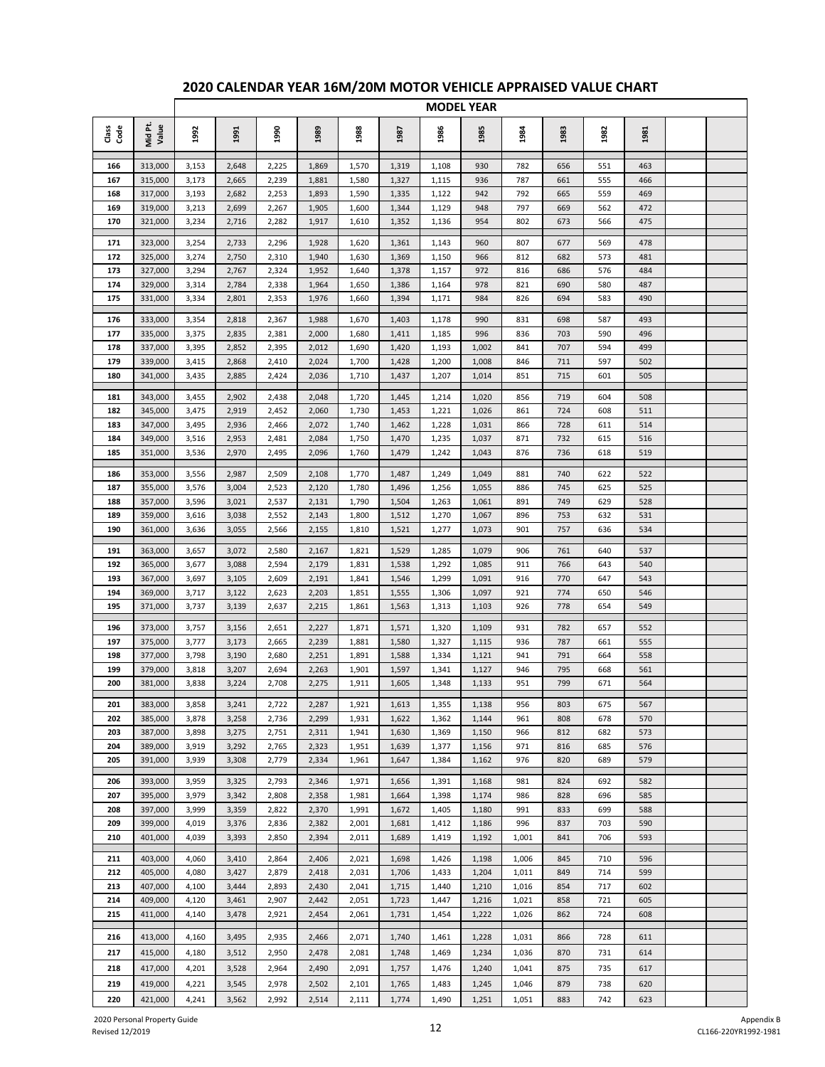# 2020 CALENDAR YEAR 16M/20M MOTOR VEHICLE APPRAISED VALUE CHART

| | | MODEL YEAR | | | | | | | | | | | | | |
|---|---|---|---|---|---|---|---|---|---|---|---|---|---|---|---|
| Class Code | Mid Pt. Value | 1992 | 1991 | 1990 | 1989 | 1988 | 1987 | 1986 | 1985 | 1984 | 1983 | 1982 | 1981 | | |
| 166 | 313,000 | 3,153 | 2,648 | 2,225 | 1,869 | 1,570 | 1,319 | 1,108 | 930 | 782 | 656 | 551 | 463 | | |
| 167 | 315,000 | 3,173 | 2,665 | 2,239 | 1,881 | 1,580 | 1,327 | 1,115 | 936 | 787 | 661 | 555 | 466 | | |
| 168 | 317,000 | 3,193 | 2,682 | 2,253 | 1,893 | 1,590 | 1,335 | 1,122 | 942 | 792 | 665 | 559 | 469 | | |
| 169 | 319,000 | 3,213 | 2,699 | 2,267 | 1,905 | 1,600 | 1,344 | 1,129 | 948 | 797 | 669 | 562 | 472 | | |
| 170 | 321,000 | 3,234 | 2,716 | 2,282 | 1,917 | 1,610 | 1,352 | 1,136 | 954 | 802 | 673 | 566 | 475 | | |
| 171 | 323,000 | 3,254 | 2,733 | 2,296 | 1,928 | 1,620 | 1,361 | 1,143 | 960 | 807 | 677 | 569 | 478 | | |
| 172 | 325,000 | 3,274 | 2,750 | 2,310 | 1,940 | 1,630 | 1,369 | 1,150 | 966 | 812 | 682 | 573 | 481 | | |
| 173 | 327,000 | 3,294 | 2,767 | 2,324 | 1,952 | 1,640 | 1,378 | 1,157 | 972 | 816 | 686 | 576 | 484 | | |
| 174 | 329,000 | 3,314 | 2,784 | 2,338 | 1,964 | 1,650 | 1,386 | 1,164 | 978 | 821 | 690 | 580 | 487 | | |
| 175 | 331,000 | 3,334 | 2,801 | 2,353 | 1,976 | 1,660 | 1,394 | 1,171 | 984 | 826 | 694 | 583 | 490 | | |
| 176 | 333,000 | 3,354 | 2,818 | 2,367 | 1,988 | 1,670 | 1,403 | 1,178 | 990 | 831 | 698 | 587 | 493 | | |
| 177 | 335,000 | 3,375 | 2,835 | 2,381 | 2,000 | 1,680 | 1,411 | 1,185 | 996 | 836 | 703 | 590 | 496 | | |
| 178 | 337,000 | 3,395 | 2,852 | 2,395 | 2,012 | 1,690 | 1,420 | 1,193 | 1,002 | 841 | 707 | 594 | 499 | | |
| 179 | 339,000 | 3,415 | 2,868 | 2,410 | 2,024 | 1,700 | 1,428 | 1,200 | 1,008 | 846 | 711 | 597 | 502 | | |
| 180 | 341,000 | 3,435 | 2,885 | 2,424 | 2,036 | 1,710 | 1,437 | 1,207 | 1,014 | 851 | 715 | 601 | 505 | | |
| 181 | 343,000 | 3,455 | 2,902 | 2,438 | 2,048 | 1,720 | 1,445 | 1,214 | 1,020 | 856 | 719 | 604 | 508 | | |
| 182 | 345,000 | 3,475 | 2,919 | 2,452 | 2,060 | 1,730 | 1,453 | 1,221 | 1,026 | 861 | 724 | 608 | 511 | | |
| 183 | 347,000 | 3,495 | 2,936 | 2,466 | 2,072 | 1,740 | 1,462 | 1,228 | 1,031 | 866 | 728 | 611 | 514 | | |
| 184 | 349,000 | 3,516 | 2,953 | 2,481 | 2,084 | 1,750 | 1,470 | 1,235 | 1,037 | 871 | 732 | 615 | 516 | | |
| 185 | 351,000 | 3,536 | 2,970 | 2,495 | 2,096 | 1,760 | 1,479 | 1,242 | 1,043 | 876 | 736 | 618 | 519 | | |
| 186 | 353,000 | 3,556 | 2,987 | 2,509 | 2,108 | 1,770 | 1,487 | 1,249 | 1,049 | 881 | 740 | 622 | 522 | | |
| 187 | 355,000 | 3,576 | 3,004 | 2,523 | 2,120 | 1,780 | 1,496 | 1,256 | 1,055 | 886 | 745 | 625 | 525 | | |
| 188 | 357,000 | 3,596 | 3,021 | 2,537 | 2,131 | 1,790 | 1,504 | 1,263 | 1,061 | 891 | 749 | 629 | 528 | | |
| 189 | 359,000 | 3,616 | 3,038 | 2,552 | 2,143 | 1,800 | 1,512 | 1,270 | 1,067 | 896 | 753 | 632 | 531 | | |
| 190 | 361,000 | 3,636 | 3,055 | 2,566 | 2,155 | 1,810 | 1,521 | 1,277 | 1,073 | 901 | 757 | 636 | 534 | | |
| 191 | 363,000 | 3,657 | 3,072 | 2,580 | 2,167 | 1,821 | 1,529 | 1,285 | 1,079 | 906 | 761 | 640 | 537 | | |
| 192 | 365,000 | 3,677 | 3,088 | 2,594 | 2,179 | 1,831 | 1,538 | 1,292 | 1,085 | 911 | 766 | 643 | 540 | | |
| 193 | 367,000 | 3,697 | 3,105 | 2,609 | 2,191 | 1,841 | 1,546 | 1,299 | 1,091 | 916 | 770 | 647 | 543 | | |
| 194 | 369,000 | 3,717 | 3,122 | 2,623 | 2,203 | 1,851 | 1,555 | 1,306 | 1,097 | 921 | 774 | 650 | 546 | | |
| 195 | 371,000 | 3,737 | 3,139 | 2,637 | 2,215 | 1,861 | 1,563 | 1,313 | 1,103 | 926 | 778 | 654 | 549 | | |
| 196 | 373,000 | 3,757 | 3,156 | 2,651 | 2,227 | 1,871 | 1,571 | 1,320 | 1,109 | 931 | 782 | 657 | 552 | | |
| 197 | 375,000 | 3,777 | 3,173 | 2,665 | 2,239 | 1,881 | 1,580 | 1,327 | 1,115 | 936 | 787 | 661 | 555 | | |
| 198 | 377,000 | 3,798 | 3,190 | 2,680 | 2,251 | 1,891 | 1,588 | 1,334 | 1,121 | 941 | 791 | 664 | 558 | | |
| 199 | 379,000 | 3,818 | 3,207 | 2,694 | 2,263 | 1,901 | 1,597 | 1,341 | 1,127 | 946 | 795 | 668 | 561 | | |
| 200 | 381,000 | 3,838 | 3,224 | 2,708 | 2,275 | 1,911 | 1,605 | 1,348 | 1,133 | 951 | 799 | 671 | 564 | | |
| 201 | 383,000 | 3,858 | 3,241 | 2,722 | 2,287 | 1,921 | 1,613 | 1,355 | 1,138 | 956 | 803 | 675 | 567 | | |
| 202 | 385,000 | 3,878 | 3,258 | 2,736 | 2,299 | 1,931 | 1,622 | 1,362 | 1,144 | 961 | 808 | 678 | 570 | | |
| 203 | 387,000 | 3,898 | 3,275 | 2,751 | 2,311 | 1,941 | 1,630 | 1,369 | 1,150 | 966 | 812 | 682 | 573 | | |
| 204 | 389,000 | 3,919 | 3,292 | 2,765 | 2,323 | 1,951 | 1,639 | 1,377 | 1,156 | 971 | 816 | 685 | 576 | | |
| 205 | 391,000 | 3,939 | 3,308 | 2,779 | 2,334 | 1,961 | 1,647 | 1,384 | 1,162 | 976 | 820 | 689 | 579 | | |
| 206 | 393,000 | 3,959 | 3,325 | 2,793 | 2,346 | 1,971 | 1,656 | 1,391 | 1,168 | 981 | 824 | 692 | 582 | | |
| 207 | 395,000 | 3,979 | 3,342 | 2,808 | 2,358 | 1,981 | 1,664 | 1,398 | 1,174 | 986 | 828 | 696 | 585 | | |
| 208 | 397,000 | 3,999 | 3,359 | 2,822 | 2,370 | 1,991 | 1,672 | 1,405 | 1,180 | 991 | 833 | 699 | 588 | | |
| 209 | 399,000 | 4,019 | 3,376 | 2,836 | 2,382 | 2,001 | 1,681 | 1,412 | 1,186 | 996 | 837 | 703 | 590 | | |
| 210 | 401,000 | 4,039 | 3,393 | 2,850 | 2,394 | 2,011 | 1,689 | 1,419 | 1,192 | 1,001 | 841 | 706 | 593 | | |
| 211 | 403,000 | 4,060 | 3,410 | 2,864 | 2,406 | 2,021 | 1,698 | 1,426 | 1,198 | 1,006 | 845 | 710 | 596 | | |
| 212 | 405,000 | 4,080 | 3,427 | 2,879 | 2,418 | 2,031 | 1,706 | 1,433 | 1,204 | 1,011 | 849 | 714 | 599 | | |
| 213 | 407,000 | 4,100 | 3,444 | 2,893 | 2,430 | 2,041 | 1,715 | 1,440 | 1,210 | 1,016 | 854 | 717 | 602 | | |
| 214 | 409,000 | 4,120 | 3,461 | 2,907 | 2,442 | 2,051 | 1,723 | 1,447 | 1,216 | 1,021 | 858 | 721 | 605 | | |
| 215 | 411,000 | 4,140 | 3,478 | 2,921 | 2,454 | 2,061 | 1,731 | 1,454 | 1,222 | 1,026 | 862 | 724 | 608 | | |
| 216 | 413,000 | 4,160 | 3,495 | 2,935 | 2,466 | 2,071 | 1,740 | 1,461 | 1,228 | 1,031 | 866 | 728 | 611 | | |
| 217 | 415,000 | 4,180 | 3,512 | 2,950 | 2,478 | 2,081 | 1,748 | 1,469 | 1,234 | 1,036 | 870 | 731 | 614 | | |
| 218 | 417,000 | 4,201 | 3,528 | 2,964 | 2,490 | 2,091 | 1,757 | 1,476 | 1,240 | 1,041 | 875 | 735 | 617 | | |
| 219 | 419,000 | 4,221 | 3,545 | 2,978 | 2,502 | 2,101 | 1,765 | 1,483 | 1,245 | 1,046 | 879 | 738 | 620 | | |
| 220 | 421,000 | 4,241 | 3,562 | 2,992 | 2,514 | 2,111 | 1,774 | 1,490 | 1,251 | 1,051 | 883 | 742 | 623 | | |

2020 Personal Property Guide
Revised 12/2019

Appendix B
CL166-220YR1992-1981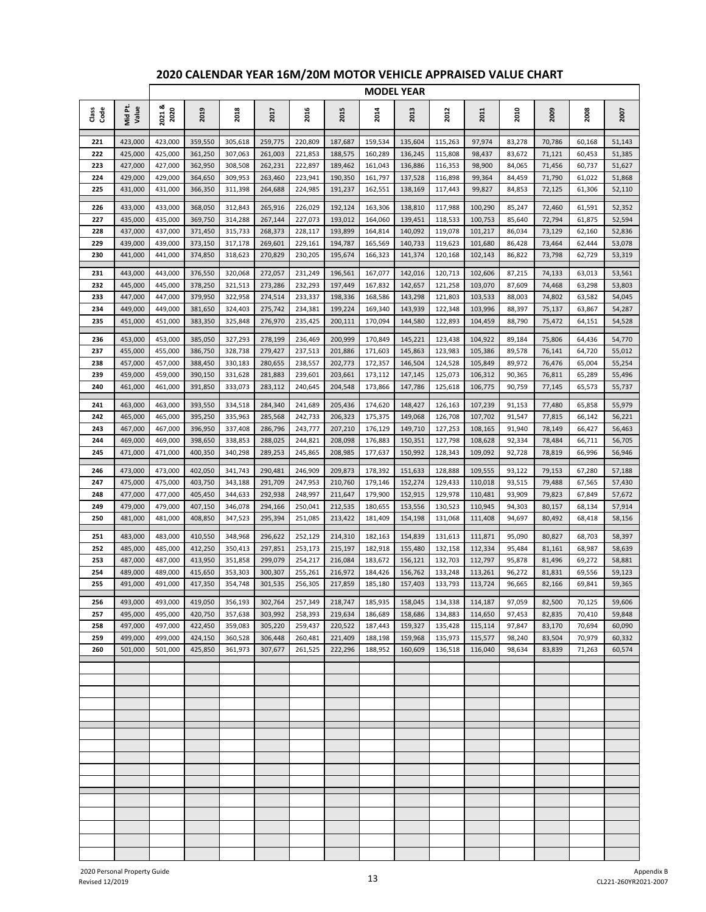# 2020 CALENDAR YEAR 16M/20M MOTOR VEHICLE APPRAISED VALUE CHART

| | | MODEL YEAR | | | | | | | | | | | | | |
|---|---|---|---|---|---|---|---|---|---|---|---|---|---|---|---|
| Class Code | Mid Pt. Value | 2021 & 2020 | 2019 | 2018 | 2017 | 2016 | 2015 | 2014 | 2013 | 2012 | 2011 | 2010 | 2009 | 2008 | 2007 |
| 221 | 423,000 | 423,000 | 359,550 | 305,618 | 259,775 | 220,809 | 187,687 | 159,534 | 135,604 | 115,263 | 97,974 | 83,278 | 70,786 | 60,168 | 51,143 |
| 222 | 425,000 | 425,000 | 361,250 | 307,063 | 261,003 | 221,853 | 188,575 | 160,289 | 136,245 | 115,808 | 98,437 | 83,672 | 71,121 | 60,453 | 51,385 |
| 223 | 427,000 | 427,000 | 362,950 | 308,508 | 262,231 | 222,897 | 189,462 | 161,043 | 136,886 | 116,353 | 98,900 | 84,065 | 71,456 | 60,737 | 51,627 |
| 224 | 429,000 | 429,000 | 364,650 | 309,953 | 263,460 | 223,941 | 190,350 | 161,797 | 137,528 | 116,898 | 99,364 | 84,459 | 71,790 | 61,022 | 51,868 |
| 225 | 431,000 | 431,000 | 366,350 | 311,398 | 264,688 | 224,985 | 191,237 | 162,551 | 138,169 | 117,443 | 99,827 | 84,853 | 72,125 | 61,306 | 52,110 |
| 226 | 433,000 | 433,000 | 368,050 | 312,843 | 265,916 | 226,029 | 192,124 | 163,306 | 138,810 | 117,988 | 100,290 | 85,247 | 72,460 | 61,591 | 52,352 |
| 227 | 435,000 | 435,000 | 369,750 | 314,288 | 267,144 | 227,073 | 193,012 | 164,060 | 139,451 | 118,533 | 100,753 | 85,640 | 72,794 | 61,875 | 52,594 |
| 228 | 437,000 | 437,000 | 371,450 | 315,733 | 268,373 | 228,117 | 193,899 | 164,814 | 140,092 | 119,078 | 101,217 | 86,034 | 73,129 | 62,160 | 52,836 |
| 229 | 439,000 | 439,000 | 373,150 | 317,178 | 269,601 | 229,161 | 194,787 | 165,569 | 140,733 | 119,623 | 101,680 | 86,428 | 73,464 | 62,444 | 53,078 |
| 230 | 441,000 | 441,000 | 374,850 | 318,623 | 270,829 | 230,205 | 195,674 | 166,323 | 141,374 | 120,168 | 102,143 | 86,822 | 73,798 | 62,729 | 53,319 |
| 231 | 443,000 | 443,000 | 376,550 | 320,068 | 272,057 | 231,249 | 196,561 | 167,077 | 142,016 | 120,713 | 102,606 | 87,215 | 74,133 | 63,013 | 53,561 |
| 232 | 445,000 | 445,000 | 378,250 | 321,513 | 273,286 | 232,293 | 197,449 | 167,832 | 142,657 | 121,258 | 103,070 | 87,609 | 74,468 | 63,298 | 53,803 |
| 233 | 447,000 | 447,000 | 379,950 | 322,958 | 274,514 | 233,337 | 198,336 | 168,586 | 143,298 | 121,803 | 103,533 | 88,003 | 74,802 | 63,582 | 54,045 |
| 234 | 449,000 | 449,000 | 381,650 | 324,403 | 275,742 | 234,381 | 199,224 | 169,340 | 143,939 | 122,348 | 103,996 | 88,397 | 75,137 | 63,867 | 54,287 |
| 235 | 451,000 | 451,000 | 383,350 | 325,848 | 276,970 | 235,425 | 200,111 | 170,094 | 144,580 | 122,893 | 104,459 | 88,790 | 75,472 | 64,151 | 54,528 |
| 236 | 453,000 | 453,000 | 385,050 | 327,293 | 278,199 | 236,469 | 200,999 | 170,849 | 145,221 | 123,438 | 104,922 | 89,184 | 75,806 | 64,436 | 54,770 |
| 237 | 455,000 | 455,000 | 386,750 | 328,738 | 279,427 | 237,513 | 201,886 | 171,603 | 145,863 | 123,983 | 105,386 | 89,578 | 76,141 | 64,720 | 55,012 |
| 238 | 457,000 | 457,000 | 388,450 | 330,183 | 280,655 | 238,557 | 202,773 | 172,357 | 146,504 | 124,528 | 105,849 | 89,972 | 76,476 | 65,004 | 55,254 |
| 239 | 459,000 | 459,000 | 390,150 | 331,628 | 281,883 | 239,601 | 203,661 | 173,112 | 147,145 | 125,073 | 106,312 | 90,365 | 76,811 | 65,289 | 55,496 |
| 240 | 461,000 | 461,000 | 391,850 | 333,073 | 283,112 | 240,645 | 204,548 | 173,866 | 147,786 | 125,618 | 106,775 | 90,759 | 77,145 | 65,573 | 55,737 |
| 241 | 463,000 | 463,000 | 393,550 | 334,518 | 284,340 | 241,689 | 205,436 | 174,620 | 148,427 | 126,163 | 107,239 | 91,153 | 77,480 | 65,858 | 55,979 |
| 242 | 465,000 | 465,000 | 395,250 | 335,963 | 285,568 | 242,733 | 206,323 | 175,375 | 149,068 | 126,708 | 107,702 | 91,547 | 77,815 | 66,142 | 56,221 |
| 243 | 467,000 | 467,000 | 396,950 | 337,408 | 286,796 | 243,777 | 207,210 | 176,129 | 149,710 | 127,253 | 108,165 | 91,940 | 78,149 | 66,427 | 56,463 |
| 244 | 469,000 | 469,000 | 398,650 | 338,853 | 288,025 | 244,821 | 208,098 | 176,883 | 150,351 | 127,798 | 108,628 | 92,334 | 78,484 | 66,711 | 56,705 |
| 245 | 471,000 | 471,000 | 400,350 | 340,298 | 289,253 | 245,865 | 208,985 | 177,637 | 150,992 | 128,343 | 109,092 | 92,728 | 78,819 | 66,996 | 56,946 |
| 246 | 473,000 | 473,000 | 402,050 | 341,743 | 290,481 | 246,909 | 209,873 | 178,392 | 151,633 | 128,888 | 109,555 | 93,122 | 79,153 | 67,280 | 57,188 |
| 247 | 475,000 | 475,000 | 403,750 | 343,188 | 291,709 | 247,953 | 210,760 | 179,146 | 152,274 | 129,433 | 110,018 | 93,515 | 79,488 | 67,565 | 57,430 |
| 248 | 477,000 | 477,000 | 405,450 | 344,633 | 292,938 | 248,997 | 211,647 | 179,900 | 152,915 | 129,978 | 110,481 | 93,909 | 79,823 | 67,849 | 57,672 |
| 249 | 479,000 | 479,000 | 407,150 | 346,078 | 294,166 | 250,041 | 212,535 | 180,655 | 153,556 | 130,523 | 110,945 | 94,303 | 80,157 | 68,134 | 57,914 |
| 250 | 481,000 | 481,000 | 408,850 | 347,523 | 295,394 | 251,085 | 213,422 | 181,409 | 154,198 | 131,068 | 111,408 | 94,697 | 80,492 | 68,418 | 58,156 |
| 251 | 483,000 | 483,000 | 410,550 | 348,968 | 296,622 | 252,129 | 214,310 | 182,163 | 154,839 | 131,613 | 111,871 | 95,090 | 80,827 | 68,703 | 58,397 |
| 252 | 485,000 | 485,000 | 412,250 | 350,413 | 297,851 | 253,173 | 215,197 | 182,918 | 155,480 | 132,158 | 112,334 | 95,484 | 81,161 | 68,987 | 58,639 |
| 253 | 487,000 | 487,000 | 413,950 | 351,858 | 299,079 | 254,217 | 216,084 | 183,672 | 156,121 | 132,703 | 112,797 | 95,878 | 81,496 | 69,272 | 58,881 |
| 254 | 489,000 | 489,000 | 415,650 | 353,303 | 300,307 | 255,261 | 216,972 | 184,426 | 156,762 | 133,248 | 113,261 | 96,272 | 81,831 | 69,556 | 59,123 |
| 255 | 491,000 | 491,000 | 417,350 | 354,748 | 301,535 | 256,305 | 217,859 | 185,180 | 157,403 | 133,793 | 113,724 | 96,665 | 82,166 | 69,841 | 59,365 |
| 256 | 493,000 | 493,000 | 419,050 | 356,193 | 302,764 | 257,349 | 218,747 | 185,935 | 158,045 | 134,338 | 114,187 | 97,059 | 82,500 | 70,125 | 59,606 |
| 257 | 495,000 | 495,000 | 420,750 | 357,638 | 303,992 | 258,393 | 219,634 | 186,689 | 158,686 | 134,883 | 114,650 | 97,453 | 82,835 | 70,410 | 59,848 |
| 258 | 497,000 | 497,000 | 422,450 | 359,083 | 305,220 | 259,437 | 220,522 | 187,443 | 159,327 | 135,428 | 115,114 | 97,847 | 83,170 | 70,694 | 60,090 |
| 259 | 499,000 | 499,000 | 424,150 | 360,528 | 306,448 | 260,481 | 221,409 | 188,198 | 159,968 | 135,973 | 115,577 | 98,240 | 83,504 | 70,979 | 60,332 |
| 260 | 501,000 | 501,000 | 425,850 | 361,973 | 307,677 | 261,525 | 222,296 | 188,952 | 160,609 | 136,518 | 116,040 | 98,634 | 83,839 | 71,263 | 60,574 |

2020 Personal Property Guide
Revised 12/2019

Appendix B
CL221-260YR2021-2007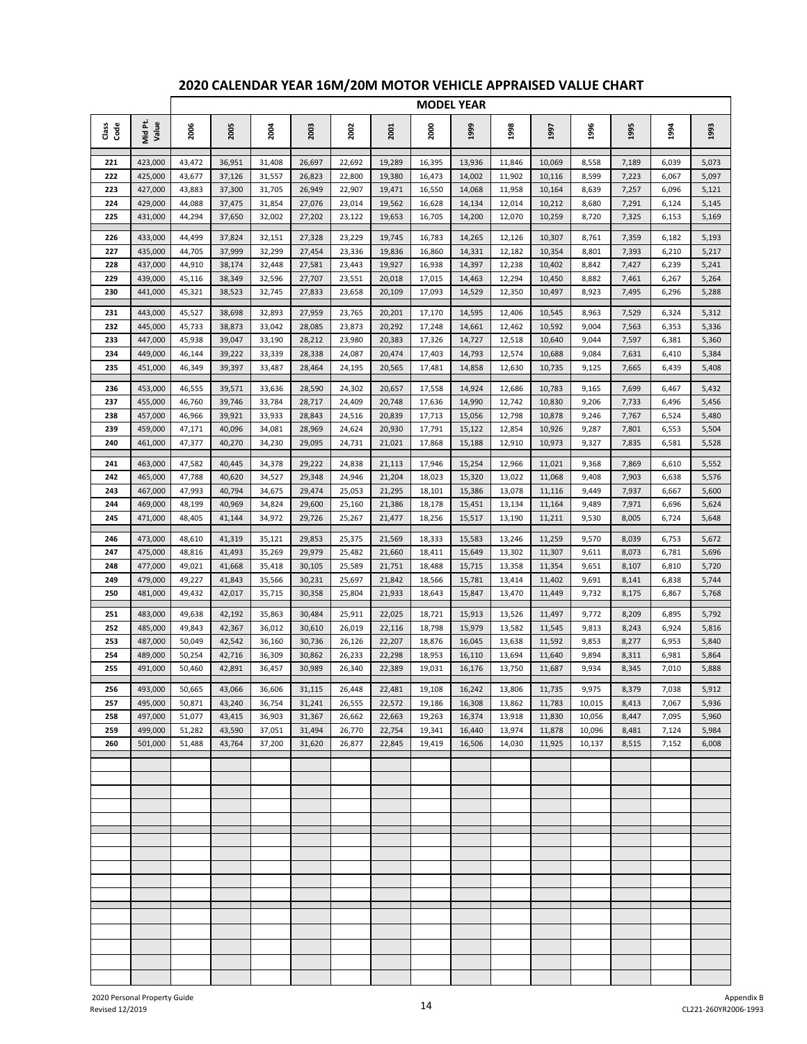# 2020 CALENDAR YEAR 16M/20M MOTOR VEHICLE APPRAISED VALUE CHART

| | | MODEL YEAR | | | | | | | | | | | | | |
|---|---|---|---|---|---|---|---|---|---|---|---|---|---|---|---|
| Class Code | Mid Pt. Value | 2006 | 2005 | 2004 | 2003 | 2002 | 2001 | 2000 | 1999 | 1998 | 1997 | 1996 | 1995 | 1994 | 1993 |
| 221 | 423,000 | 43,472 | 36,951 | 31,408 | 26,697 | 22,692 | 19,289 | 16,395 | 13,936 | 11,846 | 10,069 | 8,558 | 7,189 | 6,039 | 5,073 |
| 222 | 425,000 | 43,677 | 37,126 | 31,557 | 26,823 | 22,800 | 19,380 | 16,473 | 14,002 | 11,902 | 10,116 | 8,599 | 7,223 | 6,067 | 5,097 |
| 223 | 427,000 | 43,883 | 37,300 | 31,705 | 26,949 | 22,907 | 19,471 | 16,550 | 14,068 | 11,958 | 10,164 | 8,639 | 7,257 | 6,096 | 5,121 |
| 224 | 429,000 | 44,088 | 37,475 | 31,854 | 27,076 | 23,014 | 19,562 | 16,628 | 14,134 | 12,014 | 10,212 | 8,680 | 7,291 | 6,124 | 5,145 |
| 225 | 431,000 | 44,294 | 37,650 | 32,002 | 27,202 | 23,122 | 19,653 | 16,705 | 14,200 | 12,070 | 10,259 | 8,720 | 7,325 | 6,153 | 5,169 |
| 226 | 433,000 | 44,499 | 37,824 | 32,151 | 27,328 | 23,229 | 19,745 | 16,783 | 14,265 | 12,126 | 10,307 | 8,761 | 7,359 | 6,182 | 5,193 |
| 227 | 435,000 | 44,705 | 37,999 | 32,299 | 27,454 | 23,336 | 19,836 | 16,860 | 14,331 | 12,182 | 10,354 | 8,801 | 7,393 | 6,210 | 5,217 |
| 228 | 437,000 | 44,910 | 38,174 | 32,448 | 27,581 | 23,443 | 19,927 | 16,938 | 14,397 | 12,238 | 10,402 | 8,842 | 7,427 | 6,239 | 5,241 |
| 229 | 439,000 | 45,116 | 38,349 | 32,596 | 27,707 | 23,551 | 20,018 | 17,015 | 14,463 | 12,294 | 10,450 | 8,882 | 7,461 | 6,267 | 5,264 |
| 230 | 441,000 | 45,321 | 38,523 | 32,745 | 27,833 | 23,658 | 20,109 | 17,093 | 14,529 | 12,350 | 10,497 | 8,923 | 7,495 | 6,296 | 5,288 |
| 231 | 443,000 | 45,527 | 38,698 | 32,893 | 27,959 | 23,765 | 20,201 | 17,170 | 14,595 | 12,406 | 10,545 | 8,963 | 7,529 | 6,324 | 5,312 |
| 232 | 445,000 | 45,733 | 38,873 | 33,042 | 28,085 | 23,873 | 20,292 | 17,248 | 14,661 | 12,462 | 10,592 | 9,004 | 7,563 | 6,353 | 5,336 |
| 233 | 447,000 | 45,938 | 39,047 | 33,190 | 28,212 | 23,980 | 20,383 | 17,326 | 14,727 | 12,518 | 10,640 | 9,044 | 7,597 | 6,381 | 5,360 |
| 234 | 449,000 | 46,144 | 39,222 | 33,339 | 28,338 | 24,087 | 20,474 | 17,403 | 14,793 | 12,574 | 10,688 | 9,084 | 7,631 | 6,410 | 5,384 |
| 235 | 451,000 | 46,349 | 39,397 | 33,487 | 28,464 | 24,195 | 20,565 | 17,481 | 14,858 | 12,630 | 10,735 | 9,125 | 7,665 | 6,439 | 5,408 |
| 236 | 453,000 | 46,555 | 39,571 | 33,636 | 28,590 | 24,302 | 20,657 | 17,558 | 14,924 | 12,686 | 10,783 | 9,165 | 7,699 | 6,467 | 5,432 |
| 237 | 455,000 | 46,760 | 39,746 | 33,784 | 28,717 | 24,409 | 20,748 | 17,636 | 14,990 | 12,742 | 10,830 | 9,206 | 7,733 | 6,496 | 5,456 |
| 238 | 457,000 | 46,966 | 39,921 | 33,933 | 28,843 | 24,516 | 20,839 | 17,713 | 15,056 | 12,798 | 10,878 | 9,246 | 7,767 | 6,524 | 5,480 |
| 239 | 459,000 | 47,171 | 40,096 | 34,081 | 28,969 | 24,624 | 20,930 | 17,791 | 15,122 | 12,854 | 10,926 | 9,287 | 7,801 | 6,553 | 5,504 |
| 240 | 461,000 | 47,377 | 40,270 | 34,230 | 29,095 | 24,731 | 21,021 | 17,868 | 15,188 | 12,910 | 10,973 | 9,327 | 7,835 | 6,581 | 5,528 |
| 241 | 463,000 | 47,582 | 40,445 | 34,378 | 29,222 | 24,838 | 21,113 | 17,946 | 15,254 | 12,966 | 11,021 | 9,368 | 7,869 | 6,610 | 5,552 |
| 242 | 465,000 | 47,788 | 40,620 | 34,527 | 29,348 | 24,946 | 21,204 | 18,023 | 15,320 | 13,022 | 11,068 | 9,408 | 7,903 | 6,638 | 5,576 |
| 243 | 467,000 | 47,993 | 40,794 | 34,675 | 29,474 | 25,053 | 21,295 | 18,101 | 15,386 | 13,078 | 11,116 | 9,449 | 7,937 | 6,667 | 5,600 |
| 244 | 469,000 | 48,199 | 40,969 | 34,824 | 29,600 | 25,160 | 21,386 | 18,178 | 15,451 | 13,134 | 11,164 | 9,489 | 7,971 | 6,696 | 5,624 |
| 245 | 471,000 | 48,405 | 41,144 | 34,972 | 29,726 | 25,267 | 21,477 | 18,256 | 15,517 | 13,190 | 11,211 | 9,530 | 8,005 | 6,724 | 5,648 |
| 246 | 473,000 | 48,610 | 41,319 | 35,121 | 29,853 | 25,375 | 21,569 | 18,333 | 15,583 | 13,246 | 11,259 | 9,570 | 8,039 | 6,753 | 5,672 |
| 247 | 475,000 | 48,816 | 41,493 | 35,269 | 29,979 | 25,482 | 21,660 | 18,411 | 15,649 | 13,302 | 11,307 | 9,611 | 8,073 | 6,781 | 5,696 |
| 248 | 477,000 | 49,021 | 41,668 | 35,418 | 30,105 | 25,589 | 21,751 | 18,488 | 15,715 | 13,358 | 11,354 | 9,651 | 8,107 | 6,810 | 5,720 |
| 249 | 479,000 | 49,227 | 41,843 | 35,566 | 30,231 | 25,697 | 21,842 | 18,566 | 15,781 | 13,414 | 11,402 | 9,691 | 8,141 | 6,838 | 5,744 |
| 250 | 481,000 | 49,432 | 42,017 | 35,715 | 30,358 | 25,804 | 21,933 | 18,643 | 15,847 | 13,470 | 11,449 | 9,732 | 8,175 | 6,867 | 5,768 |
| 251 | 483,000 | 49,638 | 42,192 | 35,863 | 30,484 | 25,911 | 22,025 | 18,721 | 15,913 | 13,526 | 11,497 | 9,772 | 8,209 | 6,895 | 5,792 |
| 252 | 485,000 | 49,843 | 42,367 | 36,012 | 30,610 | 26,019 | 22,116 | 18,798 | 15,979 | 13,582 | 11,545 | 9,813 | 8,243 | 6,924 | 5,816 |
| 253 | 487,000 | 50,049 | 42,542 | 36,160 | 30,736 | 26,126 | 22,207 | 18,876 | 16,045 | 13,638 | 11,592 | 9,853 | 8,277 | 6,953 | 5,840 |
| 254 | 489,000 | 50,254 | 42,716 | 36,309 | 30,862 | 26,233 | 22,298 | 18,953 | 16,110 | 13,694 | 11,640 | 9,894 | 8,311 | 6,981 | 5,864 |
| 255 | 491,000 | 50,460 | 42,891 | 36,457 | 30,989 | 26,340 | 22,389 | 19,031 | 16,176 | 13,750 | 11,687 | 9,934 | 8,345 | 7,010 | 5,888 |
| 256 | 493,000 | 50,665 | 43,066 | 36,606 | 31,115 | 26,448 | 22,481 | 19,108 | 16,242 | 13,806 | 11,735 | 9,975 | 8,379 | 7,038 | 5,912 |
| 257 | 495,000 | 50,871 | 43,240 | 36,754 | 31,241 | 26,555 | 22,572 | 19,186 | 16,308 | 13,862 | 11,783 | 10,015 | 8,413 | 7,067 | 5,936 |
| 258 | 497,000 | 51,077 | 43,415 | 36,903 | 31,367 | 26,662 | 22,663 | 19,263 | 16,374 | 13,918 | 11,830 | 10,056 | 8,447 | 7,095 | 5,960 |
| 259 | 499,000 | 51,282 | 43,590 | 37,051 | 31,494 | 26,770 | 22,754 | 19,341 | 16,440 | 13,974 | 11,878 | 10,096 | 8,481 | 7,124 | 5,984 |
| 260 | 501,000 | 51,488 | 43,764 | 37,200 | 31,620 | 26,877 | 22,845 | 19,419 | 16,506 | 14,030 | 11,925 | 10,137 | 8,515 | 7,152 | 6,008 |

2020 Personal Property Guide
Revised 12/2019

Appendix B
CL221-260YR2006-1993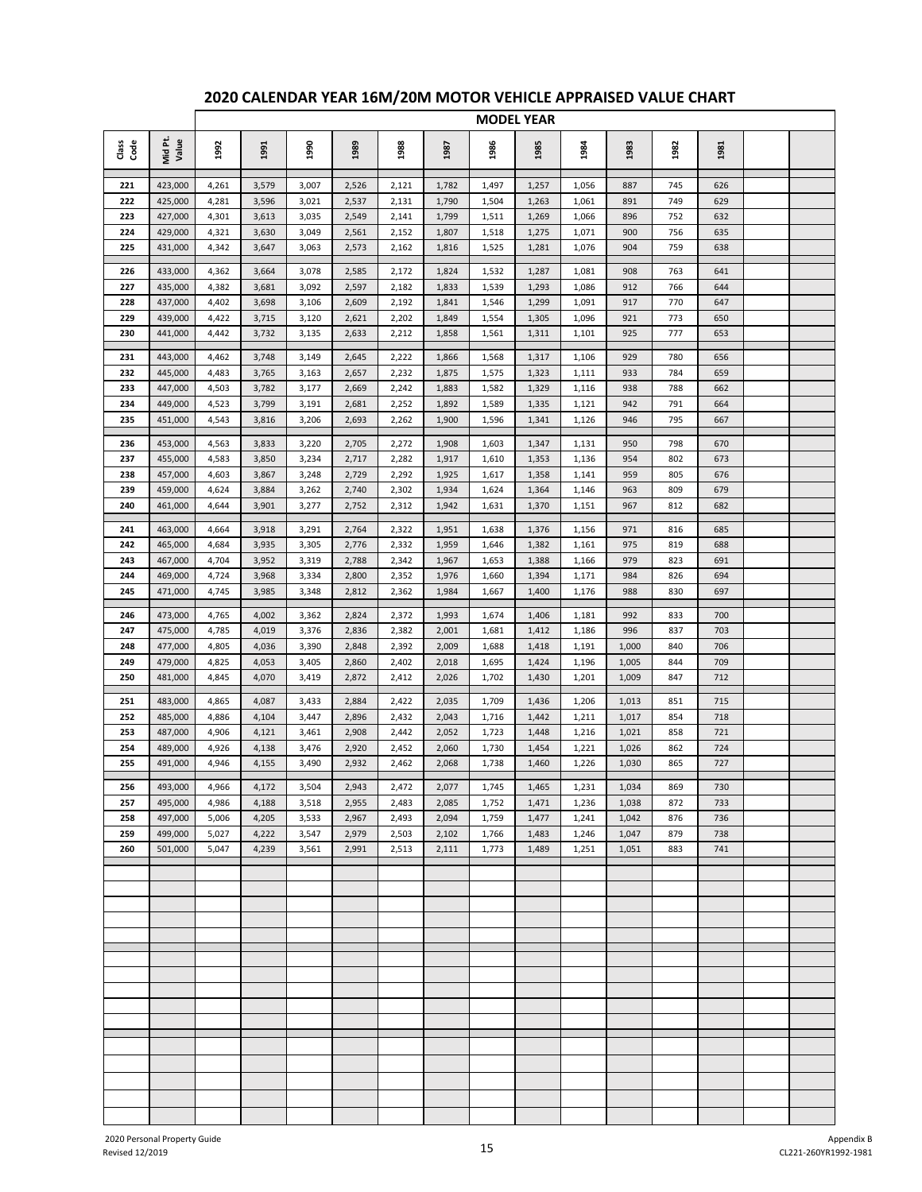# 2020 CALENDAR YEAR 16M/20M MOTOR VEHICLE APPRAISED VALUE CHART

| Class Code | Mid Pt. Value | MODEL YEAR | | | | | | | | | | | | | |
|---|---|---|---|---|---|---|---|---|---|---|---|---|---|---|---|
| | | 1992 | 1991 | 1990 | 1989 | 1988 | 1987 | 1986 | 1985 | 1984 | 1983 | 1982 | 1981 | | |
| 221 | 423,000 | 4,261 | 3,579 | 3,007 | 2,526 | 2,121 | 1,782 | 1,497 | 1,257 | 1,056 | 887 | 745 | 626 | | |
| 222 | 425,000 | 4,281 | 3,596 | 3,021 | 2,537 | 2,131 | 1,790 | 1,504 | 1,263 | 1,061 | 891 | 749 | 629 | | |
| 223 | 427,000 | 4,301 | 3,613 | 3,035 | 2,549 | 2,141 | 1,799 | 1,511 | 1,269 | 1,066 | 896 | 752 | 632 | | |
| 224 | 429,000 | 4,321 | 3,630 | 3,049 | 2,561 | 2,152 | 1,807 | 1,518 | 1,275 | 1,071 | 900 | 756 | 635 | | |
| 225 | 431,000 | 4,342 | 3,647 | 3,063 | 2,573 | 2,162 | 1,816 | 1,525 | 1,281 | 1,076 | 904 | 759 | 638 | | |
| 226 | 433,000 | 4,362 | 3,664 | 3,078 | 2,585 | 2,172 | 1,824 | 1,532 | 1,287 | 1,081 | 908 | 763 | 641 | | |
| 227 | 435,000 | 4,382 | 3,681 | 3,092 | 2,597 | 2,182 | 1,833 | 1,539 | 1,293 | 1,086 | 912 | 766 | 644 | | |
| 228 | 437,000 | 4,402 | 3,698 | 3,106 | 2,609 | 2,192 | 1,841 | 1,546 | 1,299 | 1,091 | 917 | 770 | 647 | | |
| 229 | 439,000 | 4,422 | 3,715 | 3,120 | 2,621 | 2,202 | 1,849 | 1,554 | 1,305 | 1,096 | 921 | 773 | 650 | | |
| 230 | 441,000 | 4,442 | 3,732 | 3,135 | 2,633 | 2,212 | 1,858 | 1,561 | 1,311 | 1,101 | 925 | 777 | 653 | | |
| 231 | 443,000 | 4,462 | 3,748 | 3,149 | 2,645 | 2,222 | 1,866 | 1,568 | 1,317 | 1,106 | 929 | 780 | 656 | | |
| 232 | 445,000 | 4,483 | 3,765 | 3,163 | 2,657 | 2,232 | 1,875 | 1,575 | 1,323 | 1,111 | 933 | 784 | 659 | | |
| 233 | 447,000 | 4,503 | 3,782 | 3,177 | 2,669 | 2,242 | 1,883 | 1,582 | 1,329 | 1,116 | 938 | 788 | 662 | | |
| 234 | 449,000 | 4,523 | 3,799 | 3,191 | 2,681 | 2,252 | 1,892 | 1,589 | 1,335 | 1,121 | 942 | 791 | 664 | | |
| 235 | 451,000 | 4,543 | 3,816 | 3,206 | 2,693 | 2,262 | 1,900 | 1,596 | 1,341 | 1,126 | 946 | 795 | 667 | | |
| 236 | 453,000 | 4,563 | 3,833 | 3,220 | 2,705 | 2,272 | 1,908 | 1,603 | 1,347 | 1,131 | 950 | 798 | 670 | | |
| 237 | 455,000 | 4,583 | 3,850 | 3,234 | 2,717 | 2,282 | 1,917 | 1,610 | 1,353 | 1,136 | 954 | 802 | 673 | | |
| 238 | 457,000 | 4,603 | 3,867 | 3,248 | 2,729 | 2,292 | 1,925 | 1,617 | 1,358 | 1,141 | 959 | 805 | 676 | | |
| 239 | 459,000 | 4,624 | 3,884 | 3,262 | 2,740 | 2,302 | 1,934 | 1,624 | 1,364 | 1,146 | 963 | 809 | 679 | | |
| 240 | 461,000 | 4,644 | 3,901 | 3,277 | 2,752 | 2,312 | 1,942 | 1,631 | 1,370 | 1,151 | 967 | 812 | 682 | | |
| 241 | 463,000 | 4,664 | 3,918 | 3,291 | 2,764 | 2,322 | 1,951 | 1,638 | 1,376 | 1,156 | 971 | 816 | 685 | | |
| 242 | 465,000 | 4,684 | 3,935 | 3,305 | 2,776 | 2,332 | 1,959 | 1,646 | 1,382 | 1,161 | 975 | 819 | 688 | | |
| 243 | 467,000 | 4,704 | 3,952 | 3,319 | 2,788 | 2,342 | 1,967 | 1,653 | 1,388 | 1,166 | 979 | 823 | 691 | | |
| 244 | 469,000 | 4,724 | 3,968 | 3,334 | 2,800 | 2,352 | 1,976 | 1,660 | 1,394 | 1,171 | 984 | 826 | 694 | | |
| 245 | 471,000 | 4,745 | 3,985 | 3,348 | 2,812 | 2,362 | 1,984 | 1,667 | 1,400 | 1,176 | 988 | 830 | 697 | | |
| 246 | 473,000 | 4,765 | 4,002 | 3,362 | 2,824 | 2,372 | 1,993 | 1,674 | 1,406 | 1,181 | 992 | 833 | 700 | | |
| 247 | 475,000 | 4,785 | 4,019 | 3,376 | 2,836 | 2,382 | 2,001 | 1,681 | 1,412 | 1,186 | 996 | 837 | 703 | | |
| 248 | 477,000 | 4,805 | 4,036 | 3,390 | 2,848 | 2,392 | 2,009 | 1,688 | 1,418 | 1,191 | 1,000 | 840 | 706 | | |
| 249 | 479,000 | 4,825 | 4,053 | 3,405 | 2,860 | 2,402 | 2,018 | 1,695 | 1,424 | 1,196 | 1,005 | 844 | 709 | | |
| 250 | 481,000 | 4,845 | 4,070 | 3,419 | 2,872 | 2,412 | 2,026 | 1,702 | 1,430 | 1,201 | 1,009 | 847 | 712 | | |
| 251 | 483,000 | 4,865 | 4,087 | 3,433 | 2,884 | 2,422 | 2,035 | 1,709 | 1,436 | 1,206 | 1,013 | 851 | 715 | | |
| 252 | 485,000 | 4,886 | 4,104 | 3,447 | 2,896 | 2,432 | 2,043 | 1,716 | 1,442 | 1,211 | 1,017 | 854 | 718 | | |
| 253 | 487,000 | 4,906 | 4,121 | 3,461 | 2,908 | 2,442 | 2,052 | 1,723 | 1,448 | 1,216 | 1,021 | 858 | 721 | | |
| 254 | 489,000 | 4,926 | 4,138 | 3,476 | 2,920 | 2,452 | 2,060 | 1,730 | 1,454 | 1,221 | 1,026 | 862 | 724 | | |
| 255 | 491,000 | 4,946 | 4,155 | 3,490 | 2,932 | 2,462 | 2,068 | 1,738 | 1,460 | 1,226 | 1,030 | 865 | 727 | | |
| 256 | 493,000 | 4,966 | 4,172 | 3,504 | 2,943 | 2,472 | 2,077 | 1,745 | 1,465 | 1,231 | 1,034 | 869 | 730 | | |
| 257 | 495,000 | 4,986 | 4,188 | 3,518 | 2,955 | 2,483 | 2,085 | 1,752 | 1,471 | 1,236 | 1,038 | 872 | 733 | | |
| 258 | 497,000 | 5,006 | 4,205 | 3,533 | 2,967 | 2,493 | 2,094 | 1,759 | 1,477 | 1,241 | 1,042 | 876 | 736 | | |
| 259 | 499,000 | 5,027 | 4,222 | 3,547 | 2,979 | 2,503 | 2,102 | 1,766 | 1,483 | 1,246 | 1,047 | 879 | 738 | | |
| 260 | 501,000 | 5,047 | 4,239 | 3,561 | 2,991 | 2,513 | 2,111 | 1,773 | 1,489 | 1,251 | 1,051 | 883 | 741 | | |

2020 Personal Property Guide
Revised 12/2019

Appendix B
CL221-260YR1992-1981